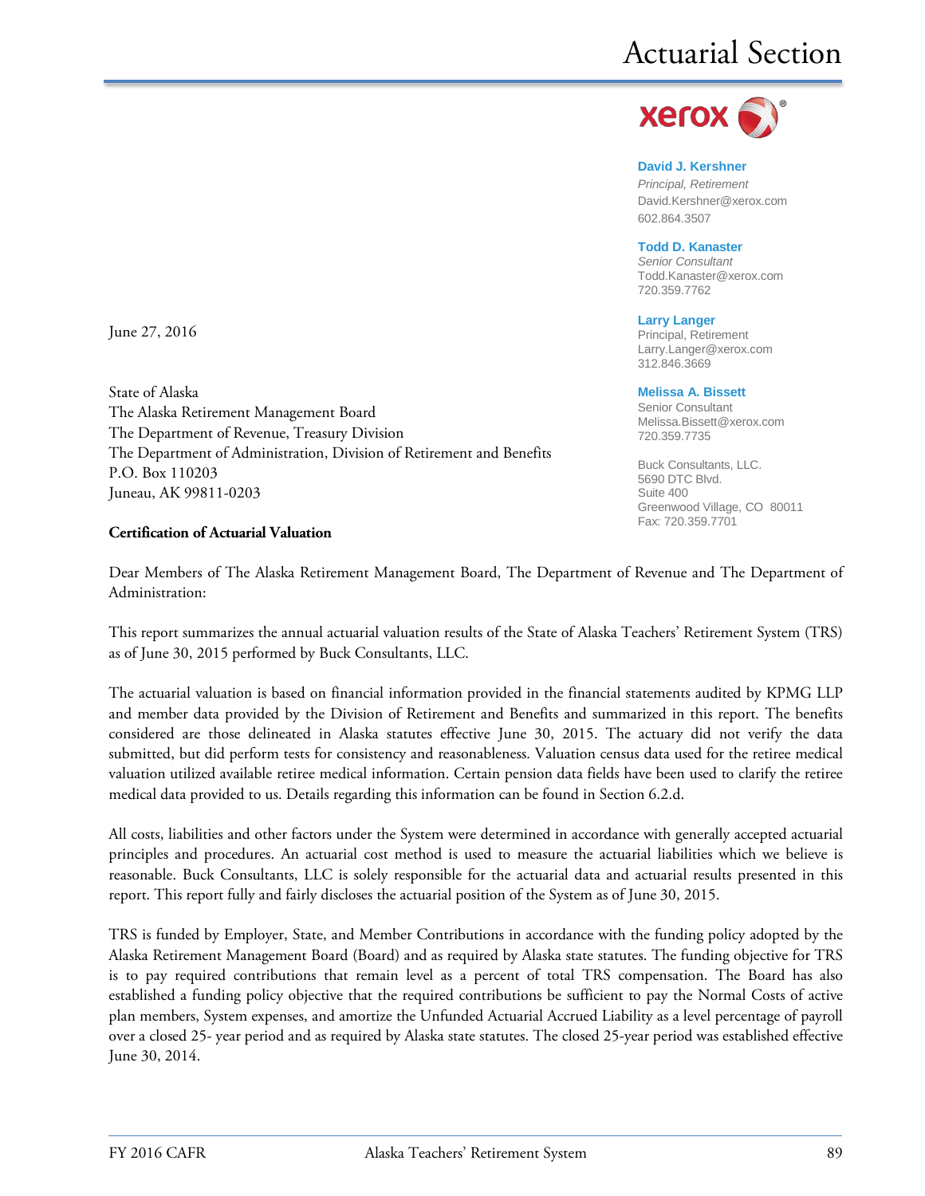# Actuarial Section

xerox

**David J. Kershner**
*Principal, Retirement*
David.Kershner@xerox.com
602.864.3507

**Todd D. Kanaster**
*Senior Consultant*
Todd.Kanaster@xerox.com
720.359.7762

**Larry Langer**
Principal, Retirement
Larry.Langer@xerox.com
312.846.3669

**Melissa A. Bissett**
Senior Consultant
Melissa.Bissett@xerox.com
720.359.7735

Buck Consultants, LLC.
5690 DTC Blvd.
Suite 400
Greenwood Village, CO 80011
Fax: 720.359.7701

June 27, 2016

State of Alaska
The Alaska Retirement Management Board
The Department of Revenue, Treasury Division
The Department of Administration, Division of Retirement and Benefits
P.O. Box 110203
Juneau, AK 99811-0203

**Certification of Actuarial Valuation**

Dear Members of The Alaska Retirement Management Board, The Department of Revenue and The Department of Administration:

This report summarizes the annual actuarial valuation results of the State of Alaska Teachers' Retirement System (TRS) as of June 30, 2015 performed by Buck Consultants, LLC.

The actuarial valuation is based on financial information provided in the financial statements audited by KPMG LLP and member data provided by the Division of Retirement and Benefits and summarized in this report. The benefits considered are those delineated in Alaska statutes effective June 30, 2015. The actuary did not verify the data submitted, but did perform tests for consistency and reasonableness. Valuation census data used for the retiree medical valuation utilized available retiree medical information. Certain pension data fields have been used to clarify the retiree medical data provided to us. Details regarding this information can be found in Section 6.2.d.

All costs, liabilities and other factors under the System were determined in accordance with generally accepted actuarial principles and procedures. An actuarial cost method is used to measure the actuarial liabilities which we believe is reasonable. Buck Consultants, LLC is solely responsible for the actuarial data and actuarial results presented in this report. This report fully and fairly discloses the actuarial position of the System as of June 30, 2015.

TRS is funded by Employer, State, and Member Contributions in accordance with the funding policy adopted by the Alaska Retirement Management Board (Board) and as required by Alaska state statutes. The funding objective for TRS is to pay required contributions that remain level as a percent of total TRS compensation. The Board has also established a funding policy objective that the required contributions be sufficient to pay the Normal Costs of active plan members, System expenses, and amortize the Unfunded Actuarial Accrued Liability as a level percentage of payroll over a closed 25- year period and as required by Alaska state statutes. The closed 25-year period was established effective June 30, 2014.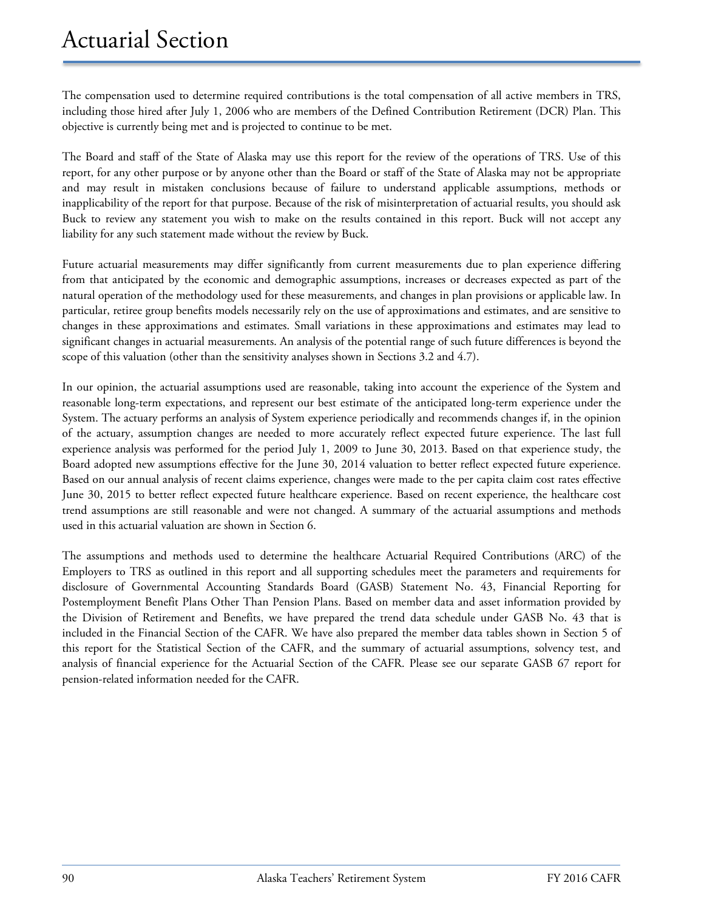# Actuarial Section

The compensation used to determine required contributions is the total compensation of all active members in TRS, including those hired after July 1, 2006 who are members of the Defined Contribution Retirement (DCR) Plan. This objective is currently being met and is projected to continue to be met.

The Board and staff of the State of Alaska may use this report for the review of the operations of TRS. Use of this report, for any other purpose or by anyone other than the Board or staff of the State of Alaska may not be appropriate and may result in mistaken conclusions because of failure to understand applicable assumptions, methods or inapplicability of the report for that purpose. Because of the risk of misinterpretation of actuarial results, you should ask Buck to review any statement you wish to make on the results contained in this report. Buck will not accept any liability for any such statement made without the review by Buck.

Future actuarial measurements may differ significantly from current measurements due to plan experience differing from that anticipated by the economic and demographic assumptions, increases or decreases expected as part of the natural operation of the methodology used for these measurements, and changes in plan provisions or applicable law. In particular, retiree group benefits models necessarily rely on the use of approximations and estimates, and are sensitive to changes in these approximations and estimates. Small variations in these approximations and estimates may lead to significant changes in actuarial measurements. An analysis of the potential range of such future differences is beyond the scope of this valuation (other than the sensitivity analyses shown in Sections 3.2 and 4.7).

In our opinion, the actuarial assumptions used are reasonable, taking into account the experience of the System and reasonable long-term expectations, and represent our best estimate of the anticipated long-term experience under the System. The actuary performs an analysis of System experience periodically and recommends changes if, in the opinion of the actuary, assumption changes are needed to more accurately reflect expected future experience. The last full experience analysis was performed for the period July 1, 2009 to June 30, 2013. Based on that experience study, the Board adopted new assumptions effective for the June 30, 2014 valuation to better reflect expected future experience. Based on our annual analysis of recent claims experience, changes were made to the per capita claim cost rates effective June 30, 2015 to better reflect expected future healthcare experience. Based on recent experience, the healthcare cost trend assumptions are still reasonable and were not changed. A summary of the actuarial assumptions and methods used in this actuarial valuation are shown in Section 6.

The assumptions and methods used to determine the healthcare Actuarial Required Contributions (ARC) of the Employers to TRS as outlined in this report and all supporting schedules meet the parameters and requirements for disclosure of Governmental Accounting Standards Board (GASB) Statement No. 43, Financial Reporting for Postemployment Benefit Plans Other Than Pension Plans. Based on member data and asset information provided by the Division of Retirement and Benefits, we have prepared the trend data schedule under GASB No. 43 that is included in the Financial Section of the CAFR. We have also prepared the member data tables shown in Section 5 of this report for the Statistical Section of the CAFR, and the summary of actuarial assumptions, solvency test, and analysis of financial experience for the Actuarial Section of the CAFR. Please see our separate GASB 67 report for pension-related information needed for the CAFR.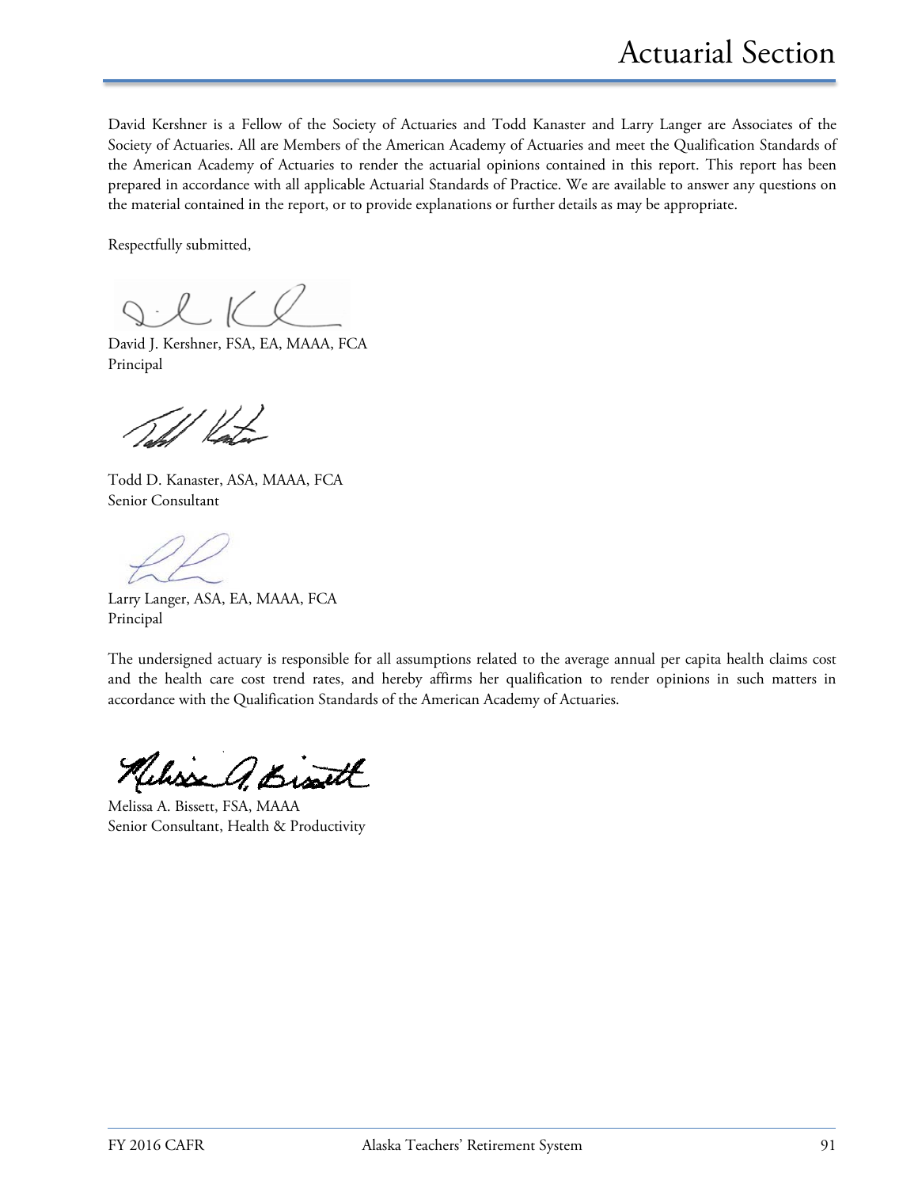David Kershner is a Fellow of the Society of Actuaries and Todd Kanaster and Larry Langer are Associates of the Society of Actuaries. All are Members of the American Academy of Actuaries and meet the Qualification Standards of the American Academy of Actuaries to render the actuarial opinions contained in this report. This report has been prepared in accordance with all applicable Actuarial Standards of Practice. We are available to answer any questions on the material contained in the report, or to provide explanations or further details as may be appropriate.

Respectfully submitted,

David J. Kershner, FSA, EA, MAAA, FCA
Principal

Todd D. Kanaster, ASA, MAAA, FCA
Senior Consultant

Larry Langer, ASA, EA, MAAA, FCA
Principal

The undersigned actuary is responsible for all assumptions related to the average annual per capita health claims cost and the health care cost trend rates, and hereby affirms her qualification to render opinions in such matters in accordance with the Qualification Standards of the American Academy of Actuaries.

Melissa A. Bissett, FSA, MAAA
Senior Consultant, Health & Productivity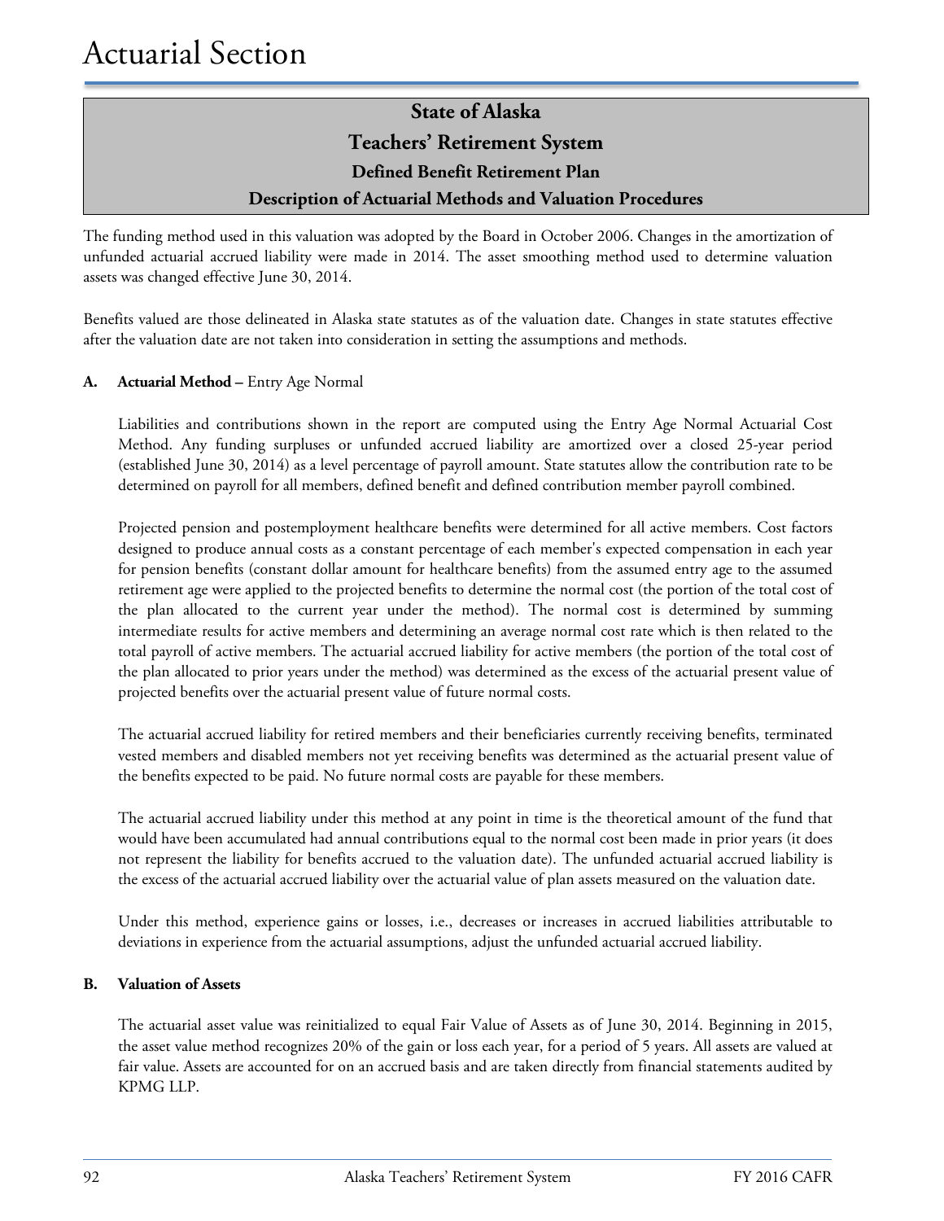# Actuarial Section

## State of Alaska
## Teachers' Retirement System
### Defined Benefit Retirement Plan
### Description of Actuarial Methods and Valuation Procedures

The funding method used in this valuation was adopted by the Board in October 2006. Changes in the amortization of unfunded actuarial accrued liability were made in 2014. The asset smoothing method used to determine valuation assets was changed effective June 30, 2014.

Benefits valued are those delineated in Alaska state statutes as of the valuation date. Changes in state statutes effective after the valuation date are not taken into consideration in setting the assumptions and methods.

**A. Actuarial Method –** Entry Age Normal

Liabilities and contributions shown in the report are computed using the Entry Age Normal Actuarial Cost Method. Any funding surpluses or unfunded accrued liability are amortized over a closed 25-year period (established June 30, 2014) as a level percentage of payroll amount. State statutes allow the contribution rate to be determined on payroll for all members, defined benefit and defined contribution member payroll combined.

Projected pension and postemployment healthcare benefits were determined for all active members. Cost factors designed to produce annual costs as a constant percentage of each member's expected compensation in each year for pension benefits (constant dollar amount for healthcare benefits) from the assumed entry age to the assumed retirement age were applied to the projected benefits to determine the normal cost (the portion of the total cost of the plan allocated to the current year under the method). The normal cost is determined by summing intermediate results for active members and determining an average normal cost rate which is then related to the total payroll of active members. The actuarial accrued liability for active members (the portion of the total cost of the plan allocated to prior years under the method) was determined as the excess of the actuarial present value of projected benefits over the actuarial present value of future normal costs.

The actuarial accrued liability for retired members and their beneficiaries currently receiving benefits, terminated vested members and disabled members not yet receiving benefits was determined as the actuarial present value of the benefits expected to be paid. No future normal costs are payable for these members.

The actuarial accrued liability under this method at any point in time is the theoretical amount of the fund that would have been accumulated had annual contributions equal to the normal cost been made in prior years (it does not represent the liability for benefits accrued to the valuation date). The unfunded actuarial accrued liability is the excess of the actuarial accrued liability over the actuarial value of plan assets measured on the valuation date.

Under this method, experience gains or losses, i.e., decreases or increases in accrued liabilities attributable to deviations in experience from the actuarial assumptions, adjust the unfunded actuarial accrued liability.

**B. Valuation of Assets**

The actuarial asset value was reinitialized to equal Fair Value of Assets as of June 30, 2014. Beginning in 2015, the asset value method recognizes 20% of the gain or loss each year, for a period of 5 years. All assets are valued at fair value. Assets are accounted for on an accrued basis and are taken directly from financial statements audited by KPMG LLP.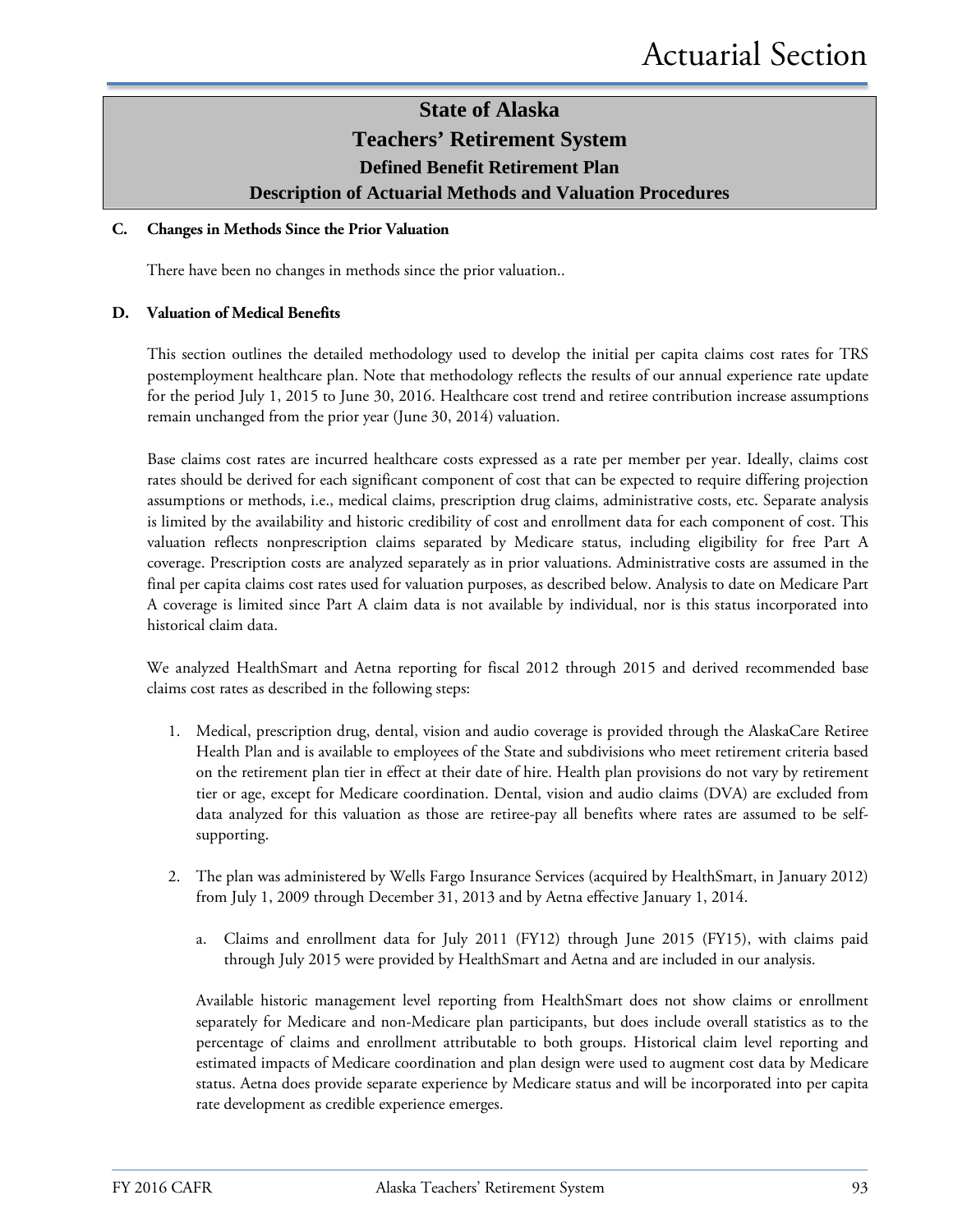# State of Alaska
## Teachers' Retirement System
### Defined Benefit Retirement Plan
### Description of Actuarial Methods and Valuation Procedures

**C. Changes in Methods Since the Prior Valuation**

There have been no changes in methods since the prior valuation..

**D. Valuation of Medical Benefits**

This section outlines the detailed methodology used to develop the initial per capita claims cost rates for TRS postemployment healthcare plan. Note that methodology reflects the results of our annual experience rate update for the period July 1, 2015 to June 30, 2016. Healthcare cost trend and retiree contribution increase assumptions remain unchanged from the prior year (June 30, 2014) valuation.

Base claims cost rates are incurred healthcare costs expressed as a rate per member per year. Ideally, claims cost rates should be derived for each significant component of cost that can be expected to require differing projection assumptions or methods, i.e., medical claims, prescription drug claims, administrative costs, etc. Separate analysis is limited by the availability and historic credibility of cost and enrollment data for each component of cost. This valuation reflects nonprescription claims separated by Medicare status, including eligibility for free Part A coverage. Prescription costs are analyzed separately as in prior valuations. Administrative costs are assumed in the final per capita claims cost rates used for valuation purposes, as described below. Analysis to date on Medicare Part A coverage is limited since Part A claim data is not available by individual, nor is this status incorporated into historical claim data.

We analyzed HealthSmart and Aetna reporting for fiscal 2012 through 2015 and derived recommended base claims cost rates as described in the following steps:

1. Medical, prescription drug, dental, vision and audio coverage is provided through the AlaskaCare Retiree Health Plan and is available to employees of the State and subdivisions who meet retirement criteria based on the retirement plan tier in effect at their date of hire. Health plan provisions do not vary by retirement tier or age, except for Medicare coordination. Dental, vision and audio claims (DVA) are excluded from data analyzed for this valuation as those are retiree-pay all benefits where rates are assumed to be self-supporting.

2. The plan was administered by Wells Fargo Insurance Services (acquired by HealthSmart, in January 2012) from July 1, 2009 through December 31, 2013 and by Aetna effective January 1, 2014.

   a. Claims and enrollment data for July 2011 (FY12) through June 2015 (FY15), with claims paid through July 2015 were provided by HealthSmart and Aetna and are included in our analysis.

   Available historic management level reporting from HealthSmart does not show claims or enrollment separately for Medicare and non-Medicare plan participants, but does include overall statistics as to the percentage of claims and enrollment attributable to both groups. Historical claim level reporting and estimated impacts of Medicare coordination and plan design were used to augment cost data by Medicare status. Aetna does provide separate experience by Medicare status and will be incorporated into per capita rate development as credible experience emerges.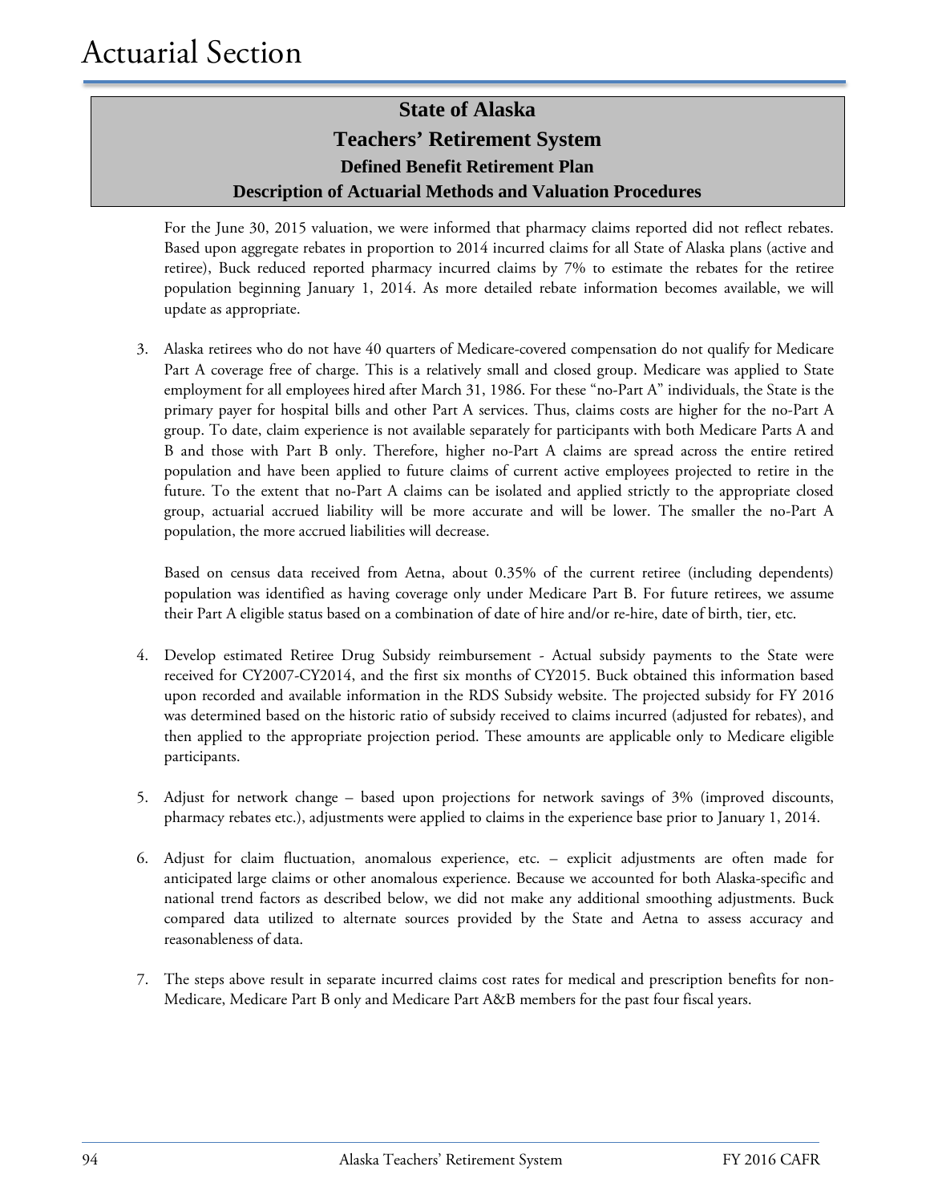## State of Alaska
## Teachers' Retirement System
### Defined Benefit Retirement Plan
### Description of Actuarial Methods and Valuation Procedures

For the June 30, 2015 valuation, we were informed that pharmacy claims reported did not reflect rebates. Based upon aggregate rebates in proportion to 2014 incurred claims for all State of Alaska plans (active and retiree), Buck reduced reported pharmacy incurred claims by 7% to estimate the rebates for the retiree population beginning January 1, 2014. As more detailed rebate information becomes available, we will update as appropriate.

3. Alaska retirees who do not have 40 quarters of Medicare-covered compensation do not qualify for Medicare Part A coverage free of charge. This is a relatively small and closed group. Medicare was applied to State employment for all employees hired after March 31, 1986. For these "no-Part A" individuals, the State is the primary payer for hospital bills and other Part A services. Thus, claims costs are higher for the no-Part A group. To date, claim experience is not available separately for participants with both Medicare Parts A and B and those with Part B only. Therefore, higher no-Part A claims are spread across the entire retired population and have been applied to future claims of current active employees projected to retire in the future. To the extent that no-Part A claims can be isolated and applied strictly to the appropriate closed group, actuarial accrued liability will be more accurate and will be lower. The smaller the no-Part A population, the more accrued liabilities will decrease.

   Based on census data received from Aetna, about 0.35% of the current retiree (including dependents) population was identified as having coverage only under Medicare Part B. For future retirees, we assume their Part A eligible status based on a combination of date of hire and/or re-hire, date of birth, tier, etc.

4. Develop estimated Retiree Drug Subsidy reimbursement - Actual subsidy payments to the State were received for CY2007-CY2014, and the first six months of CY2015. Buck obtained this information based upon recorded and available information in the RDS Subsidy website. The projected subsidy for FY 2016 was determined based on the historic ratio of subsidy received to claims incurred (adjusted for rebates), and then applied to the appropriate projection period. These amounts are applicable only to Medicare eligible participants.

5. Adjust for network change – based upon projections for network savings of 3% (improved discounts, pharmacy rebates etc.), adjustments were applied to claims in the experience base prior to January 1, 2014.

6. Adjust for claim fluctuation, anomalous experience, etc. – explicit adjustments are often made for anticipated large claims or other anomalous experience. Because we accounted for both Alaska-specific and national trend factors as described below, we did not make any additional smoothing adjustments. Buck compared data utilized to alternate sources provided by the State and Aetna to assess accuracy and reasonableness of data.

7. The steps above result in separate incurred claims cost rates for medical and prescription benefits for non-Medicare, Medicare Part B only and Medicare Part A&B members for the past four fiscal years.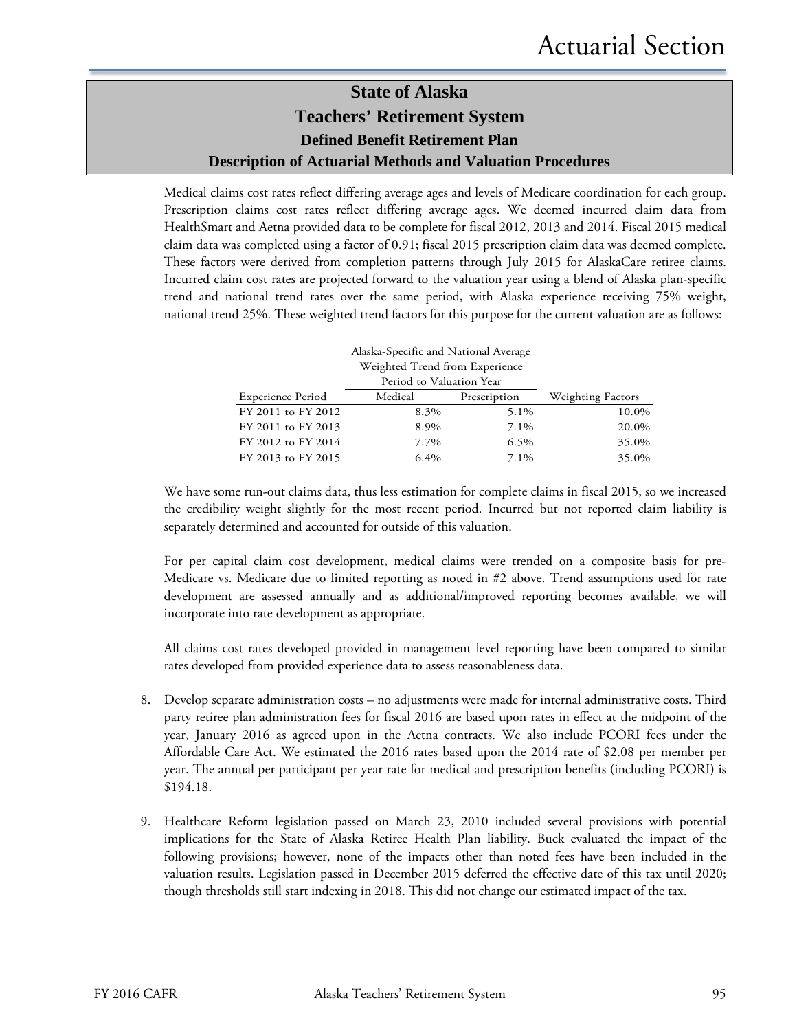# State of Alaska
# Teachers' Retirement System
## Defined Benefit Retirement Plan
## Description of Actuarial Methods and Valuation Procedures

Medical claims cost rates reflect differing average ages and levels of Medicare coordination for each group. Prescription claims cost rates reflect differing average ages. We deemed incurred claim data from HealthSmart and Aetna provided data to be complete for fiscal 2012, 2013 and 2014. Fiscal 2015 medical claim data was completed using a factor of 0.91; fiscal 2015 prescription claim data was deemed complete. These factors were derived from completion patterns through July 2015 for AlaskaCare retiree claims. Incurred claim cost rates are projected forward to the valuation year using a blend of Alaska plan-specific trend and national trend rates over the same period, with Alaska experience receiving 75% weight, national trend 25%. These weighted trend factors for this purpose for the current valuation are as follows:

| | Alaska-Specific and National Average Weighted Trend from Experience Period to Valuation Year | | |
|---|---|---|---|
| Experience Period | Medical | Prescription | Weighting Factors |
| FY 2011 to FY 2012 | 8.3% | 5.1% | 10.0% |
| FY 2011 to FY 2013 | 8.9% | 7.1% | 20.0% |
| FY 2012 to FY 2014 | 7.7% | 6.5% | 35.0% |
| FY 2013 to FY 2015 | 6.4% | 7.1% | 35.0% |

We have some run-out claims data, thus less estimation for complete claims in fiscal 2015, so we increased the credibility weight slightly for the most recent period. Incurred but not reported claim liability is separately determined and accounted for outside of this valuation.

For per capital claim cost development, medical claims were trended on a composite basis for pre-Medicare vs. Medicare due to limited reporting as noted in #2 above. Trend assumptions used for rate development are assessed annually and as additional/improved reporting becomes available, we will incorporate into rate development as appropriate.

All claims cost rates developed provided in management level reporting have been compared to similar rates developed from provided experience data to assess reasonableness data.

8. Develop separate administration costs – no adjustments were made for internal administrative costs. Third party retiree plan administration fees for fiscal 2016 are based upon rates in effect at the midpoint of the year, January 2016 as agreed upon in the Aetna contracts. We also include PCORI fees under the Affordable Care Act. We estimated the 2016 rates based upon the 2014 rate of $2.08 per member per year. The annual per participant per year rate for medical and prescription benefits (including PCORI) is $194.18.

9. Healthcare Reform legislation passed on March 23, 2010 included several provisions with potential implications for the State of Alaska Retiree Health Plan liability. Buck evaluated the impact of the following provisions; however, none of the impacts other than noted fees have been included in the valuation results. Legislation passed in December 2015 deferred the effective date of this tax until 2020; though thresholds still start indexing in 2018. This did not change our estimated impact of the tax.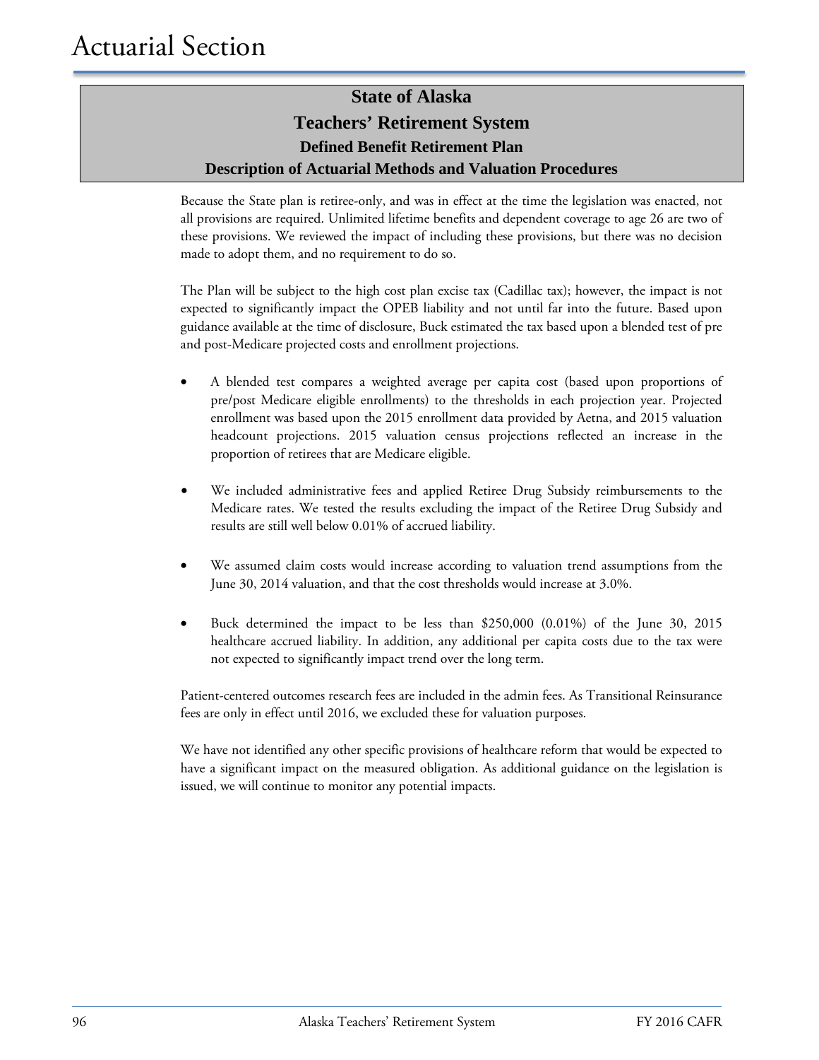# State of Alaska
## Teachers' Retirement System
### Defined Benefit Retirement Plan
### Description of Actuarial Methods and Valuation Procedures

Because the State plan is retiree-only, and was in effect at the time the legislation was enacted, not all provisions are required. Unlimited lifetime benefits and dependent coverage to age 26 are two of these provisions. We reviewed the impact of including these provisions, but there was no decision made to adopt them, and no requirement to do so.

The Plan will be subject to the high cost plan excise tax (Cadillac tax); however, the impact is not expected to significantly impact the OPEB liability and not until far into the future. Based upon guidance available at the time of disclosure, Buck estimated the tax based upon a blended test of pre and post-Medicare projected costs and enrollment projections.

- A blended test compares a weighted average per capita cost (based upon proportions of pre/post Medicare eligible enrollments) to the thresholds in each projection year. Projected enrollment was based upon the 2015 enrollment data provided by Aetna, and 2015 valuation headcount projections. 2015 valuation census projections reflected an increase in the proportion of retirees that are Medicare eligible.

- We included administrative fees and applied Retiree Drug Subsidy reimbursements to the Medicare rates. We tested the results excluding the impact of the Retiree Drug Subsidy and results are still well below 0.01% of accrued liability.

- We assumed claim costs would increase according to valuation trend assumptions from the June 30, 2014 valuation, and that the cost thresholds would increase at 3.0%.

- Buck determined the impact to be less than $250,000 (0.01%) of the June 30, 2015 healthcare accrued liability. In addition, any additional per capita costs due to the tax were not expected to significantly impact trend over the long term.

Patient-centered outcomes research fees are included in the admin fees. As Transitional Reinsurance fees are only in effect until 2016, we excluded these for valuation purposes.

We have not identified any other specific provisions of healthcare reform that would be expected to have a significant impact on the measured obligation. As additional guidance on the legislation is issued, we will continue to monitor any potential impacts.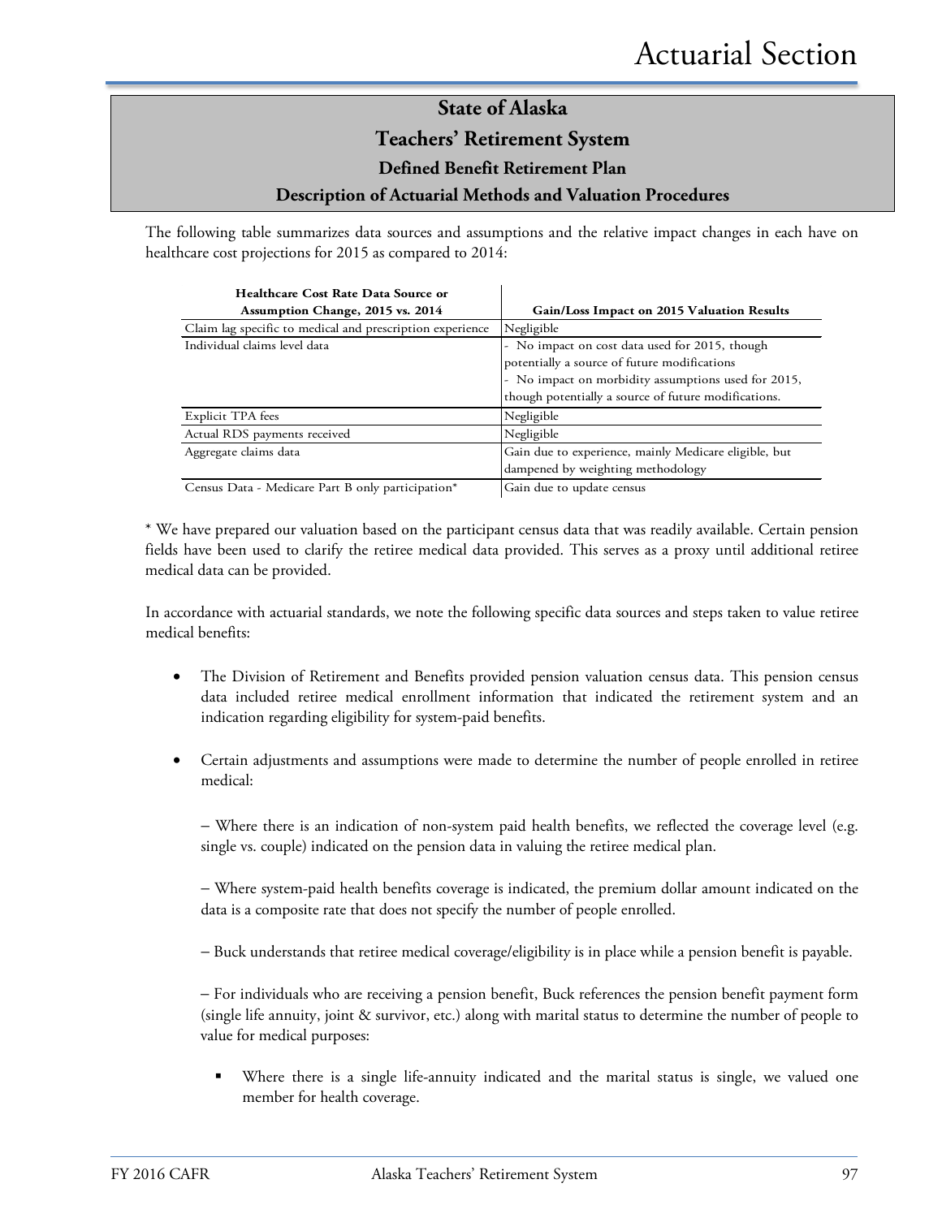## State of Alaska
## Teachers' Retirement System
### Defined Benefit Retirement Plan
### Description of Actuarial Methods and Valuation Procedures

The following table summarizes data sources and assumptions and the relative impact changes in each have on healthcare cost projections for 2015 as compared to 2014:

| Healthcare Cost Rate Data Source or Assumption Change, 2015 vs. 2014 | Gain/Loss Impact on 2015 Valuation Results |
|---|---|
| Claim lag specific to medical and prescription experience | Negligible |
| Individual claims level data | - No impact on cost data used for 2015, though potentially a source of future modifications<br>- No impact on morbidity assumptions used for 2015, though potentially a source of future modifications. |
| Explicit TPA fees | Negligible |
| Actual RDS payments received | Negligible |
| Aggregate claims data | Gain due to experience, mainly Medicare eligible, but dampened by weighting methodology |
| Census Data - Medicare Part B only participation* | Gain due to update census |

* We have prepared our valuation based on the participant census data that was readily available. Certain pension fields have been used to clarify the retiree medical data provided. This serves as a proxy until additional retiree medical data can be provided.

In accordance with actuarial standards, we note the following specific data sources and steps taken to value retiree medical benefits:

- The Division of Retirement and Benefits provided pension valuation census data. This pension census data included retiree medical enrollment information that indicated the retirement system and an indication regarding eligibility for system-paid benefits.

- Certain adjustments and assumptions were made to determine the number of people enrolled in retiree medical:

  – Where there is an indication of non-system paid health benefits, we reflected the coverage level (e.g. single vs. couple) indicated on the pension data in valuing the retiree medical plan.

  – Where system-paid health benefits coverage is indicated, the premium dollar amount indicated on the data is a composite rate that does not specify the number of people enrolled.

  – Buck understands that retiree medical coverage/eligibility is in place while a pension benefit is payable.

  – For individuals who are receiving a pension benefit, Buck references the pension benefit payment form (single life annuity, joint & survivor, etc.) along with marital status to determine the number of people to value for medical purposes:

    - Where there is a single life-annuity indicated and the marital status is single, we valued one member for health coverage.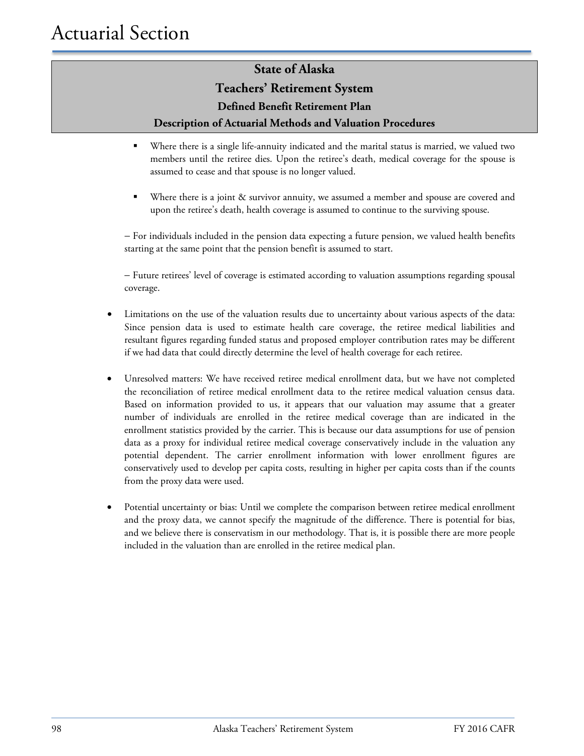# State of Alaska

## Teachers' Retirement System

### Defined Benefit Retirement Plan

### Description of Actuarial Methods and Valuation Procedures

  - Where there is a single life-annuity indicated and the marital status is married, we valued two members until the retiree dies. Upon the retiree's death, medical coverage for the spouse is assumed to cease and that spouse is no longer valued.

  - Where there is a joint & survivor annuity, we assumed a member and spouse are covered and upon the retiree's death, health coverage is assumed to continue to the surviving spouse.

  – For individuals included in the pension data expecting a future pension, we valued health benefits starting at the same point that the pension benefit is assumed to start.

  – Future retirees' level of coverage is estimated according to valuation assumptions regarding spousal coverage.

- Limitations on the use of the valuation results due to uncertainty about various aspects of the data: Since pension data is used to estimate health care coverage, the retiree medical liabilities and resultant figures regarding funded status and proposed employer contribution rates may be different if we had data that could directly determine the level of health coverage for each retiree.

- Unresolved matters: We have received retiree medical enrollment data, but we have not completed the reconciliation of retiree medical enrollment data to the retiree medical valuation census data. Based on information provided to us, it appears that our valuation may assume that a greater number of individuals are enrolled in the retiree medical coverage than are indicated in the enrollment statistics provided by the carrier. This is because our data assumptions for use of pension data as a proxy for individual retiree medical coverage conservatively include in the valuation any potential dependent. The carrier enrollment information with lower enrollment figures are conservatively used to develop per capita costs, resulting in higher per capita costs than if the counts from the proxy data were used.

- Potential uncertainty or bias: Until we complete the comparison between retiree medical enrollment and the proxy data, we cannot specify the magnitude of the difference. There is potential for bias, and we believe there is conservatism in our methodology. That is, it is possible there are more people included in the valuation than are enrolled in the retiree medical plan.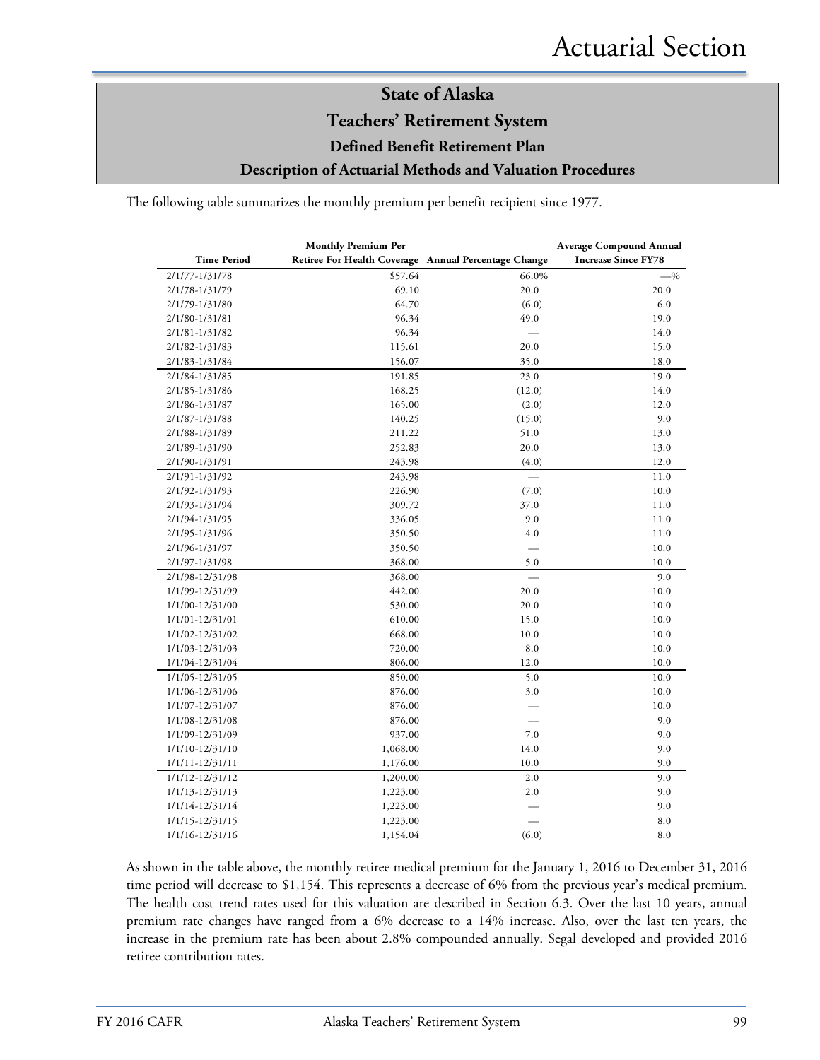# State of Alaska

## Teachers' Retirement System

### Defined Benefit Retirement Plan

### Description of Actuarial Methods and Valuation Procedures

The following table summarizes the monthly premium per benefit recipient since 1977.

| Time Period | Monthly Premium Per Retiree For Health Coverage | Annual Percentage Change | Average Compound Annual Increase Since FY78 |
|---|---|---|---|
| 2/1/77-1/31/78 | $57.64 | 66.0% | —% |
| 2/1/78-1/31/79 | 69.10 | 20.0 | 20.0 |
| 2/1/79-1/31/80 | 64.70 | (6.0) | 6.0 |
| 2/1/80-1/31/81 | 96.34 | 49.0 | 19.0 |
| 2/1/81-1/31/82 | 96.34 | — | 14.0 |
| 2/1/82-1/31/83 | 115.61 | 20.0 | 15.0 |
| 2/1/83-1/31/84 | 156.07 | 35.0 | 18.0 |
| 2/1/84-1/31/85 | 191.85 | 23.0 | 19.0 |
| 2/1/85-1/31/86 | 168.25 | (12.0) | 14.0 |
| 2/1/86-1/31/87 | 165.00 | (2.0) | 12.0 |
| 2/1/87-1/31/88 | 140.25 | (15.0) | 9.0 |
| 2/1/88-1/31/89 | 211.22 | 51.0 | 13.0 |
| 2/1/89-1/31/90 | 252.83 | 20.0 | 13.0 |
| 2/1/90-1/31/91 | 243.98 | (4.0) | 12.0 |
| 2/1/91-1/31/92 | 243.98 | — | 11.0 |
| 2/1/92-1/31/93 | 226.90 | (7.0) | 10.0 |
| 2/1/93-1/31/94 | 309.72 | 37.0 | 11.0 |
| 2/1/94-1/31/95 | 336.05 | 9.0 | 11.0 |
| 2/1/95-1/31/96 | 350.50 | 4.0 | 11.0 |
| 2/1/96-1/31/97 | 350.50 | — | 10.0 |
| 2/1/97-1/31/98 | 368.00 | 5.0 | 10.0 |
| 2/1/98-12/31/98 | 368.00 | — | 9.0 |
| 1/1/99-12/31/99 | 442.00 | 20.0 | 10.0 |
| 1/1/00-12/31/00 | 530.00 | 20.0 | 10.0 |
| 1/1/01-12/31/01 | 610.00 | 15.0 | 10.0 |
| 1/1/02-12/31/02 | 668.00 | 10.0 | 10.0 |
| 1/1/03-12/31/03 | 720.00 | 8.0 | 10.0 |
| 1/1/04-12/31/04 | 806.00 | 12.0 | 10.0 |
| 1/1/05-12/31/05 | 850.00 | 5.0 | 10.0 |
| 1/1/06-12/31/06 | 876.00 | 3.0 | 10.0 |
| 1/1/07-12/31/07 | 876.00 | — | 10.0 |
| 1/1/08-12/31/08 | 876.00 | — | 9.0 |
| 1/1/09-12/31/09 | 937.00 | 7.0 | 9.0 |
| 1/1/10-12/31/10 | 1,068.00 | 14.0 | 9.0 |
| 1/1/11-12/31/11 | 1,176.00 | 10.0 | 9.0 |
| 1/1/12-12/31/12 | 1,200.00 | 2.0 | 9.0 |
| 1/1/13-12/31/13 | 1,223.00 | 2.0 | 9.0 |
| 1/1/14-12/31/14 | 1,223.00 | — | 9.0 |
| 1/1/15-12/31/15 | 1,223.00 | — | 8.0 |
| 1/1/16-12/31/16 | 1,154.04 | (6.0) | 8.0 |

As shown in the table above, the monthly retiree medical premium for the January 1, 2016 to December 31, 2016 time period will decrease to $1,154. This represents a decrease of 6% from the previous year's medical premium. The health cost trend rates used for this valuation are described in Section 6.3. Over the last 10 years, annual premium rate changes have ranged from a 6% decrease to a 14% increase. Also, over the last ten years, the increase in the premium rate has been about 2.8% compounded annually. Segal developed and provided 2016 retiree contribution rates.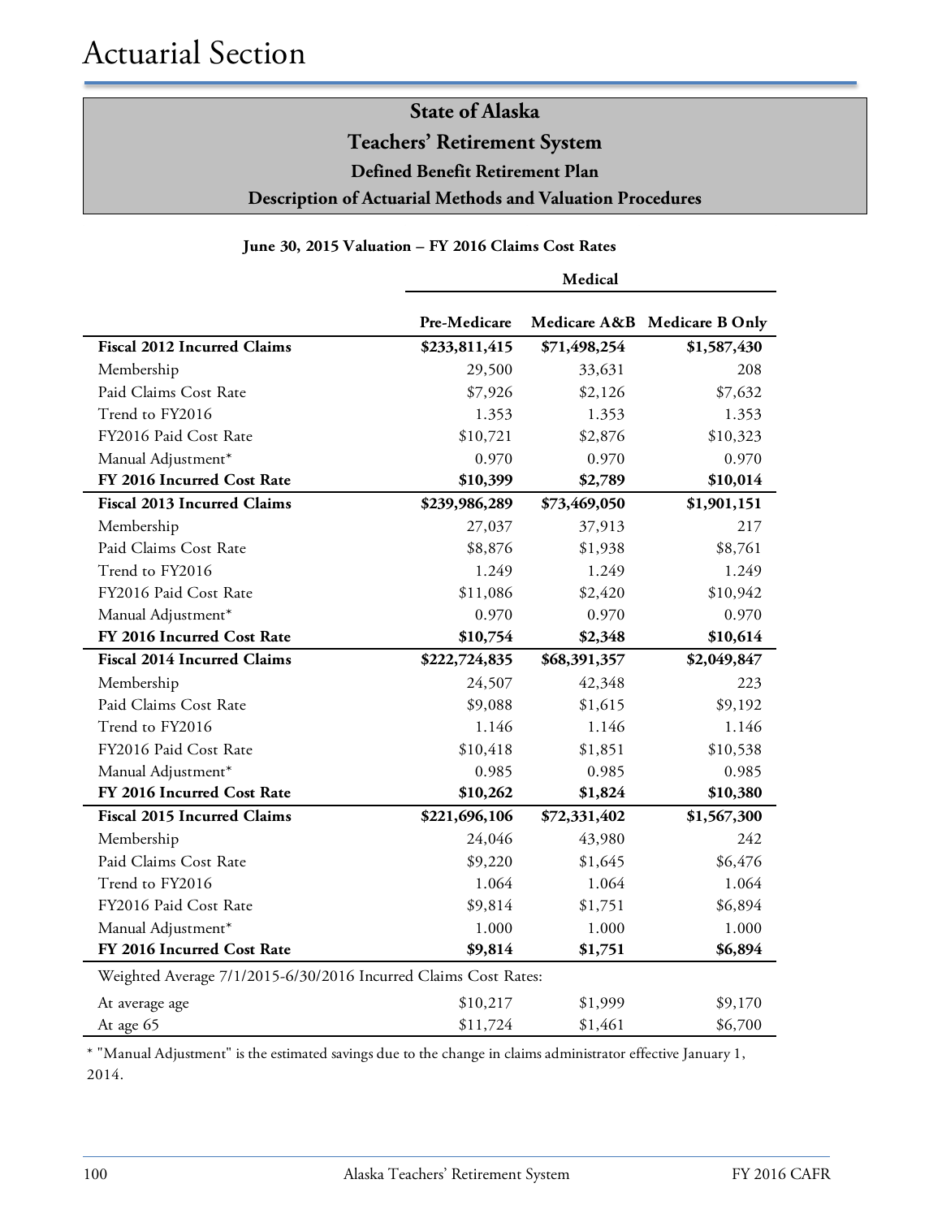# Actuarial Section

## State of Alaska
## Teachers' Retirement System
### Defined Benefit Retirement Plan
### Description of Actuarial Methods and Valuation Procedures

**June 30, 2015 Valuation – FY 2016 Claims Cost Rates**

| | Medical | | |
|---|---|---|---|
| | **Pre-Medicare** | **Medicare A&B** | **Medicare B Only** |
| **Fiscal 2012 Incurred Claims** | **$233,811,415** | **$71,498,254** | **$1,587,430** |
| Membership | 29,500 | 33,631 | 208 |
| Paid Claims Cost Rate | $7,926 | $2,126 | $7,632 |
| Trend to FY2016 | 1.353 | 1.353 | 1.353 |
| FY2016 Paid Cost Rate | $10,721 | $2,876 | $10,323 |
| Manual Adjustment* | 0.970 | 0.970 | 0.970 |
| **FY 2016 Incurred Cost Rate** | **$10,399** | **$2,789** | **$10,014** |
| **Fiscal 2013 Incurred Claims** | **$239,986,289** | **$73,469,050** | **$1,901,151** |
| Membership | 27,037 | 37,913 | 217 |
| Paid Claims Cost Rate | $8,876 | $1,938 | $8,761 |
| Trend to FY2016 | 1.249 | 1.249 | 1.249 |
| FY2016 Paid Cost Rate | $11,086 | $2,420 | $10,942 |
| Manual Adjustment* | 0.970 | 0.970 | 0.970 |
| **FY 2016 Incurred Cost Rate** | **$10,754** | **$2,348** | **$10,614** |
| **Fiscal 2014 Incurred Claims** | **$222,724,835** | **$68,391,357** | **$2,049,847** |
| Membership | 24,507 | 42,348 | 223 |
| Paid Claims Cost Rate | $9,088 | $1,615 | $9,192 |
| Trend to FY2016 | 1.146 | 1.146 | 1.146 |
| FY2016 Paid Cost Rate | $10,418 | $1,851 | $10,538 |
| Manual Adjustment* | 0.985 | 0.985 | 0.985 |
| **FY 2016 Incurred Cost Rate** | **$10,262** | **$1,824** | **$10,380** |
| **Fiscal 2015 Incurred Claims** | **$221,696,106** | **$72,331,402** | **$1,567,300** |
| Membership | 24,046 | 43,980 | 242 |
| Paid Claims Cost Rate | $9,220 | $1,645 | $6,476 |
| Trend to FY2016 | 1.064 | 1.064 | 1.064 |
| FY2016 Paid Cost Rate | $9,814 | $1,751 | $6,894 |
| Manual Adjustment* | 1.000 | 1.000 | 1.000 |
| **FY 2016 Incurred Cost Rate** | **$9,814** | **$1,751** | **$6,894** |
| Weighted Average 7/1/2015-6/30/2016 Incurred Claims Cost Rates: | | | |
| At average age | $10,217 | $1,999 | $9,170 |
| At age 65 | $11,724 | $1,461 | $6,700 |

* "Manual Adjustment" is the estimated savings due to the change in claims administrator effective January 1, 2014.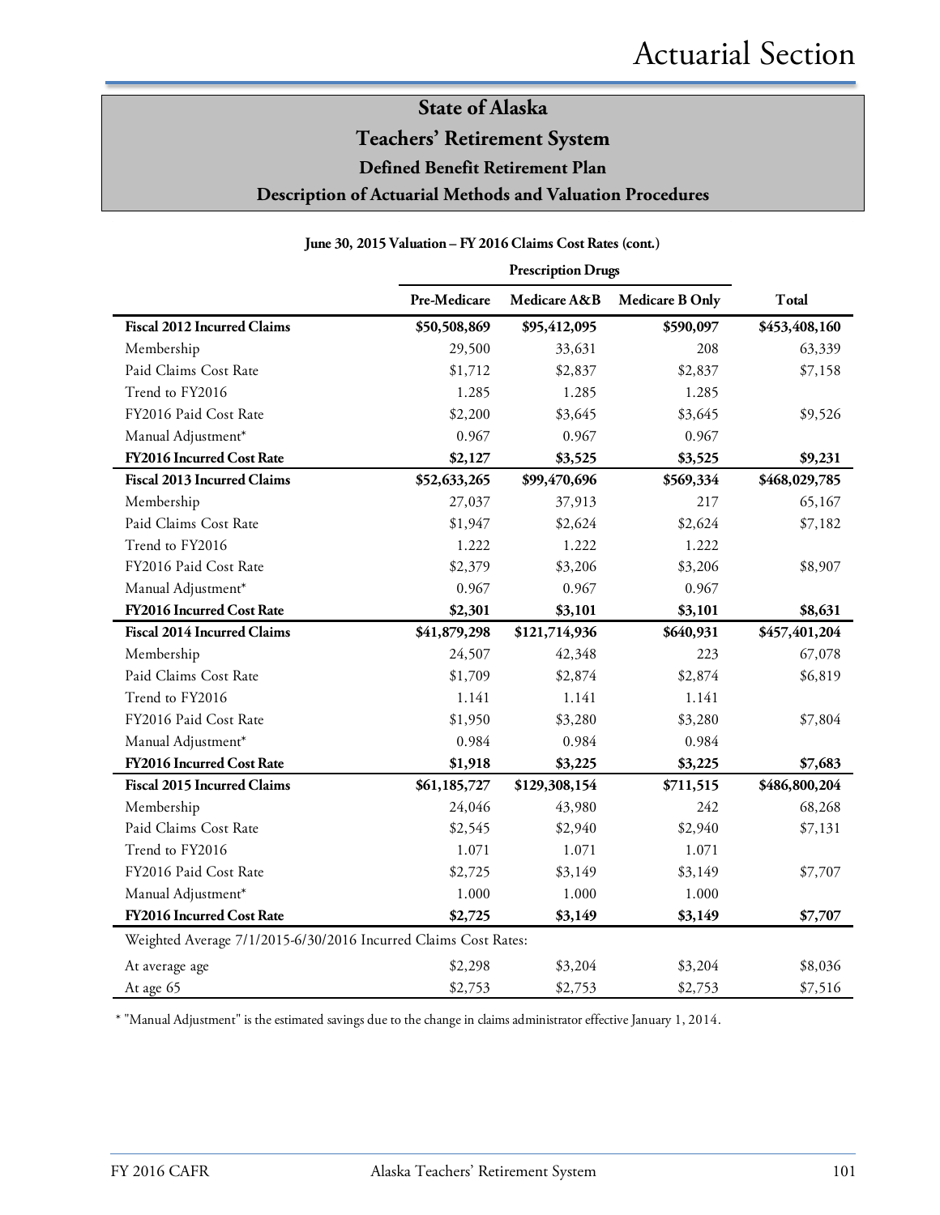# State of Alaska
## Teachers' Retirement System
### Defined Benefit Retirement Plan
### Description of Actuarial Methods and Valuation Procedures

**June 30, 2015 Valuation – FY 2016 Claims Cost Rates (cont.)**

| | Prescription Drugs | | | |
|---|---|---|---|---|
| | Pre-Medicare | Medicare A&B | Medicare B Only | Total |
| **Fiscal 2012 Incurred Claims** | **$50,508,869** | **$95,412,095** | **$590,097** | **$453,408,160** |
| Membership | 29,500 | 33,631 | 208 | 63,339 |
| Paid Claims Cost Rate | $1,712 | $2,837 | $2,837 | $7,158 |
| Trend to FY2016 | 1.285 | 1.285 | 1.285 | |
| FY2016 Paid Cost Rate | $2,200 | $3,645 | $3,645 | $9,526 |
| Manual Adjustment* | 0.967 | 0.967 | 0.967 | |
| **FY2016 Incurred Cost Rate** | **$2,127** | **$3,525** | **$3,525** | **$9,231** |
| **Fiscal 2013 Incurred Claims** | **$52,633,265** | **$99,470,696** | **$569,334** | **$468,029,785** |
| Membership | 27,037 | 37,913 | 217 | 65,167 |
| Paid Claims Cost Rate | $1,947 | $2,624 | $2,624 | $7,182 |
| Trend to FY2016 | 1.222 | 1.222 | 1.222 | |
| FY2016 Paid Cost Rate | $2,379 | $3,206 | $3,206 | $8,907 |
| Manual Adjustment* | 0.967 | 0.967 | 0.967 | |
| **FY2016 Incurred Cost Rate** | **$2,301** | **$3,101** | **$3,101** | **$8,631** |
| **Fiscal 2014 Incurred Claims** | **$41,879,298** | **$121,714,936** | **$640,931** | **$457,401,204** |
| Membership | 24,507 | 42,348 | 223 | 67,078 |
| Paid Claims Cost Rate | $1,709 | $2,874 | $2,874 | $6,819 |
| Trend to FY2016 | 1.141 | 1.141 | 1.141 | |
| FY2016 Paid Cost Rate | $1,950 | $3,280 | $3,280 | $7,804 |
| Manual Adjustment* | 0.984 | 0.984 | 0.984 | |
| **FY2016 Incurred Cost Rate** | **$1,918** | **$3,225** | **$3,225** | **$7,683** |
| **Fiscal 2015 Incurred Claims** | **$61,185,727** | **$129,308,154** | **$711,515** | **$486,800,204** |
| Membership | 24,046 | 43,980 | 242 | 68,268 |
| Paid Claims Cost Rate | $2,545 | $2,940 | $2,940 | $7,131 |
| Trend to FY2016 | 1.071 | 1.071 | 1.071 | |
| FY2016 Paid Cost Rate | $2,725 | $3,149 | $3,149 | $7,707 |
| Manual Adjustment* | 1.000 | 1.000 | 1.000 | |
| **FY2016 Incurred Cost Rate** | **$2,725** | **$3,149** | **$3,149** | **$7,707** |
| Weighted Average 7/1/2015-6/30/2016 Incurred Claims Cost Rates: | | | | |
| At average age | $2,298 | $3,204 | $3,204 | $8,036 |
| At age 65 | $2,753 | $2,753 | $2,753 | $7,516 |

* "Manual Adjustment" is the estimated savings due to the change in claims administrator effective January 1, 2014.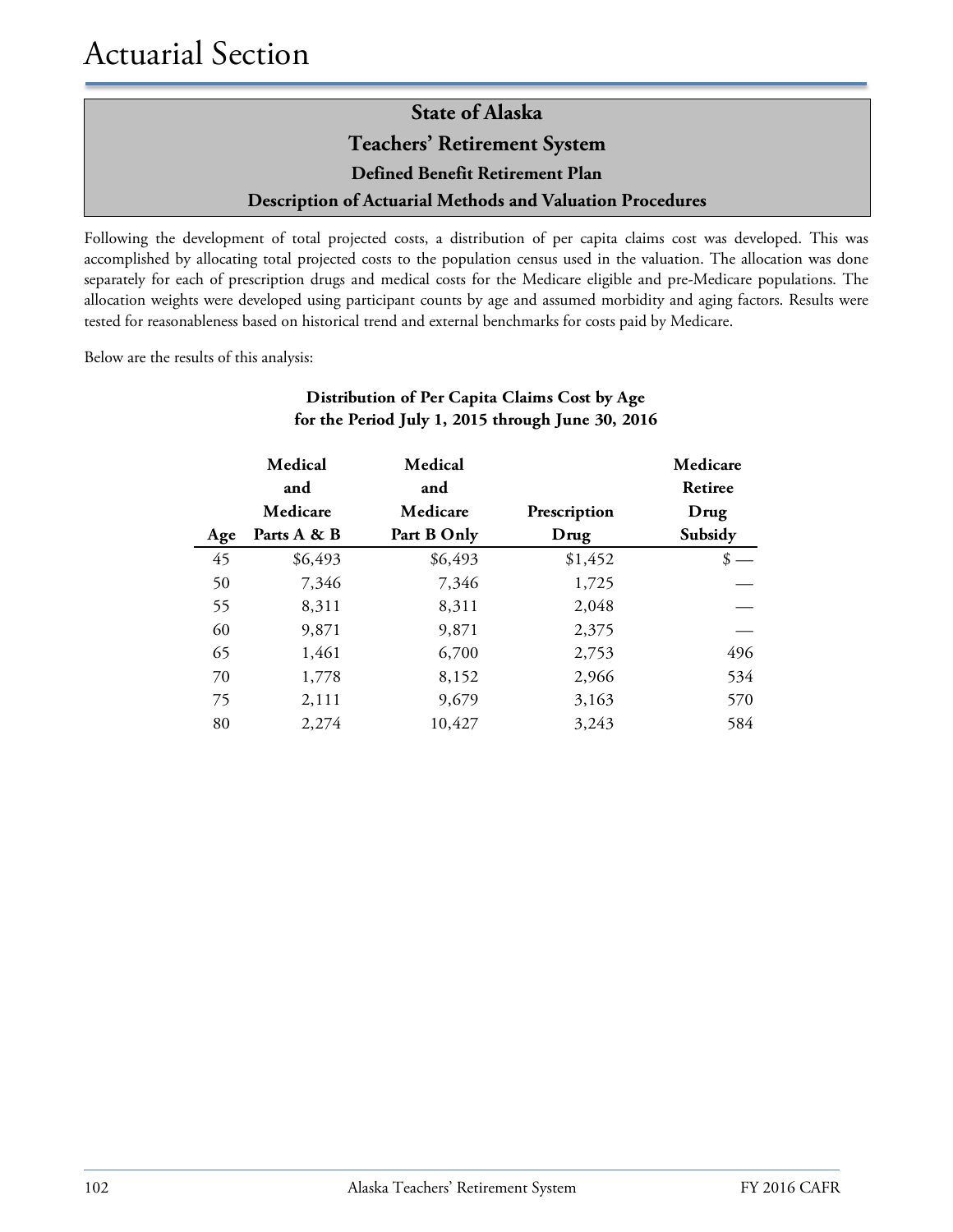## State of Alaska

## Teachers' Retirement System

### Defined Benefit Retirement Plan

### Description of Actuarial Methods and Valuation Procedures

Following the development of total projected costs, a distribution of per capita claims cost was developed. This was accomplished by allocating total projected costs to the population census used in the valuation. The allocation was done separately for each of prescription drugs and medical costs for the Medicare eligible and pre-Medicare populations. The allocation weights were developed using participant counts by age and assumed morbidity and aging factors. Results were tested for reasonableness based on historical trend and external benchmarks for costs paid by Medicare.

Below are the results of this analysis:

**Distribution of Per Capita Claims Cost by Age for the Period July 1, 2015 through June 30, 2016**

| Age | Medical and Medicare Parts A & B | Medical and Medicare Part B Only | Prescription Drug | Medicare Retiree Drug Subsidy |
|---|---|---|---|---|
| 45 | $6,493 | $6,493 | $1,452 | $ — |
| 50 | 7,346 | 7,346 | 1,725 | — |
| 55 | 8,311 | 8,311 | 2,048 | — |
| 60 | 9,871 | 9,871 | 2,375 | — |
| 65 | 1,461 | 6,700 | 2,753 | 496 |
| 70 | 1,778 | 8,152 | 2,966 | 534 |
| 75 | 2,111 | 9,679 | 3,163 | 570 |
| 80 | 2,274 | 10,427 | 3,243 | 584 |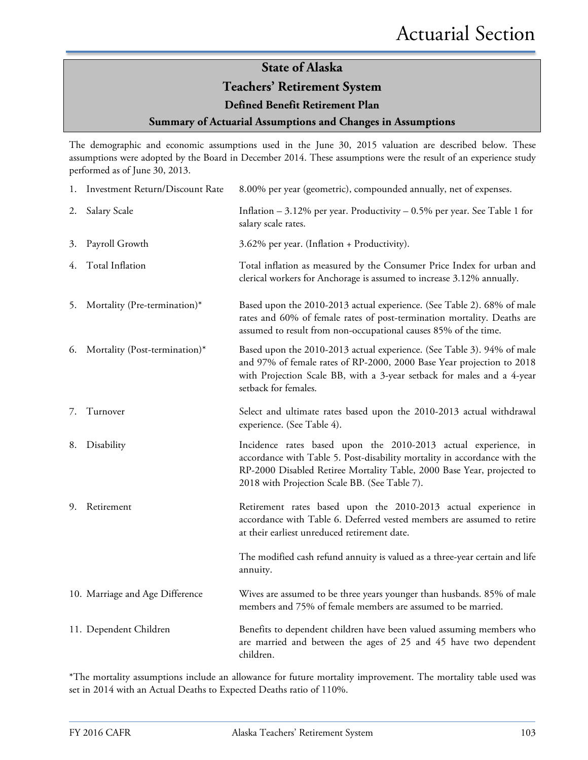# State of Alaska

## Teachers' Retirement System

### Defined Benefit Retirement Plan

### Summary of Actuarial Assumptions and Changes in Assumptions

The demographic and economic assumptions used in the June 30, 2015 valuation are described below. These assumptions were adopted by the Board in December 2014. These assumptions were the result of an experience study performed as of June 30, 2013.

1. Investment Return/Discount Rate — 8.00% per year (geometric), compounded annually, net of expenses.

2. Salary Scale — Inflation – 3.12% per year. Productivity – 0.5% per year. See Table 1 for salary scale rates.

3. Payroll Growth — 3.62% per year. (Inflation + Productivity).

4. Total Inflation — Total inflation as measured by the Consumer Price Index for urban and clerical workers for Anchorage is assumed to increase 3.12% annually.

5. Mortality (Pre-termination)* — Based upon the 2010-2013 actual experience. (See Table 2). 68% of male rates and 60% of female rates of post-termination mortality. Deaths are assumed to result from non-occupational causes 85% of the time.

6. Mortality (Post-termination)* — Based upon the 2010-2013 actual experience. (See Table 3). 94% of male and 97% of female rates of RP-2000, 2000 Base Year projection to 2018 with Projection Scale BB, with a 3-year setback for males and a 4-year setback for females.

7. Turnover — Select and ultimate rates based upon the 2010-2013 actual withdrawal experience. (See Table 4).

8. Disability — Incidence rates based upon the 2010-2013 actual experience, in accordance with Table 5. Post-disability mortality in accordance with the RP-2000 Disabled Retiree Mortality Table, 2000 Base Year, projected to 2018 with Projection Scale BB. (See Table 7).

9. Retirement — Retirement rates based upon the 2010-2013 actual experience in accordance with Table 6. Deferred vested members are assumed to retire at their earliest unreduced retirement date.

   The modified cash refund annuity is valued as a three-year certain and life annuity.

10. Marriage and Age Difference — Wives are assumed to be three years younger than husbands. 85% of male members and 75% of female members are assumed to be married.

11. Dependent Children — Benefits to dependent children have been valued assuming members who are married and between the ages of 25 and 45 have two dependent children.

*The mortality assumptions include an allowance for future mortality improvement. The mortality table used was set in 2014 with an Actual Deaths to Expected Deaths ratio of 110%.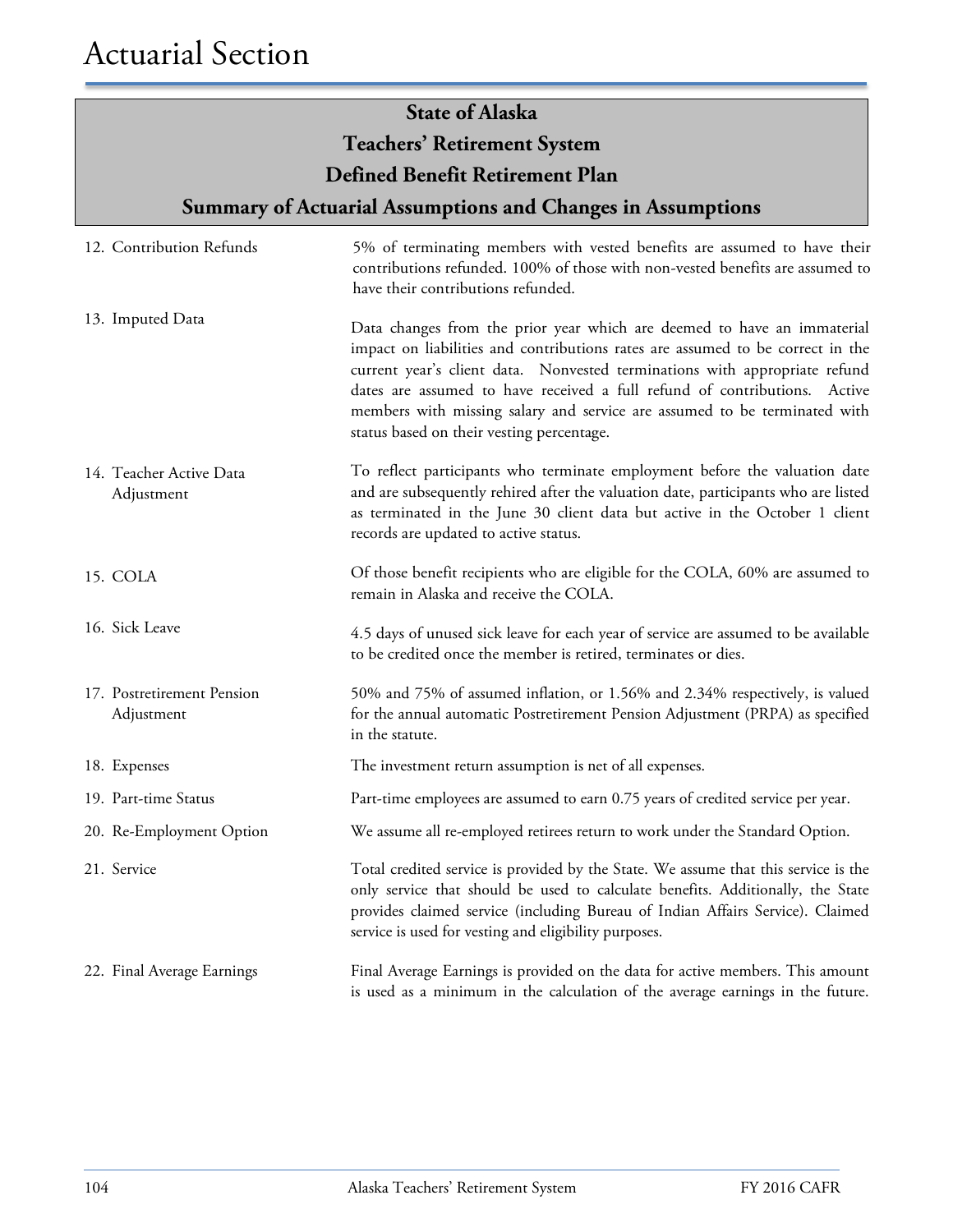## State of Alaska
## Teachers' Retirement System
## Defined Benefit Retirement Plan
## Summary of Actuarial Assumptions and Changes in Assumptions

12. Contribution Refunds

5% of terminating members with vested benefits are assumed to have their contributions refunded. 100% of those with non-vested benefits are assumed to have their contributions refunded.

13. Imputed Data

Data changes from the prior year which are deemed to have an immaterial impact on liabilities and contributions rates are assumed to be correct in the current year's client data. Nonvested terminations with appropriate refund dates are assumed to have received a full refund of contributions. Active members with missing salary and service are assumed to be terminated with status based on their vesting percentage.

14. Teacher Active Data Adjustment

To reflect participants who terminate employment before the valuation date and are subsequently rehired after the valuation date, participants who are listed as terminated in the June 30 client data but active in the October 1 client records are updated to active status.

15. COLA

Of those benefit recipients who are eligible for the COLA, 60% are assumed to remain in Alaska and receive the COLA.

16. Sick Leave

4.5 days of unused sick leave for each year of service are assumed to be available to be credited once the member is retired, terminates or dies.

17. Postretirement Pension Adjustment

50% and 75% of assumed inflation, or 1.56% and 2.34% respectively, is valued for the annual automatic Postretirement Pension Adjustment (PRPA) as specified in the statute.

18. Expenses

The investment return assumption is net of all expenses.

19. Part-time Status

Part-time employees are assumed to earn 0.75 years of credited service per year.

20. Re-Employment Option

We assume all re-employed retirees return to work under the Standard Option.

21. Service

Total credited service is provided by the State. We assume that this service is the only service that should be used to calculate benefits. Additionally, the State provides claimed service (including Bureau of Indian Affairs Service). Claimed service is used for vesting and eligibility purposes.

22. Final Average Earnings

Final Average Earnings is provided on the data for active members. This amount is used as a minimum in the calculation of the average earnings in the future.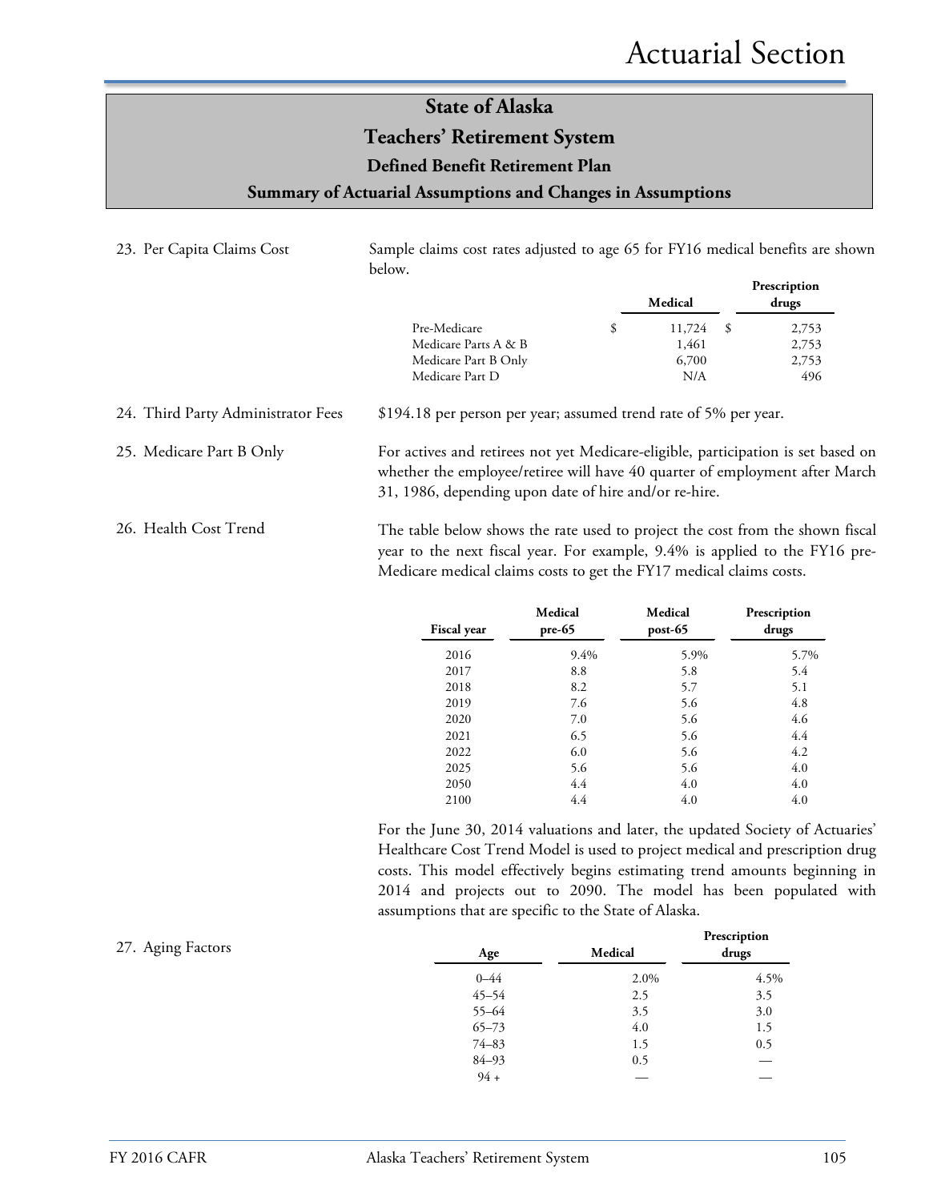# State of Alaska

## Teachers' Retirement System

### Defined Benefit Retirement Plan

### Summary of Actuarial Assumptions and Changes in Assumptions

23. Per Capita Claims Cost

Sample claims cost rates adjusted to age 65 for FY16 medical benefits are shown below.

| | Medical | Prescription drugs |
|---|---|---|
| Pre-Medicare | $ 11,724 | $ 2,753 |
| Medicare Parts A & B | 1,461 | 2,753 |
| Medicare Part B Only | 6,700 | 2,753 |
| Medicare Part D | N/A | 496 |

24. Third Party Administrator Fees

$194.18 per person per year; assumed trend rate of 5% per year.

25. Medicare Part B Only

For actives and retirees not yet Medicare-eligible, participation is set based on whether the employee/retiree will have 40 quarter of employment after March 31, 1986, depending upon date of hire and/or re-hire.

26. Health Cost Trend

The table below shows the rate used to project the cost from the shown fiscal year to the next fiscal year. For example, 9.4% is applied to the FY16 pre-Medicare medical claims costs to get the FY17 medical claims costs.

| Fiscal year | Medical pre-65 | Medical post-65 | Prescription drugs |
|---|---|---|---|
| 2016 | 9.4% | 5.9% | 5.7% |
| 2017 | 8.8 | 5.8 | 5.4 |
| 2018 | 8.2 | 5.7 | 5.1 |
| 2019 | 7.6 | 5.6 | 4.8 |
| 2020 | 7.0 | 5.6 | 4.6 |
| 2021 | 6.5 | 5.6 | 4.4 |
| 2022 | 6.0 | 5.6 | 4.2 |
| 2025 | 5.6 | 5.6 | 4.0 |
| 2050 | 4.4 | 4.0 | 4.0 |
| 2100 | 4.4 | 4.0 | 4.0 |

For the June 30, 2014 valuations and later, the updated Society of Actuaries' Healthcare Cost Trend Model is used to project medical and prescription drug costs. This model effectively begins estimating trend amounts beginning in 2014 and projects out to 2090. The model has been populated with assumptions that are specific to the State of Alaska.

27. Aging Factors

| Age | Medical | Prescription drugs |
|---|---|---|
| 0–44 | 2.0% | 4.5% |
| 45–54 | 2.5 | 3.5 |
| 55–64 | 3.5 | 3.0 |
| 65–73 | 4.0 | 1.5 |
| 74–83 | 1.5 | 0.5 |
| 84–93 | 0.5 | — |
| 94 + | — | — |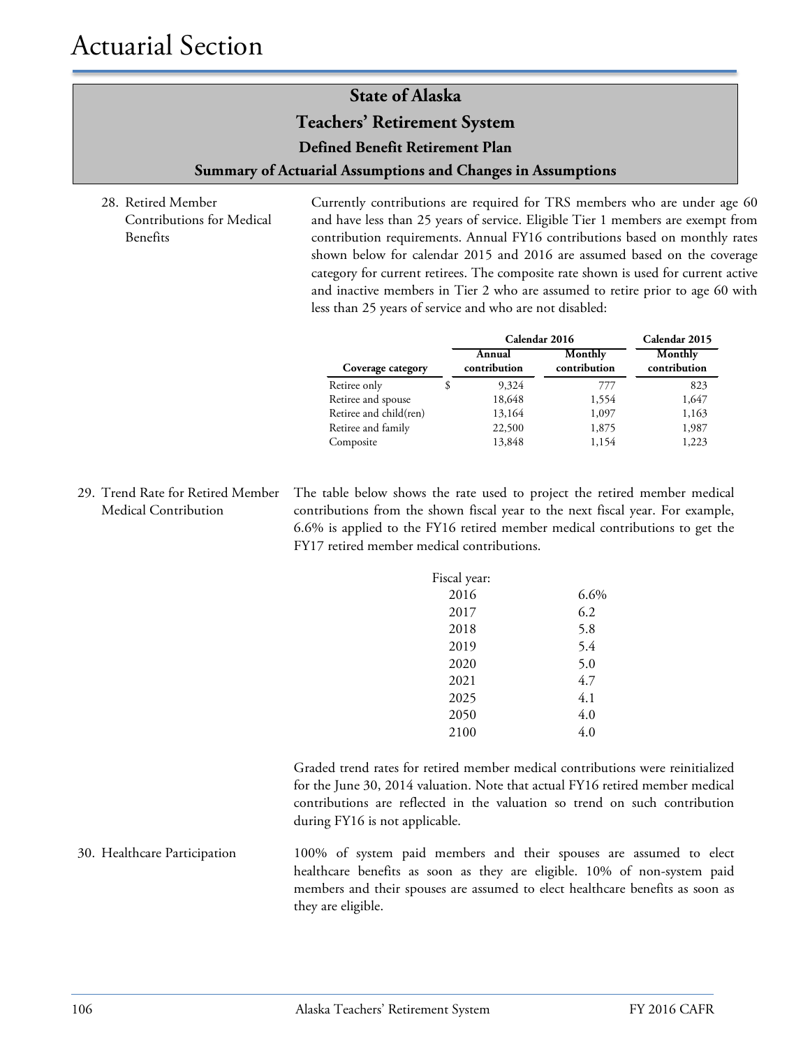# Actuarial Section

## State of Alaska
## Teachers' Retirement System
### Defined Benefit Retirement Plan
### Summary of Actuarial Assumptions and Changes in Assumptions

28. Retired Member Contributions for Medical Benefits

Currently contributions are required for TRS members who are under age 60 and have less than 25 years of service. Eligible Tier 1 members are exempt from contribution requirements. Annual FY16 contributions based on monthly rates shown below for calendar 2015 and 2016 are assumed based on the coverage category for current retirees. The composite rate shown is used for current active and inactive members in Tier 2 who are assumed to retire prior to age 60 with less than 25 years of service and who are not disabled:

| | Calendar 2016 | | Calendar 2015 |
|---|---|---|---|
| **Coverage category** | **Annual contribution** | **Monthly contribution** | **Monthly contribution** |
| Retiree only | $ 9,324 | 777 | 823 |
| Retiree and spouse | 18,648 | 1,554 | 1,647 |
| Retiree and child(ren) | 13,164 | 1,097 | 1,163 |
| Retiree and family | 22,500 | 1,875 | 1,987 |
| Composite | 13,848 | 1,154 | 1,223 |

29. Trend Rate for Retired Member Medical Contribution

The table below shows the rate used to project the retired member medical contributions from the shown fiscal year to the next fiscal year. For example, 6.6% is applied to the FY16 retired member medical contributions to get the FY17 retired member medical contributions.

| Fiscal year: | |
|---|---|
| 2016 | 6.6% |
| 2017 | 6.2 |
| 2018 | 5.8 |
| 2019 | 5.4 |
| 2020 | 5.0 |
| 2021 | 4.7 |
| 2025 | 4.1 |
| 2050 | 4.0 |
| 2100 | 4.0 |

Graded trend rates for retired member medical contributions were reinitialized for the June 30, 2014 valuation. Note that actual FY16 retired member medical contributions are reflected in the valuation so trend on such contribution during FY16 is not applicable.

30. Healthcare Participation

100% of system paid members and their spouses are assumed to elect healthcare benefits as soon as they are eligible. 10% of non-system paid members and their spouses are assumed to elect healthcare benefits as soon as they are eligible.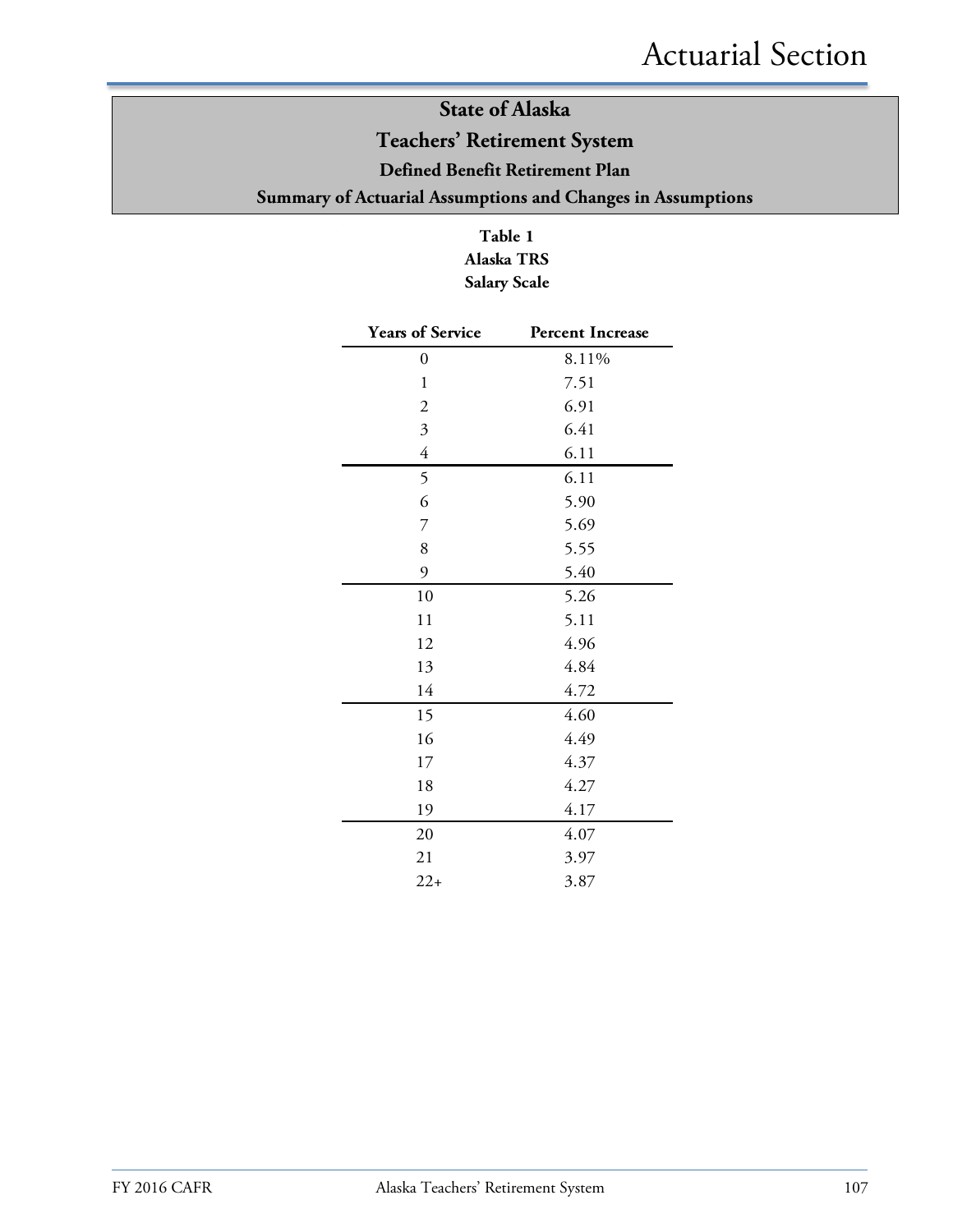## State of Alaska
## Teachers' Retirement System
### Defined Benefit Retirement Plan
### Summary of Actuarial Assumptions and Changes in Assumptions

**Table 1**
**Alaska TRS**
**Salary Scale**

| Years of Service | Percent Increase |
|---|---|
| 0 | 8.11% |
| 1 | 7.51 |
| 2 | 6.91 |
| 3 | 6.41 |
| 4 | 6.11 |
| 5 | 6.11 |
| 6 | 5.90 |
| 7 | 5.69 |
| 8 | 5.55 |
| 9 | 5.40 |
| 10 | 5.26 |
| 11 | 5.11 |
| 12 | 4.96 |
| 13 | 4.84 |
| 14 | 4.72 |
| 15 | 4.60 |
| 16 | 4.49 |
| 17 | 4.37 |
| 18 | 4.27 |
| 19 | 4.17 |
| 20 | 4.07 |
| 21 | 3.97 |
| 22+ | 3.87 |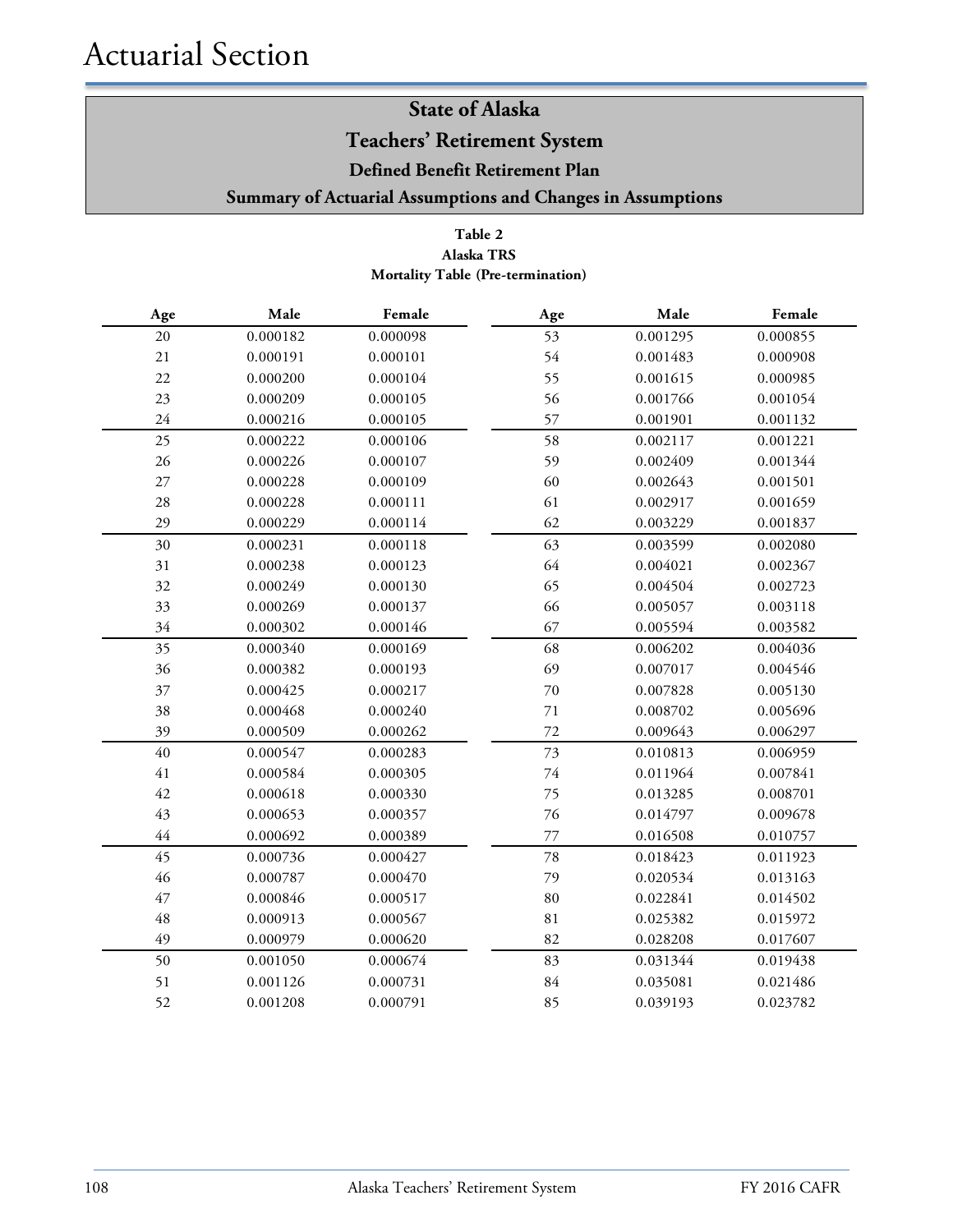# Actuarial Section

## State of Alaska
## Teachers' Retirement System
### Defined Benefit Retirement Plan
### Summary of Actuarial Assumptions and Changes in Assumptions

**Table 2**
**Alaska TRS**
**Mortality Table (Pre-termination)**

| Age | Male | Female | Age | Male | Female |
|---|---|---|---|---|---|
| 20 | 0.000182 | 0.000098 | 53 | 0.001295 | 0.000855 |
| 21 | 0.000191 | 0.000101 | 54 | 0.001483 | 0.000908 |
| 22 | 0.000200 | 0.000104 | 55 | 0.001615 | 0.000985 |
| 23 | 0.000209 | 0.000105 | 56 | 0.001766 | 0.001054 |
| 24 | 0.000216 | 0.000105 | 57 | 0.001901 | 0.001132 |
| 25 | 0.000222 | 0.000106 | 58 | 0.002117 | 0.001221 |
| 26 | 0.000226 | 0.000107 | 59 | 0.002409 | 0.001344 |
| 27 | 0.000228 | 0.000109 | 60 | 0.002643 | 0.001501 |
| 28 | 0.000228 | 0.000111 | 61 | 0.002917 | 0.001659 |
| 29 | 0.000229 | 0.000114 | 62 | 0.003229 | 0.001837 |
| 30 | 0.000231 | 0.000118 | 63 | 0.003599 | 0.002080 |
| 31 | 0.000238 | 0.000123 | 64 | 0.004021 | 0.002367 |
| 32 | 0.000249 | 0.000130 | 65 | 0.004504 | 0.002723 |
| 33 | 0.000269 | 0.000137 | 66 | 0.005057 | 0.003118 |
| 34 | 0.000302 | 0.000146 | 67 | 0.005594 | 0.003582 |
| 35 | 0.000340 | 0.000169 | 68 | 0.006202 | 0.004036 |
| 36 | 0.000382 | 0.000193 | 69 | 0.007017 | 0.004546 |
| 37 | 0.000425 | 0.000217 | 70 | 0.007828 | 0.005130 |
| 38 | 0.000468 | 0.000240 | 71 | 0.008702 | 0.005696 |
| 39 | 0.000509 | 0.000262 | 72 | 0.009643 | 0.006297 |
| 40 | 0.000547 | 0.000283 | 73 | 0.010813 | 0.006959 |
| 41 | 0.000584 | 0.000305 | 74 | 0.011964 | 0.007841 |
| 42 | 0.000618 | 0.000330 | 75 | 0.013285 | 0.008701 |
| 43 | 0.000653 | 0.000357 | 76 | 0.014797 | 0.009678 |
| 44 | 0.000692 | 0.000389 | 77 | 0.016508 | 0.010757 |
| 45 | 0.000736 | 0.000427 | 78 | 0.018423 | 0.011923 |
| 46 | 0.000787 | 0.000470 | 79 | 0.020534 | 0.013163 |
| 47 | 0.000846 | 0.000517 | 80 | 0.022841 | 0.014502 |
| 48 | 0.000913 | 0.000567 | 81 | 0.025382 | 0.015972 |
| 49 | 0.000979 | 0.000620 | 82 | 0.028208 | 0.017607 |
| 50 | 0.001050 | 0.000674 | 83 | 0.031344 | 0.019438 |
| 51 | 0.001126 | 0.000731 | 84 | 0.035081 | 0.021486 |
| 52 | 0.001208 | 0.000791 | 85 | 0.039193 | 0.023782 |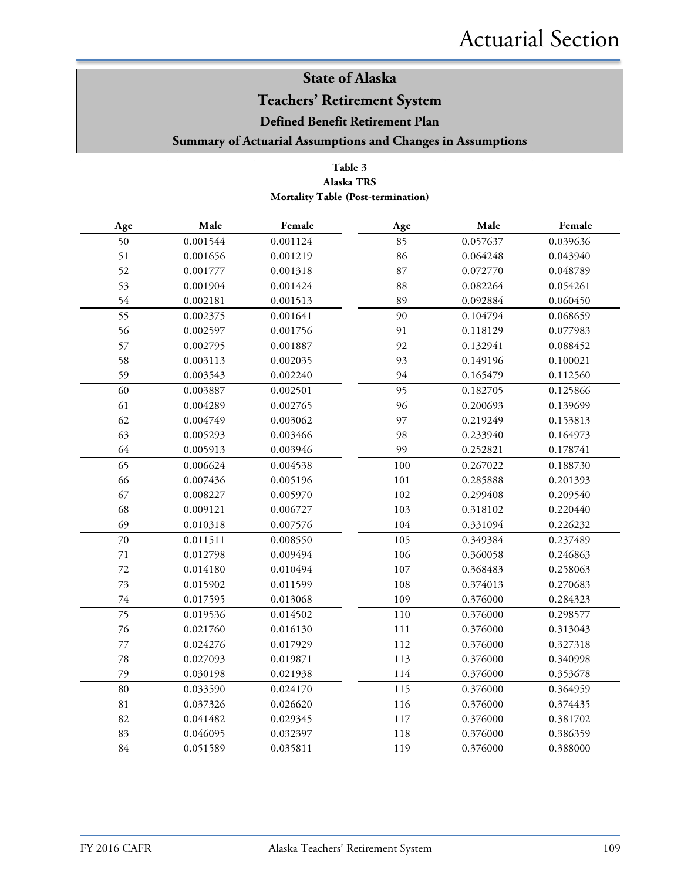# State of Alaska

## Teachers' Retirement System

### Defined Benefit Retirement Plan

### Summary of Actuarial Assumptions and Changes in Assumptions

**Table 3**
**Alaska TRS**
**Mortality Table (Post-termination)**

| Age | Male | Female | Age | Male | Female |
|---|---|---|---|---|---|
| 50 | 0.001544 | 0.001124 | 85 | 0.057637 | 0.039636 |
| 51 | 0.001656 | 0.001219 | 86 | 0.064248 | 0.043940 |
| 52 | 0.001777 | 0.001318 | 87 | 0.072770 | 0.048789 |
| 53 | 0.001904 | 0.001424 | 88 | 0.082264 | 0.054261 |
| 54 | 0.002181 | 0.001513 | 89 | 0.092884 | 0.060450 |
| 55 | 0.002375 | 0.001641 | 90 | 0.104794 | 0.068659 |
| 56 | 0.002597 | 0.001756 | 91 | 0.118129 | 0.077983 |
| 57 | 0.002795 | 0.001887 | 92 | 0.132941 | 0.088452 |
| 58 | 0.003113 | 0.002035 | 93 | 0.149196 | 0.100021 |
| 59 | 0.003543 | 0.002240 | 94 | 0.165479 | 0.112560 |
| 60 | 0.003887 | 0.002501 | 95 | 0.182705 | 0.125866 |
| 61 | 0.004289 | 0.002765 | 96 | 0.200693 | 0.139699 |
| 62 | 0.004749 | 0.003062 | 97 | 0.219249 | 0.153813 |
| 63 | 0.005293 | 0.003466 | 98 | 0.233940 | 0.164973 |
| 64 | 0.005913 | 0.003946 | 99 | 0.252821 | 0.178741 |
| 65 | 0.006624 | 0.004538 | 100 | 0.267022 | 0.188730 |
| 66 | 0.007436 | 0.005196 | 101 | 0.285888 | 0.201393 |
| 67 | 0.008227 | 0.005970 | 102 | 0.299408 | 0.209540 |
| 68 | 0.009121 | 0.006727 | 103 | 0.318102 | 0.220440 |
| 69 | 0.010318 | 0.007576 | 104 | 0.331094 | 0.226232 |
| 70 | 0.011511 | 0.008550 | 105 | 0.349384 | 0.237489 |
| 71 | 0.012798 | 0.009494 | 106 | 0.360058 | 0.246863 |
| 72 | 0.014180 | 0.010494 | 107 | 0.368483 | 0.258063 |
| 73 | 0.015902 | 0.011599 | 108 | 0.374013 | 0.270683 |
| 74 | 0.017595 | 0.013068 | 109 | 0.376000 | 0.284323 |
| 75 | 0.019536 | 0.014502 | 110 | 0.376000 | 0.298577 |
| 76 | 0.021760 | 0.016130 | 111 | 0.376000 | 0.313043 |
| 77 | 0.024276 | 0.017929 | 112 | 0.376000 | 0.327318 |
| 78 | 0.027093 | 0.019871 | 113 | 0.376000 | 0.340998 |
| 79 | 0.030198 | 0.021938 | 114 | 0.376000 | 0.353678 |
| 80 | 0.033590 | 0.024170 | 115 | 0.376000 | 0.364959 |
| 81 | 0.037326 | 0.026620 | 116 | 0.376000 | 0.374435 |
| 82 | 0.041482 | 0.029345 | 117 | 0.376000 | 0.381702 |
| 83 | 0.046095 | 0.032397 | 118 | 0.376000 | 0.386359 |
| 84 | 0.051589 | 0.035811 | 119 | 0.376000 | 0.388000 |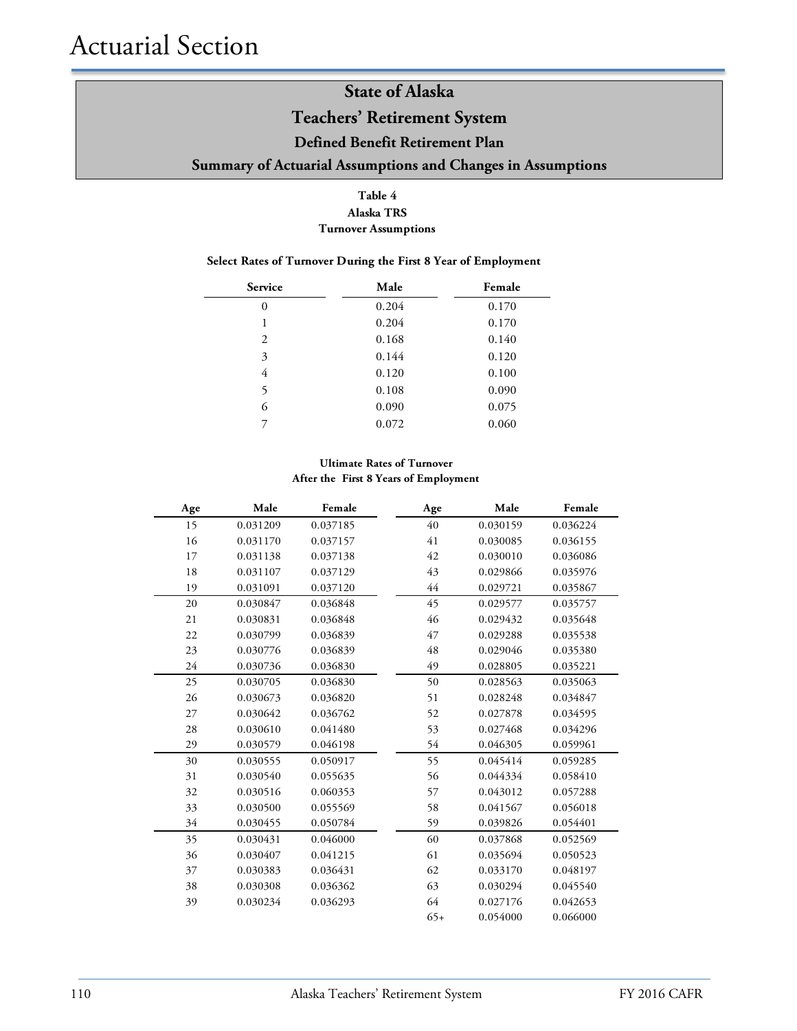# Actuarial Section

## State of Alaska
## Teachers' Retirement System
### Defined Benefit Retirement Plan
### Summary of Actuarial Assumptions and Changes in Assumptions

**Table 4**
**Alaska TRS**
**Turnover Assumptions**

**Select Rates of Turnover During the First 8 Year of Employment**

| Service | Male | Female |
|---|---|---|
| 0 | 0.204 | 0.170 |
| 1 | 0.204 | 0.170 |
| 2 | 0.168 | 0.140 |
| 3 | 0.144 | 0.120 |
| 4 | 0.120 | 0.100 |
| 5 | 0.108 | 0.090 |
| 6 | 0.090 | 0.075 |
| 7 | 0.072 | 0.060 |

**Ultimate Rates of Turnover**
**After the First 8 Years of Employment**

| Age | Male | Female | Age | Male | Female |
|---|---|---|---|---|---|
| 15 | 0.031209 | 0.037185 | 40 | 0.030159 | 0.036224 |
| 16 | 0.031170 | 0.037157 | 41 | 0.030085 | 0.036155 |
| 17 | 0.031138 | 0.037138 | 42 | 0.030010 | 0.036086 |
| 18 | 0.031107 | 0.037129 | 43 | 0.029866 | 0.035976 |
| 19 | 0.031091 | 0.037120 | 44 | 0.029721 | 0.035867 |
| 20 | 0.030847 | 0.036848 | 45 | 0.029577 | 0.035757 |
| 21 | 0.030831 | 0.036848 | 46 | 0.029432 | 0.035648 |
| 22 | 0.030799 | 0.036839 | 47 | 0.029288 | 0.035538 |
| 23 | 0.030776 | 0.036839 | 48 | 0.029046 | 0.035380 |
| 24 | 0.030736 | 0.036830 | 49 | 0.028805 | 0.035221 |
| 25 | 0.030705 | 0.036830 | 50 | 0.028563 | 0.035063 |
| 26 | 0.030673 | 0.036820 | 51 | 0.028248 | 0.034847 |
| 27 | 0.030642 | 0.036762 | 52 | 0.027878 | 0.034595 |
| 28 | 0.030610 | 0.041480 | 53 | 0.027468 | 0.034296 |
| 29 | 0.030579 | 0.046198 | 54 | 0.046305 | 0.059961 |
| 30 | 0.030555 | 0.050917 | 55 | 0.045414 | 0.059285 |
| 31 | 0.030540 | 0.055635 | 56 | 0.044334 | 0.058410 |
| 32 | 0.030516 | 0.060353 | 57 | 0.043012 | 0.057288 |
| 33 | 0.030500 | 0.055569 | 58 | 0.041567 | 0.056018 |
| 34 | 0.030455 | 0.050784 | 59 | 0.039826 | 0.054401 |
| 35 | 0.030431 | 0.046000 | 60 | 0.037868 | 0.052569 |
| 36 | 0.030407 | 0.041215 | 61 | 0.035694 | 0.050523 |
| 37 | 0.030383 | 0.036431 | 62 | 0.033170 | 0.048197 |
| 38 | 0.030308 | 0.036362 | 63 | 0.030294 | 0.045540 |
| 39 | 0.030234 | 0.036293 | 64 | 0.027176 | 0.042653 |
| | | | 65+ | 0.054000 | 0.066000 |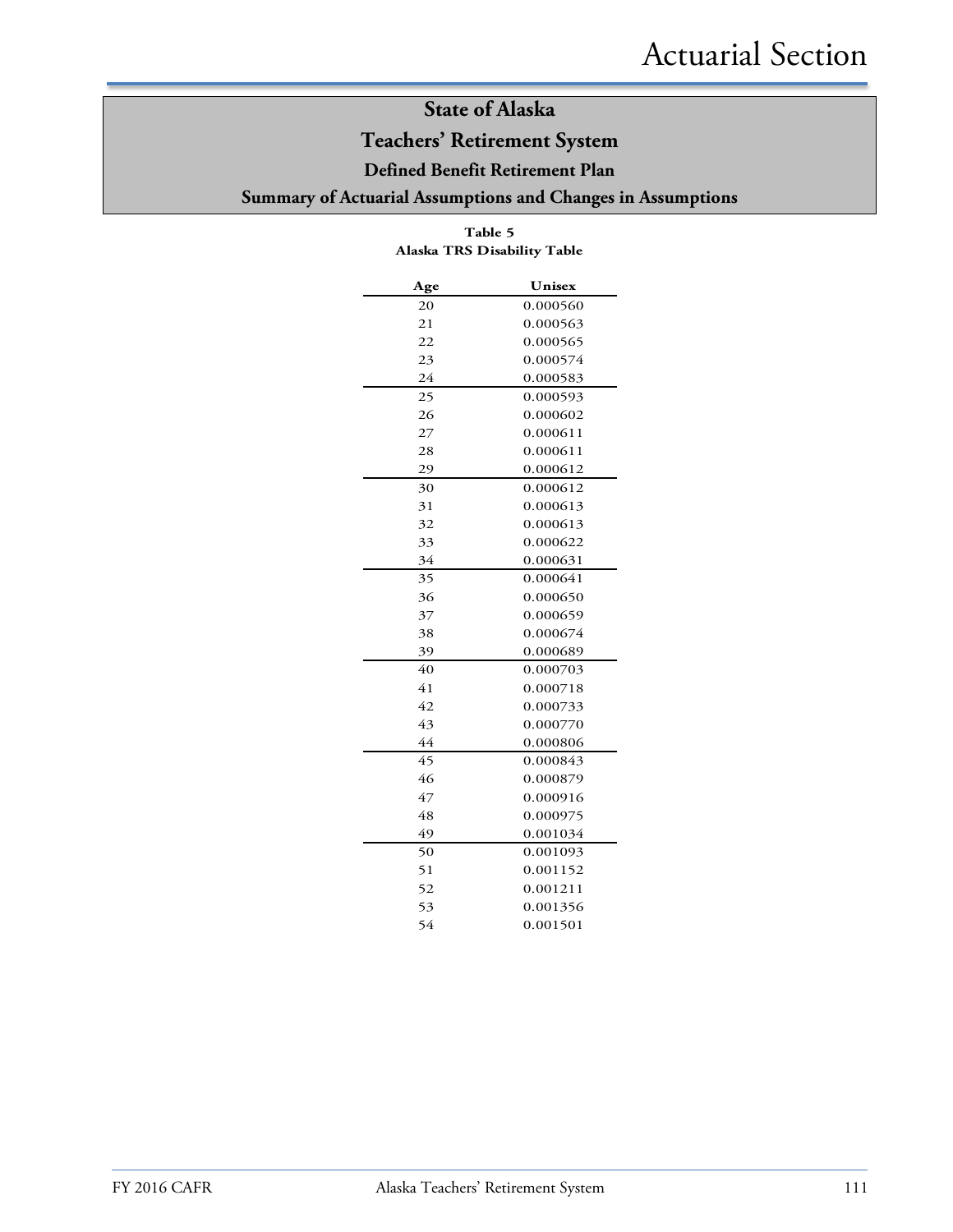# State of Alaska

## Teachers' Retirement System

### Defined Benefit Retirement Plan

### Summary of Actuarial Assumptions and Changes in Assumptions

**Table 5**
**Alaska TRS Disability Table**

| Age | Unisex |
|---|---|
| 20 | 0.000560 |
| 21 | 0.000563 |
| 22 | 0.000565 |
| 23 | 0.000574 |
| 24 | 0.000583 |
| 25 | 0.000593 |
| 26 | 0.000602 |
| 27 | 0.000611 |
| 28 | 0.000611 |
| 29 | 0.000612 |
| 30 | 0.000612 |
| 31 | 0.000613 |
| 32 | 0.000613 |
| 33 | 0.000622 |
| 34 | 0.000631 |
| 35 | 0.000641 |
| 36 | 0.000650 |
| 37 | 0.000659 |
| 38 | 0.000674 |
| 39 | 0.000689 |
| 40 | 0.000703 |
| 41 | 0.000718 |
| 42 | 0.000733 |
| 43 | 0.000770 |
| 44 | 0.000806 |
| 45 | 0.000843 |
| 46 | 0.000879 |
| 47 | 0.000916 |
| 48 | 0.000975 |
| 49 | 0.001034 |
| 50 | 0.001093 |
| 51 | 0.001152 |
| 52 | 0.001211 |
| 53 | 0.001356 |
| 54 | 0.001501 |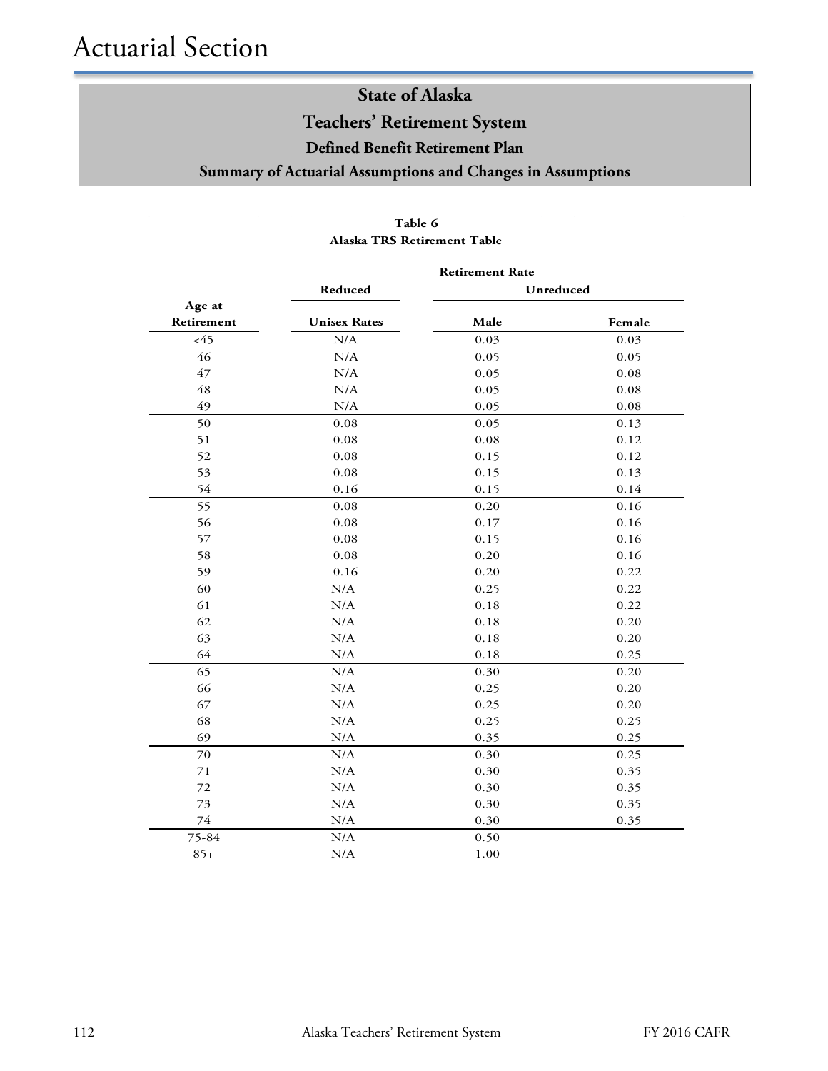# Actuarial Section

## State of Alaska
## Teachers' Retirement System
### Defined Benefit Retirement Plan
### Summary of Actuarial Assumptions and Changes in Assumptions

**Table 6**
**Alaska TRS Retirement Table**

| Age at Retirement | Retirement Rate | | |
|---|---|---|---|
| | Reduced | Unreduced | |
| | Unisex Rates | Male | Female |
| <45 | N/A | 0.03 | 0.03 |
| 46 | N/A | 0.05 | 0.05 |
| 47 | N/A | 0.05 | 0.08 |
| 48 | N/A | 0.05 | 0.08 |
| 49 | N/A | 0.05 | 0.08 |
| 50 | 0.08 | 0.05 | 0.13 |
| 51 | 0.08 | 0.08 | 0.12 |
| 52 | 0.08 | 0.15 | 0.12 |
| 53 | 0.08 | 0.15 | 0.13 |
| 54 | 0.16 | 0.15 | 0.14 |
| 55 | 0.08 | 0.20 | 0.16 |
| 56 | 0.08 | 0.17 | 0.16 |
| 57 | 0.08 | 0.15 | 0.16 |
| 58 | 0.08 | 0.20 | 0.16 |
| 59 | 0.16 | 0.20 | 0.22 |
| 60 | N/A | 0.25 | 0.22 |
| 61 | N/A | 0.18 | 0.22 |
| 62 | N/A | 0.18 | 0.20 |
| 63 | N/A | 0.18 | 0.20 |
| 64 | N/A | 0.18 | 0.25 |
| 65 | N/A | 0.30 | 0.20 |
| 66 | N/A | 0.25 | 0.20 |
| 67 | N/A | 0.25 | 0.20 |
| 68 | N/A | 0.25 | 0.25 |
| 69 | N/A | 0.35 | 0.25 |
| 70 | N/A | 0.30 | 0.25 |
| 71 | N/A | 0.30 | 0.35 |
| 72 | N/A | 0.30 | 0.35 |
| 73 | N/A | 0.30 | 0.35 |
| 74 | N/A | 0.30 | 0.35 |
| 75-84 | N/A | 0.50 | |
| 85+ | N/A | 1.00 | |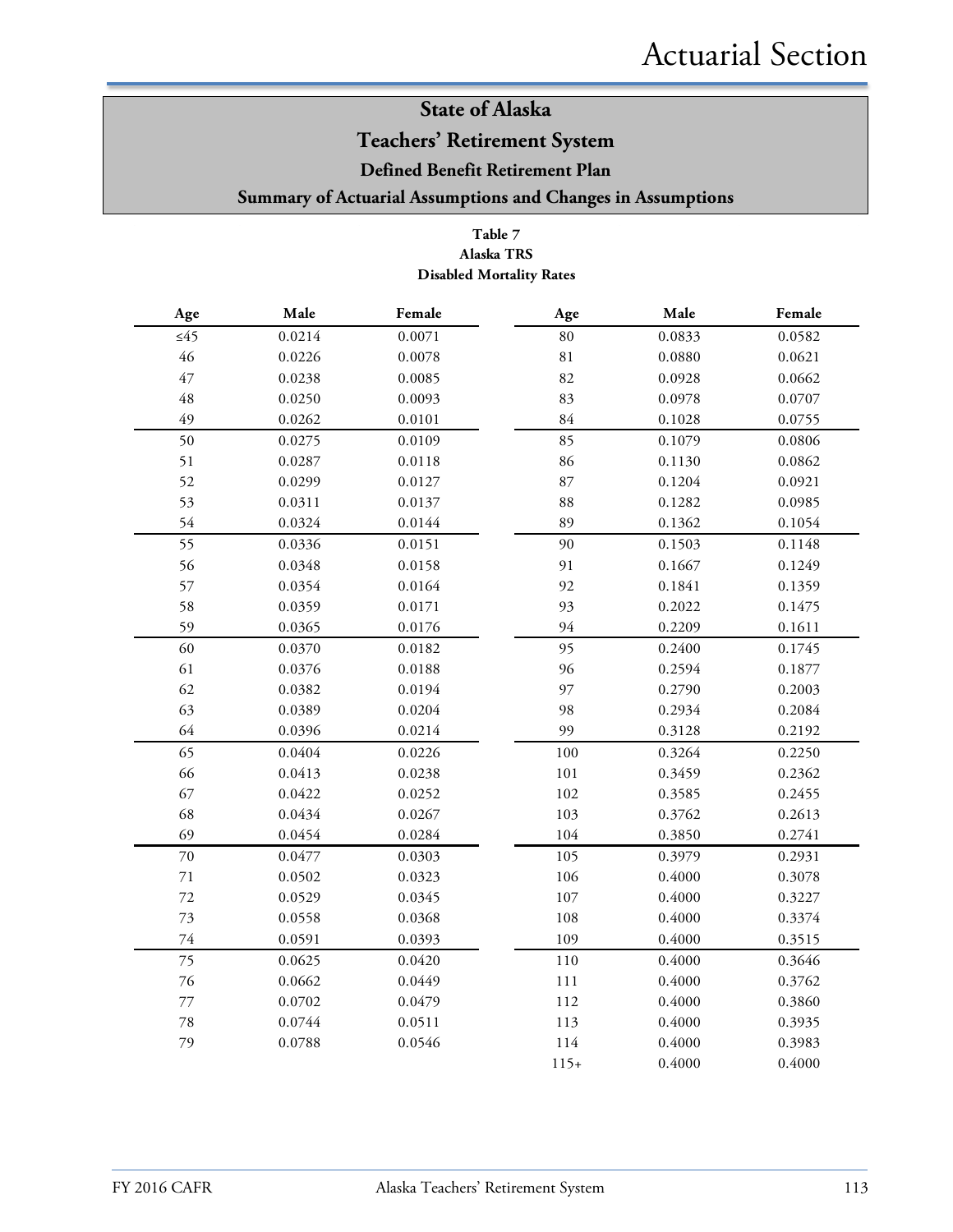# Actuarial Section

## State of Alaska
## Teachers' Retirement System
### Defined Benefit Retirement Plan
### Summary of Actuarial Assumptions and Changes in Assumptions

**Table 7**
**Alaska TRS**
**Disabled Mortality Rates**

| Age | Male | Female | Age | Male | Female |
|---|---|---|---|---|---|
| ≤45 | 0.0214 | 0.0071 | 80 | 0.0833 | 0.0582 |
| 46 | 0.0226 | 0.0078 | 81 | 0.0880 | 0.0621 |
| 47 | 0.0238 | 0.0085 | 82 | 0.0928 | 0.0662 |
| 48 | 0.0250 | 0.0093 | 83 | 0.0978 | 0.0707 |
| 49 | 0.0262 | 0.0101 | 84 | 0.1028 | 0.0755 |
| 50 | 0.0275 | 0.0109 | 85 | 0.1079 | 0.0806 |
| 51 | 0.0287 | 0.0118 | 86 | 0.1130 | 0.0862 |
| 52 | 0.0299 | 0.0127 | 87 | 0.1204 | 0.0921 |
| 53 | 0.0311 | 0.0137 | 88 | 0.1282 | 0.0985 |
| 54 | 0.0324 | 0.0144 | 89 | 0.1362 | 0.1054 |
| 55 | 0.0336 | 0.0151 | 90 | 0.1503 | 0.1148 |
| 56 | 0.0348 | 0.0158 | 91 | 0.1667 | 0.1249 |
| 57 | 0.0354 | 0.0164 | 92 | 0.1841 | 0.1359 |
| 58 | 0.0359 | 0.0171 | 93 | 0.2022 | 0.1475 |
| 59 | 0.0365 | 0.0176 | 94 | 0.2209 | 0.1611 |
| 60 | 0.0370 | 0.0182 | 95 | 0.2400 | 0.1745 |
| 61 | 0.0376 | 0.0188 | 96 | 0.2594 | 0.1877 |
| 62 | 0.0382 | 0.0194 | 97 | 0.2790 | 0.2003 |
| 63 | 0.0389 | 0.0204 | 98 | 0.2934 | 0.2084 |
| 64 | 0.0396 | 0.0214 | 99 | 0.3128 | 0.2192 |
| 65 | 0.0404 | 0.0226 | 100 | 0.3264 | 0.2250 |
| 66 | 0.0413 | 0.0238 | 101 | 0.3459 | 0.2362 |
| 67 | 0.0422 | 0.0252 | 102 | 0.3585 | 0.2455 |
| 68 | 0.0434 | 0.0267 | 103 | 0.3762 | 0.2613 |
| 69 | 0.0454 | 0.0284 | 104 | 0.3850 | 0.2741 |
| 70 | 0.0477 | 0.0303 | 105 | 0.3979 | 0.2931 |
| 71 | 0.0502 | 0.0323 | 106 | 0.4000 | 0.3078 |
| 72 | 0.0529 | 0.0345 | 107 | 0.4000 | 0.3227 |
| 73 | 0.0558 | 0.0368 | 108 | 0.4000 | 0.3374 |
| 74 | 0.0591 | 0.0393 | 109 | 0.4000 | 0.3515 |
| 75 | 0.0625 | 0.0420 | 110 | 0.4000 | 0.3646 |
| 76 | 0.0662 | 0.0449 | 111 | 0.4000 | 0.3762 |
| 77 | 0.0702 | 0.0479 | 112 | 0.4000 | 0.3860 |
| 78 | 0.0744 | 0.0511 | 113 | 0.4000 | 0.3935 |
| 79 | 0.0788 | 0.0546 | 114 | 0.4000 | 0.3983 |
| | | | 115+ | 0.4000 | 0.4000 |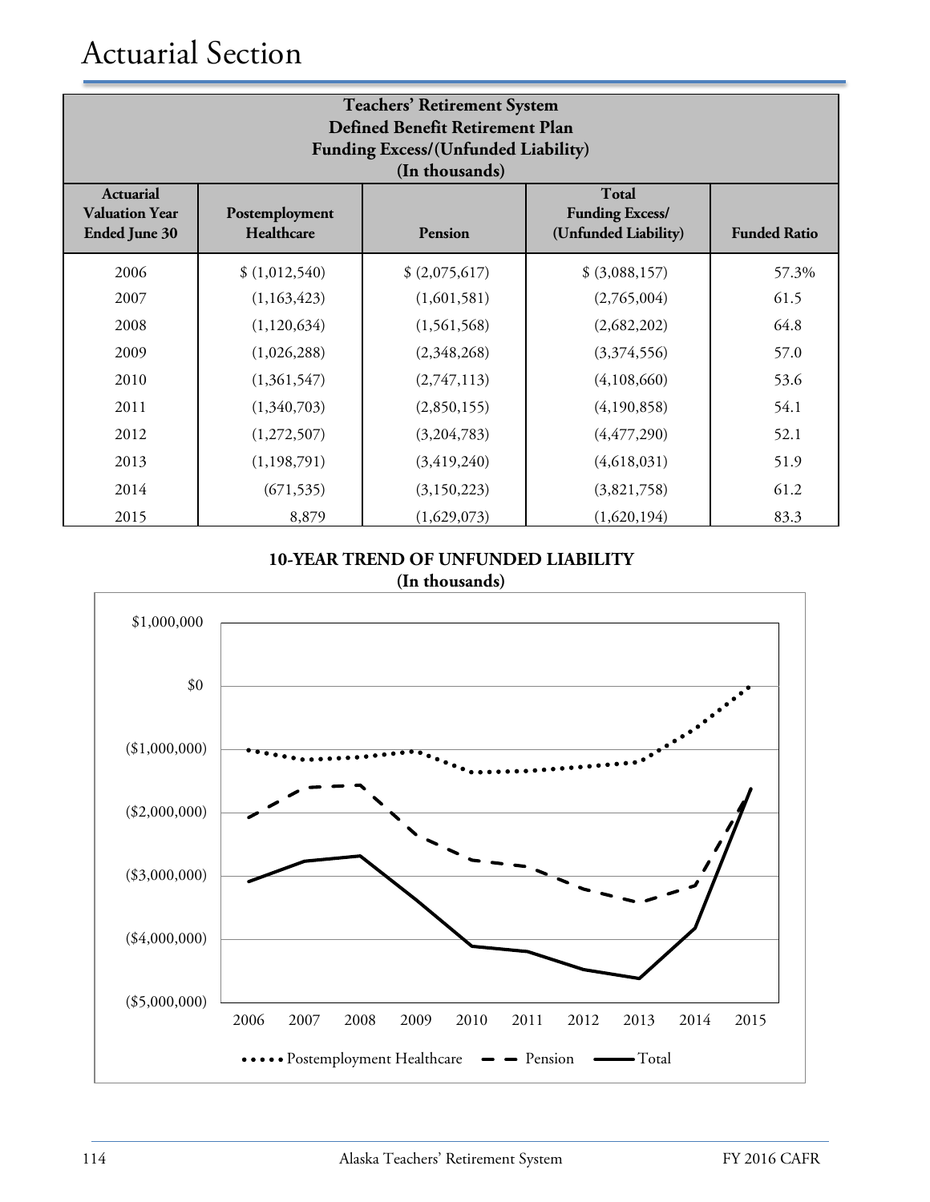# Actuarial Section

| Teachers' Retirement System<br>Defined Benefit Retirement Plan<br>Funding Excess/(Unfunded Liability)<br>(In thousands) | | | | |
|---|---|---|---|---|
| **Actuarial Valuation Year Ended June 30** | **Postemployment Healthcare** | **Pension** | **Total Funding Excess/ (Unfunded Liability)** | **Funded Ratio** |
| 2006 | $ (1,012,540) | $ (2,075,617) | $ (3,088,157) | 57.3% |
| 2007 | (1,163,423) | (1,601,581) | (2,765,004) | 61.5 |
| 2008 | (1,120,634) | (1,561,568) | (2,682,202) | 64.8 |
| 2009 | (1,026,288) | (2,348,268) | (3,374,556) | 57.0 |
| 2010 | (1,361,547) | (2,747,113) | (4,108,660) | 53.6 |
| 2011 | (1,340,703) | (2,850,155) | (4,190,858) | 54.1 |
| 2012 | (1,272,507) | (3,204,783) | (4,477,290) | 52.1 |
| 2013 | (1,198,791) | (3,419,240) | (4,618,031) | 51.9 |
| 2014 | (671,535) | (3,150,223) | (3,821,758) | 61.2 |
| 2015 | 8,879 | (1,629,073) | (1,620,194) | 83.3 |

**10-YEAR TREND OF UNFUNDED LIABILITY**
**(In thousands)**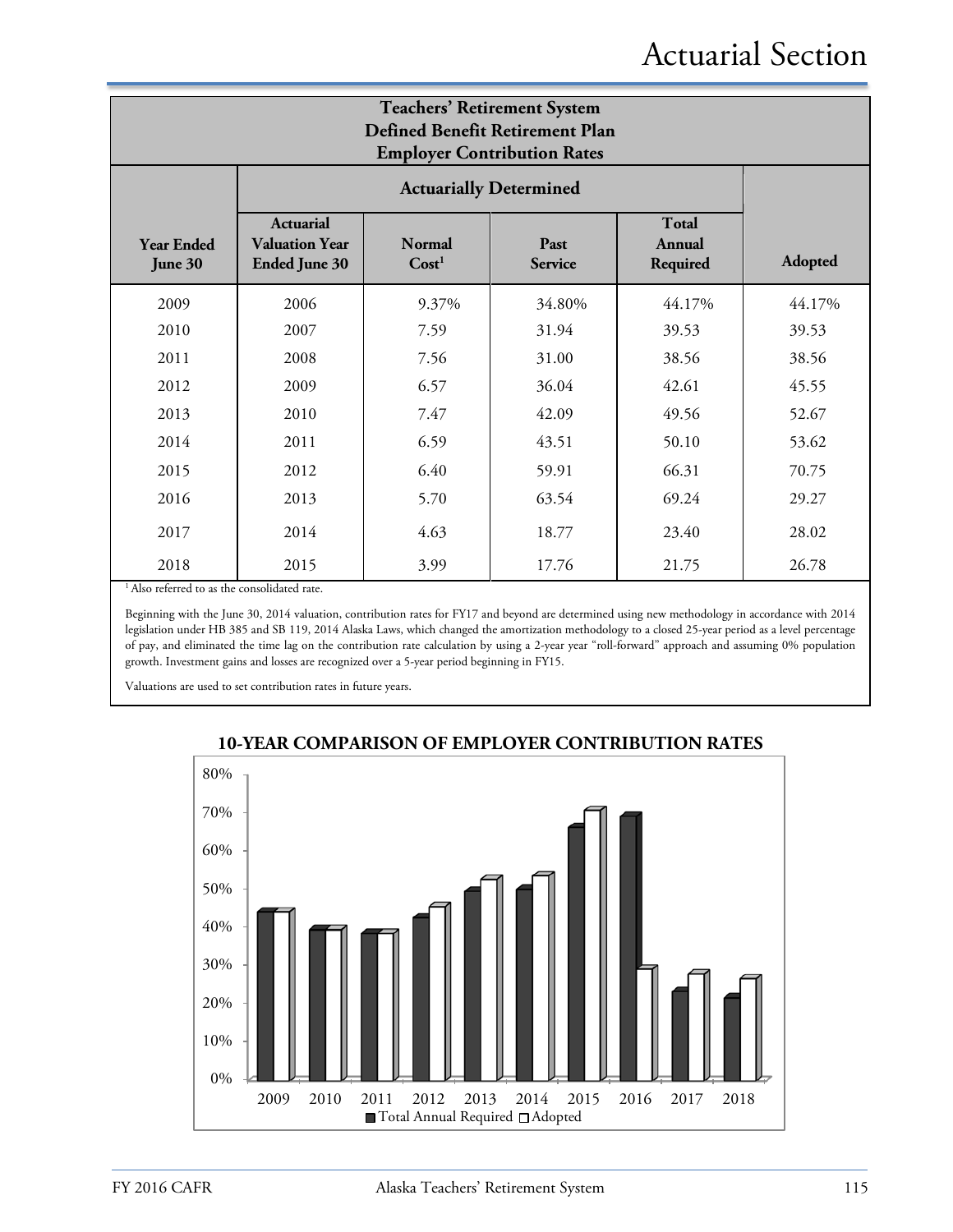## Teachers' Retirement System
## Defined Benefit Retirement Plan
## Employer Contribution Rates

| | Actuarially Determined | | | | |
|---|---|---|---|---|---|
| **Year Ended June 30** | **Actuarial Valuation Year Ended June 30** | **Normal Cost[1]** | **Past Service** | **Total Annual Required** | **Adopted** |
| 2009 | 2006 | 9.37% | 34.80% | 44.17% | 44.17% |
| 2010 | 2007 | 7.59 | 31.94 | 39.53 | 39.53 |
| 2011 | 2008 | 7.56 | 31.00 | 38.56 | 38.56 |
| 2012 | 2009 | 6.57 | 36.04 | 42.61 | 45.55 |
| 2013 | 2010 | 7.47 | 42.09 | 49.56 | 52.67 |
| 2014 | 2011 | 6.59 | 43.51 | 50.10 | 53.62 |
| 2015 | 2012 | 6.40 | 59.91 | 66.31 | 70.75 |
| 2016 | 2013 | 5.70 | 63.54 | 69.24 | 29.27 |
| 2017 | 2014 | 4.63 | 18.77 | 23.40 | 28.02 |
| 2018 | 2015 | 3.99 | 17.76 | 21.75 | 26.78 |

[1] Also referred to as the consolidated rate.

Beginning with the June 30, 2014 valuation, contribution rates for FY17 and beyond are determined using new methodology in accordance with 2014 legislation under HB 385 and SB 119, 2014 Alaska Laws, which changed the amortization methodology to a closed 25-year period as a level percentage of pay, and eliminated the time lag on the contribution rate calculation by using a 2-year year "roll-forward" approach and assuming 0% population growth. Investment gains and losses are recognized over a 5-year period beginning in FY15.

Valuations are used to set contribution rates in future years.

### 10-YEAR COMPARISON OF EMPLOYER CONTRIBUTION RATES

| Year | Total Annual Required | Adopted |
|---|---|---|
| 2009 | 44.17% | 44.17% |
| 2010 | 39.53% | 39.53% |
| 2011 | 38.56% | 38.56% |
| 2012 | 42.61% | 45.55% |
| 2013 | 49.56% | 52.67% |
| 2014 | 50.10% | 53.62% |
| 2015 | 66.31% | 70.75% |
| 2016 | 69.24% | 29.27% |
| 2017 | 23.40% | 28.02% |
| 2018 | 21.75% | 26.78% |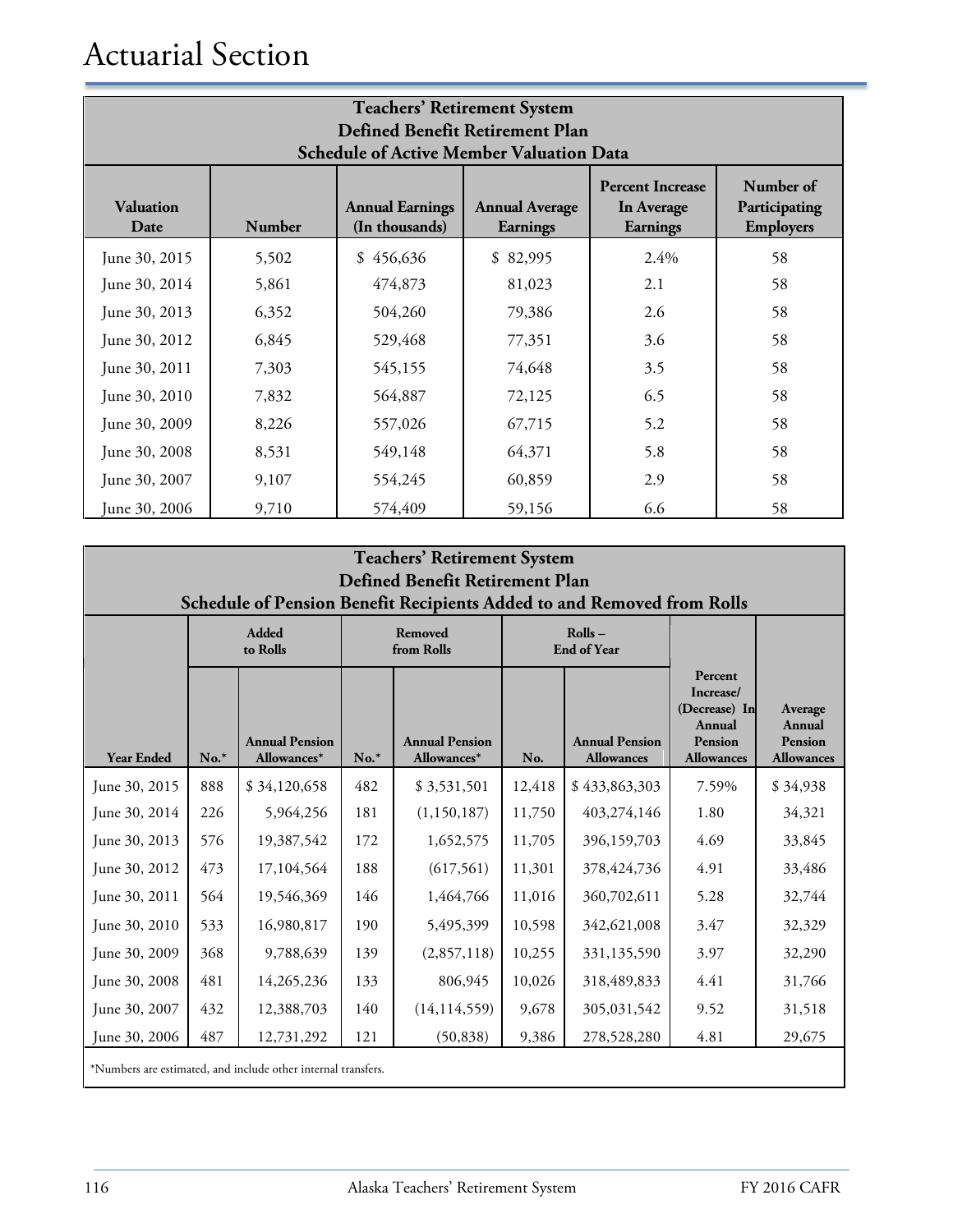# Actuarial Section

## Teachers' Retirement System
## Defined Benefit Retirement Plan
## Schedule of Active Member Valuation Data

| Valuation Date | Number | Annual Earnings (In thousands) | Annual Average Earnings | Percent Increase In Average Earnings | Number of Participating Employers |
|---|---|---|---|---|---|
| June 30, 2015 | 5,502 | $ 456,636 | $ 82,995 | 2.4% | 58 |
| June 30, 2014 | 5,861 | 474,873 | 81,023 | 2.1 | 58 |
| June 30, 2013 | 6,352 | 504,260 | 79,386 | 2.6 | 58 |
| June 30, 2012 | 6,845 | 529,468 | 77,351 | 3.6 | 58 |
| June 30, 2011 | 7,303 | 545,155 | 74,648 | 3.5 | 58 |
| June 30, 2010 | 7,832 | 564,887 | 72,125 | 6.5 | 58 |
| June 30, 2009 | 8,226 | 557,026 | 67,715 | 5.2 | 58 |
| June 30, 2008 | 8,531 | 549,148 | 64,371 | 5.8 | 58 |
| June 30, 2007 | 9,107 | 554,245 | 60,859 | 2.9 | 58 |
| June 30, 2006 | 9,710 | 574,409 | 59,156 | 6.6 | 58 |

## Teachers' Retirement System
## Defined Benefit Retirement Plan
## Schedule of Pension Benefit Recipients Added to and Removed from Rolls

| | Added to Rolls | | Removed from Rolls | | Rolls – End of Year | | | |
|---|---|---|---|---|---|---|---|---|
| **Year Ended** | **No.*** | **Annual Pension Allowances*** | **No.*** | **Annual Pension Allowances*** | **No.** | **Annual Pension Allowances** | **Percent Increase/ (Decrease) In Annual Pension Allowances** | **Average Annual Pension Allowances** |
| June 30, 2015 | 888 | $ 34,120,658 | 482 | $ 3,531,501 | 12,418 | $ 433,863,303 | 7.59% | $ 34,938 |
| June 30, 2014 | 226 | 5,964,256 | 181 | (1,150,187) | 11,750 | 403,274,146 | 1.80 | 34,321 |
| June 30, 2013 | 576 | 19,387,542 | 172 | 1,652,575 | 11,705 | 396,159,703 | 4.69 | 33,845 |
| June 30, 2012 | 473 | 17,104,564 | 188 | (617,561) | 11,301 | 378,424,736 | 4.91 | 33,486 |
| June 30, 2011 | 564 | 19,546,369 | 146 | 1,464,766 | 11,016 | 360,702,611 | 5.28 | 32,744 |
| June 30, 2010 | 533 | 16,980,817 | 190 | 5,495,399 | 10,598 | 342,621,008 | 3.47 | 32,329 |
| June 30, 2009 | 368 | 9,788,639 | 139 | (2,857,118) | 10,255 | 331,135,590 | 3.97 | 32,290 |
| June 30, 2008 | 481 | 14,265,236 | 133 | 806,945 | 10,026 | 318,489,833 | 4.41 | 31,766 |
| June 30, 2007 | 432 | 12,388,703 | 140 | (14,114,559) | 9,678 | 305,031,542 | 9.52 | 31,518 |
| June 30, 2006 | 487 | 12,731,292 | 121 | (50,838) | 9,386 | 278,528,280 | 4.81 | 29,675 |

*Numbers are estimated, and include other internal transfers.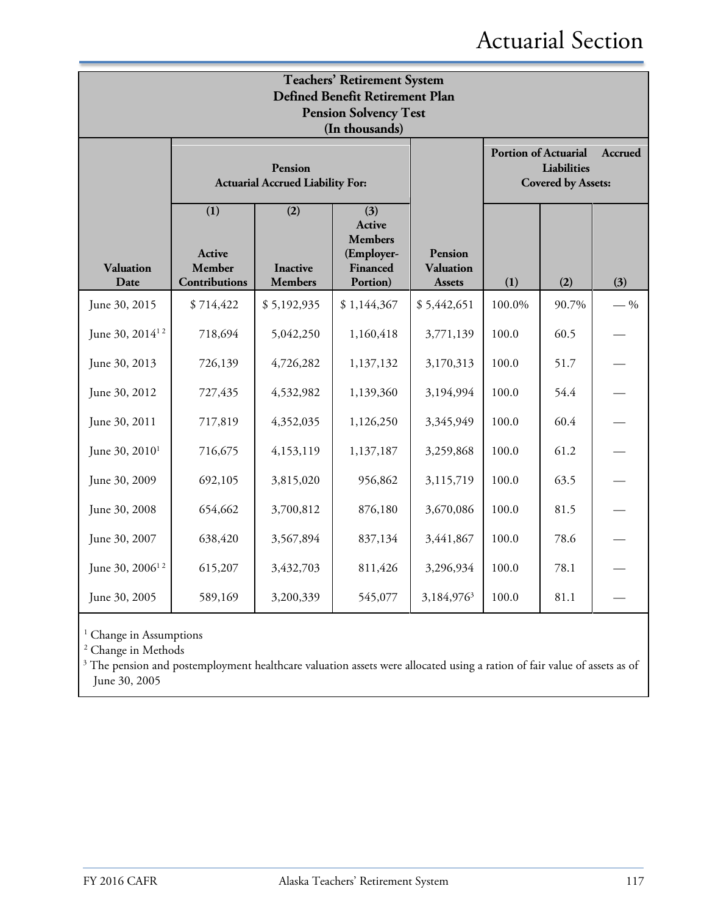# Actuarial Section

| Teachers' Retirement System Defined Benefit Retirement Plan Pension Solvency Test (In thousands) | | | | | | | |
|---|---|---|---|---|---|---|---|
| | Pension Actuarial Accrued Liability For: | | | | Portion of Actuarial Accrued Liabilities Covered by Assets: | | |
| Valuation Date | (1) Active Member Contributions | (2) Inactive Members | (3) Active Members (Employer-Financed Portion) | Pension Valuation Assets | (1) | (2) | (3) |
| June 30, 2015 | $ 714,422 | $ 5,192,935 | $ 1,144,367 | $ 5,442,651 | 100.0% | 90.7% | — % |
| June 30, 2014[1 2] | 718,694 | 5,042,250 | 1,160,418 | 3,771,139 | 100.0 | 60.5 | — |
| June 30, 2013 | 726,139 | 4,726,282 | 1,137,132 | 3,170,313 | 100.0 | 51.7 | — |
| June 30, 2012 | 727,435 | 4,532,982 | 1,139,360 | 3,194,994 | 100.0 | 54.4 | — |
| June 30, 2011 | 717,819 | 4,352,035 | 1,126,250 | 3,345,949 | 100.0 | 60.4 | — |
| June 30, 2010[1] | 716,675 | 4,153,119 | 1,137,187 | 3,259,868 | 100.0 | 61.2 | — |
| June 30, 2009 | 692,105 | 3,815,020 | 956,862 | 3,115,719 | 100.0 | 63.5 | — |
| June 30, 2008 | 654,662 | 3,700,812 | 876,180 | 3,670,086 | 100.0 | 81.5 | — |
| June 30, 2007 | 638,420 | 3,567,894 | 837,134 | 3,441,867 | 100.0 | 78.6 | — |
| June 30, 2006[1 2] | 615,207 | 3,432,703 | 811,426 | 3,296,934 | 100.0 | 78.1 | — |
| June 30, 2005 | 589,169 | 3,200,339 | 545,077 | 3,184,976[3] | 100.0 | 81.1 | — |

[1] Change in Assumptions

[2] Change in Methods

[3] The pension and postemployment healthcare valuation assets were allocated using a ration of fair value of assets as of June 30, 2005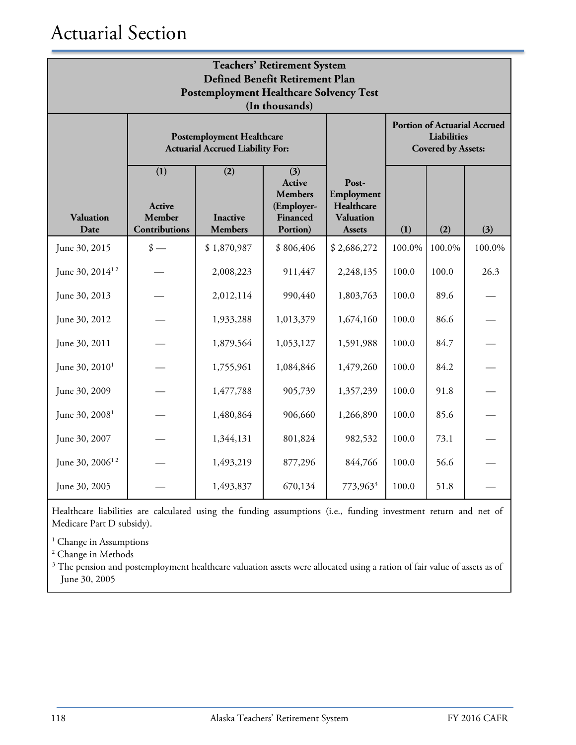# Actuarial Section

| Teachers' Retirement System<br>Defined Benefit Retirement Plan<br>Postemployment Healthcare Solvency Test<br>(In thousands) | | | | | | | |
|---|---|---|---|---|---|---|---|
| | Postemployment Healthcare Actuarial Accrued Liability For: | | | | Portion of Actuarial Accrued Liabilities Covered by Assets: | | |
| Valuation Date | (1)<br>Active Member Contributions | (2)<br>Inactive Members | (3)<br>Active Members (Employer-Financed Portion) | Post-Employment Healthcare Valuation Assets | (1) | (2) | (3) |
| June 30, 2015 | $ — | $ 1,870,987 | $ 806,406 | $ 2,686,272 | 100.0% | 100.0% | 100.0% |
| June 30, 2014[1 2] | — | 2,008,223 | 911,447 | 2,248,135 | 100.0 | 100.0 | 26.3 |
| June 30, 2013 | — | 2,012,114 | 990,440 | 1,803,763 | 100.0 | 89.6 | — |
| June 30, 2012 | — | 1,933,288 | 1,013,379 | 1,674,160 | 100.0 | 86.6 | — |
| June 30, 2011 | — | 1,879,564 | 1,053,127 | 1,591,988 | 100.0 | 84.7 | — |
| June 30, 2010[1] | — | 1,755,961 | 1,084,846 | 1,479,260 | 100.0 | 84.2 | — |
| June 30, 2009 | — | 1,477,788 | 905,739 | 1,357,239 | 100.0 | 91.8 | — |
| June 30, 2008[1] | — | 1,480,864 | 906,660 | 1,266,890 | 100.0 | 85.6 | — |
| June 30, 2007 | — | 1,344,131 | 801,824 | 982,532 | 100.0 | 73.1 | — |
| June 30, 2006[1 2] | — | 1,493,219 | 877,296 | 844,766 | 100.0 | 56.6 | — |
| June 30, 2005 | — | 1,493,837 | 670,134 | 773,963[3] | 100.0 | 51.8 | — |

Healthcare liabilities are calculated using the funding assumptions (i.e., funding investment return and net of Medicare Part D subsidy).

[1] Change in Assumptions

[2] Change in Methods

[3] The pension and postemployment healthcare valuation assets were allocated using a ration of fair value of assets as of June 30, 2005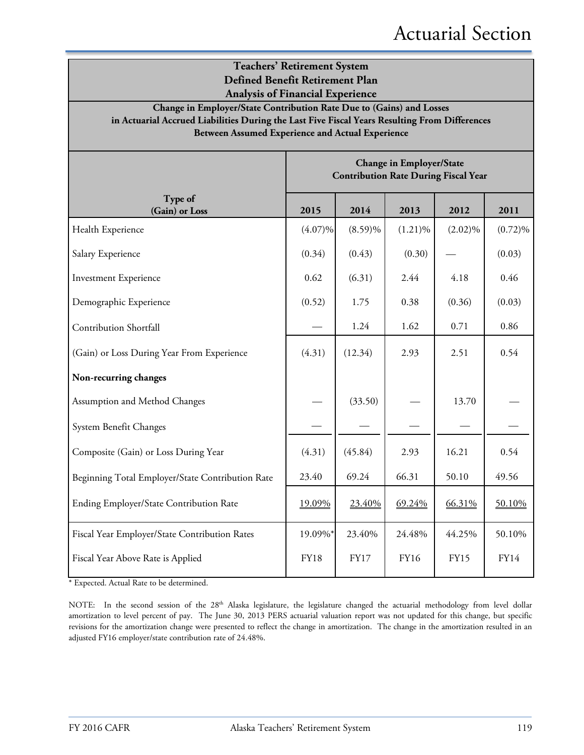## Teachers' Retirement System
## Defined Benefit Retirement Plan
## Analysis of Financial Experience

**Change in Employer/State Contribution Rate Due to (Gains) and Losses in Actuarial Accrued Liabilities During the Last Five Fiscal Years Resulting From Differences Between Assumed Experience and Actual Experience**

| Type of (Gain) or Loss | Change in Employer/State Contribution Rate During Fiscal Year | | | | |
|---|---|---|---|---|---|
| | **2015** | **2014** | **2013** | **2012** | **2011** |
| Health Experience | (4.07)% | (8.59)% | (1.21)% | (2.02)% | (0.72)% |
| Salary Experience | (0.34) | (0.43) | (0.30) | — | (0.03) |
| Investment Experience | 0.62 | (6.31) | 2.44 | 4.18 | 0.46 |
| Demographic Experience | (0.52) | 1.75 | 0.38 | (0.36) | (0.03) |
| Contribution Shortfall | — | 1.24 | 1.62 | 0.71 | 0.86 |
| (Gain) or Loss During Year From Experience | (4.31) | (12.34) | 2.93 | 2.51 | 0.54 |
| **Non-recurring changes** | | | | | |
| Assumption and Method Changes | — | (33.50) | — | 13.70 | — |
| System Benefit Changes | — | — | — | — | — |
| Composite (Gain) or Loss During Year | (4.31) | (45.84) | 2.93 | 16.21 | 0.54 |
| Beginning Total Employer/State Contribution Rate | 23.40 | 69.24 | 66.31 | 50.10 | 49.56 |
| Ending Employer/State Contribution Rate | 19.09% | 23.40% | 69.24% | 66.31% | 50.10% |
| Fiscal Year Employer/State Contribution Rates | 19.09%* | 23.40% | 24.48% | 44.25% | 50.10% |
| Fiscal Year Above Rate is Applied | FY18 | FY17 | FY16 | FY15 | FY14 |

* Expected. Actual Rate to be determined.

NOTE: In the second session of the 28th Alaska legislature, the legislature changed the actuarial methodology from level dollar amortization to level percent of pay. The June 30, 2013 PERS actuarial valuation report was not updated for this change, but specific revisions for the amortization change were presented to reflect the change in amortization. The change in the amortization resulted in an adjusted FY16 employer/state contribution rate of 24.48%.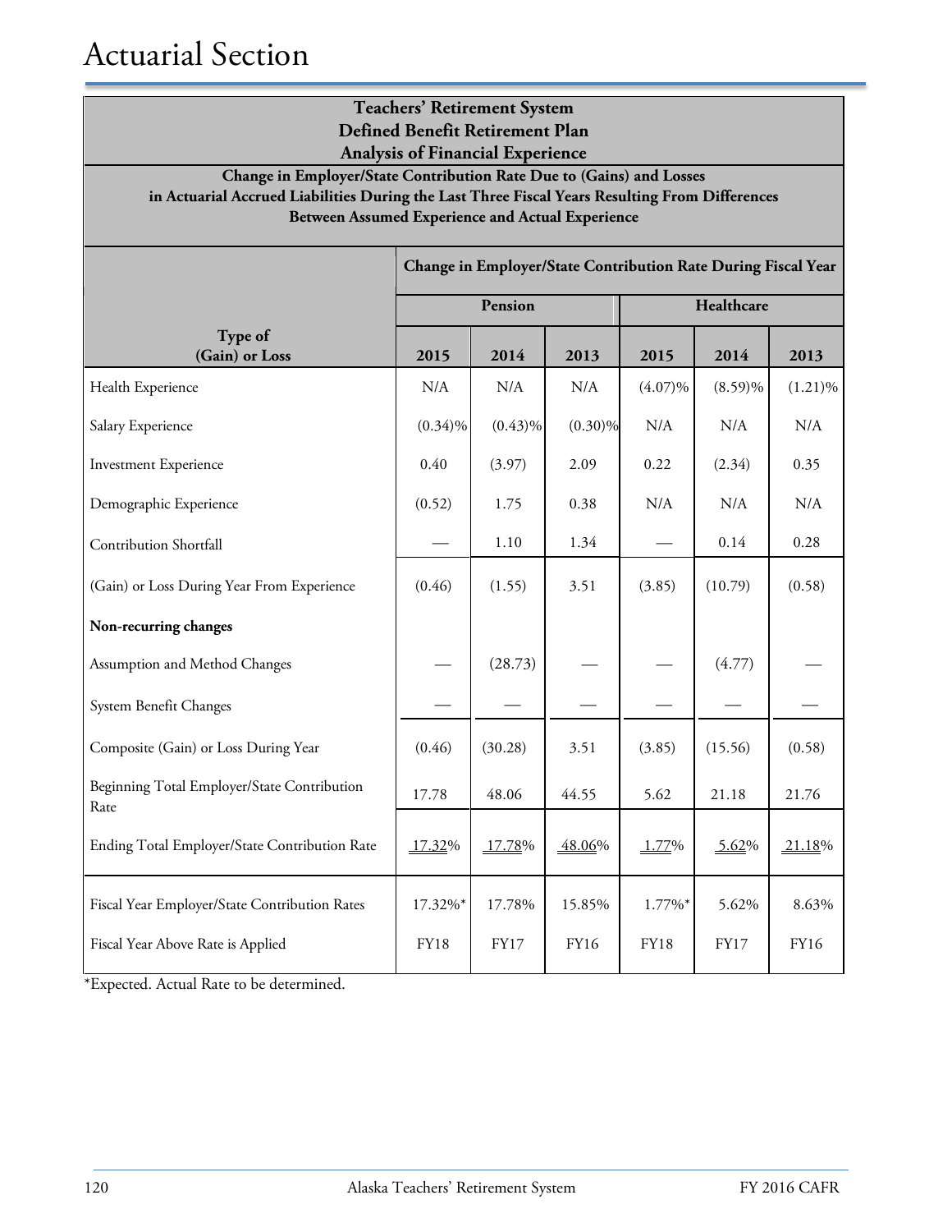# Actuarial Section

**Teachers' Retirement System**
**Defined Benefit Retirement Plan**
**Analysis of Financial Experience**

**Change in Employer/State Contribution Rate Due to (Gains) and Losses in Actuarial Accrued Liabilities During the Last Three Fiscal Years Resulting From Differences Between Assumed Experience and Actual Experience**

| Type of (Gain) or Loss | Change in Employer/State Contribution Rate During Fiscal Year | | | | | |
|---|---|---|---|---|---|---|
| | Pension | | | Healthcare | | |
| | 2015 | 2014 | 2013 | 2015 | 2014 | 2013 |
| Health Experience | N/A | N/A | N/A | (4.07)% | (8.59)% | (1.21)% |
| Salary Experience | (0.34)% | (0.43)% | (0.30)% | N/A | N/A | N/A |
| Investment Experience | 0.40 | (3.97) | 2.09 | 0.22 | (2.34) | 0.35 |
| Demographic Experience | (0.52) | 1.75 | 0.38 | N/A | N/A | N/A |
| Contribution Shortfall | — | 1.10 | 1.34 | — | 0.14 | 0.28 |
| (Gain) or Loss During Year From Experience | (0.46) | (1.55) | 3.51 | (3.85) | (10.79) | (0.58) |
| **Non-recurring changes** | | | | | | |
| Assumption and Method Changes | — | (28.73) | — | — | (4.77) | — |
| System Benefit Changes | — | — | — | — | — | — |
| Composite (Gain) or Loss During Year | (0.46) | (30.28) | 3.51 | (3.85) | (15.56) | (0.58) |
| Beginning Total Employer/State Contribution Rate | 17.78 | 48.06 | 44.55 | 5.62 | 21.18 | 21.76 |
| Ending Total Employer/State Contribution Rate | 17.32% | 17.78% | 48.06% | 1.77% | 5.62% | 21.18% |
| Fiscal Year Employer/State Contribution Rates | 17.32%* | 17.78% | 15.85% | 1.77%* | 5.62% | 8.63% |
| Fiscal Year Above Rate is Applied | FY18 | FY17 | FY16 | FY18 | FY17 | FY16 |

*Expected. Actual Rate to be determined.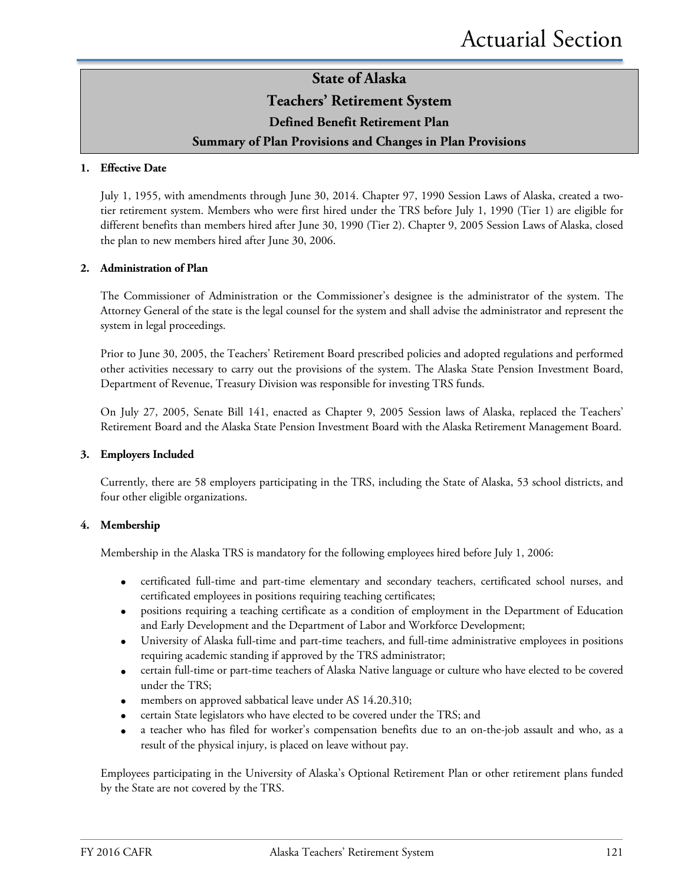# State of Alaska

## Teachers' Retirement System

### Defined Benefit Retirement Plan

### Summary of Plan Provisions and Changes in Plan Provisions

**1. Effective Date**

July 1, 1955, with amendments through June 30, 2014. Chapter 97, 1990 Session Laws of Alaska, created a two-tier retirement system. Members who were first hired under the TRS before July 1, 1990 (Tier 1) are eligible for different benefits than members hired after June 30, 1990 (Tier 2). Chapter 9, 2005 Session Laws of Alaska, closed the plan to new members hired after June 30, 2006.

**2. Administration of Plan**

The Commissioner of Administration or the Commissioner's designee is the administrator of the system. The Attorney General of the state is the legal counsel for the system and shall advise the administrator and represent the system in legal proceedings.

Prior to June 30, 2005, the Teachers' Retirement Board prescribed policies and adopted regulations and performed other activities necessary to carry out the provisions of the system. The Alaska State Pension Investment Board, Department of Revenue, Treasury Division was responsible for investing TRS funds.

On July 27, 2005, Senate Bill 141, enacted as Chapter 9, 2005 Session laws of Alaska, replaced the Teachers' Retirement Board and the Alaska State Pension Investment Board with the Alaska Retirement Management Board.

**3. Employers Included**

Currently, there are 58 employers participating in the TRS, including the State of Alaska, 53 school districts, and four other eligible organizations.

**4. Membership**

Membership in the Alaska TRS is mandatory for the following employees hired before July 1, 2006:

- certificated full-time and part-time elementary and secondary teachers, certificated school nurses, and certificated employees in positions requiring teaching certificates;
- positions requiring a teaching certificate as a condition of employment in the Department of Education and Early Development and the Department of Labor and Workforce Development;
- University of Alaska full-time and part-time teachers, and full-time administrative employees in positions requiring academic standing if approved by the TRS administrator;
- certain full-time or part-time teachers of Alaska Native language or culture who have elected to be covered under the TRS;
- members on approved sabbatical leave under AS 14.20.310;
- certain State legislators who have elected to be covered under the TRS; and
- a teacher who has filed for worker's compensation benefits due to an on-the-job assault and who, as a result of the physical injury, is placed on leave without pay.

Employees participating in the University of Alaska's Optional Retirement Plan or other retirement plans funded by the State are not covered by the TRS.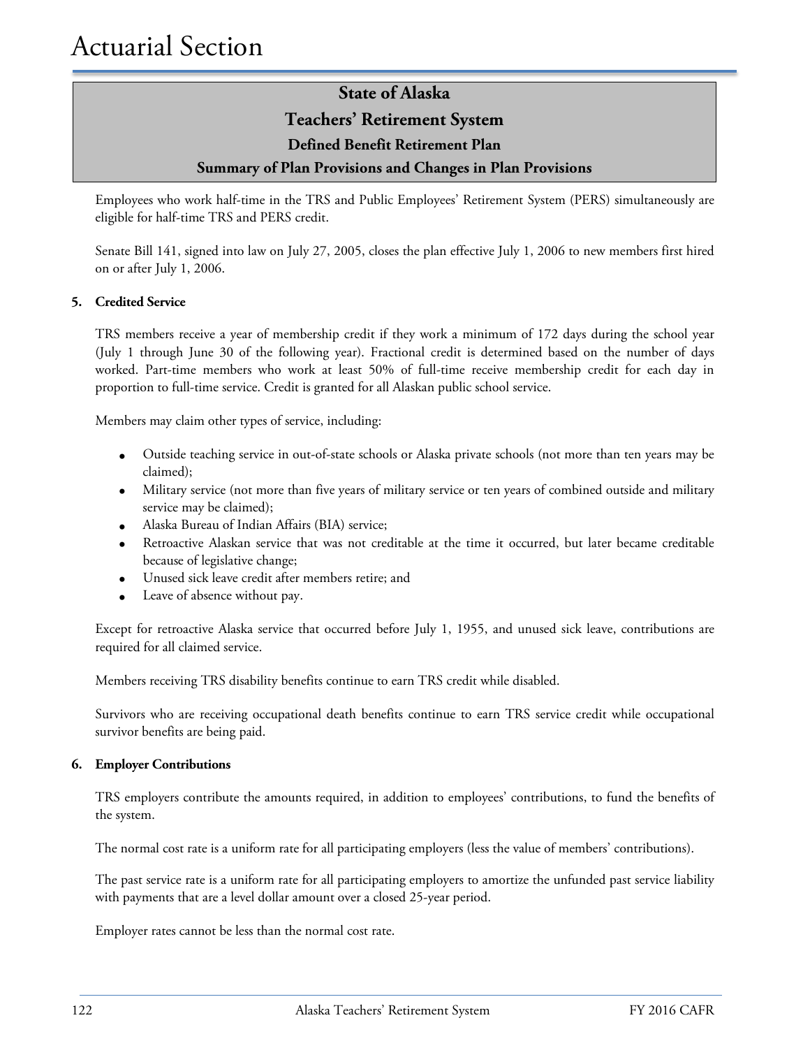## State of Alaska
## Teachers' Retirement System
### Defined Benefit Retirement Plan
### Summary of Plan Provisions and Changes in Plan Provisions

Employees who work half-time in the TRS and Public Employees' Retirement System (PERS) simultaneously are eligible for half-time TRS and PERS credit.

Senate Bill 141, signed into law on July 27, 2005, closes the plan effective July 1, 2006 to new members first hired on or after July 1, 2006.

**5. Credited Service**

TRS members receive a year of membership credit if they work a minimum of 172 days during the school year (July 1 through June 30 of the following year). Fractional credit is determined based on the number of days worked. Part-time members who work at least 50% of full-time receive membership credit for each day in proportion to full-time service. Credit is granted for all Alaskan public school service.

Members may claim other types of service, including:

- Outside teaching service in out-of-state schools or Alaska private schools (not more than ten years may be claimed);
- Military service (not more than five years of military service or ten years of combined outside and military service may be claimed);
- Alaska Bureau of Indian Affairs (BIA) service;
- Retroactive Alaskan service that was not creditable at the time it occurred, but later became creditable because of legislative change;
- Unused sick leave credit after members retire; and
- Leave of absence without pay.

Except for retroactive Alaska service that occurred before July 1, 1955, and unused sick leave, contributions are required for all claimed service.

Members receiving TRS disability benefits continue to earn TRS credit while disabled.

Survivors who are receiving occupational death benefits continue to earn TRS service credit while occupational survivor benefits are being paid.

**6. Employer Contributions**

TRS employers contribute the amounts required, in addition to employees' contributions, to fund the benefits of the system.

The normal cost rate is a uniform rate for all participating employers (less the value of members' contributions).

The past service rate is a uniform rate for all participating employers to amortize the unfunded past service liability with payments that are a level dollar amount over a closed 25-year period.

Employer rates cannot be less than the normal cost rate.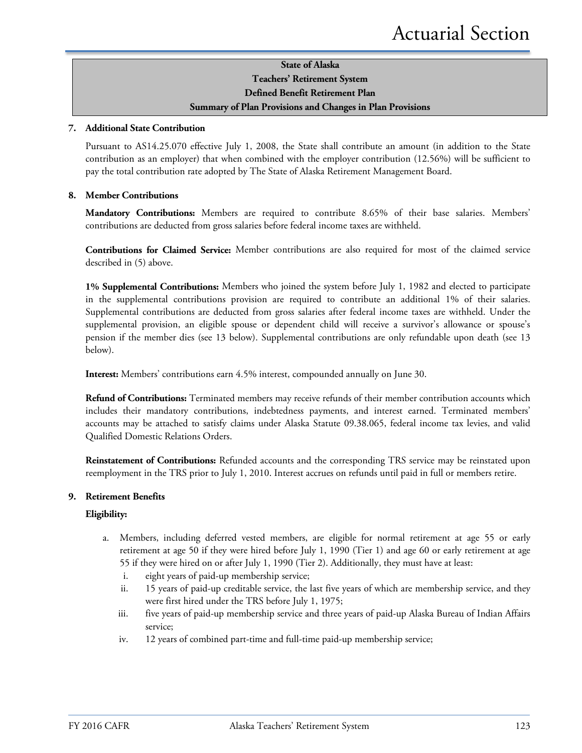**State of Alaska**
**Teachers' Retirement System**
**Defined Benefit Retirement Plan**
**Summary of Plan Provisions and Changes in Plan Provisions**

## 7. Additional State Contribution

Pursuant to AS14.25.070 effective July 1, 2008, the State shall contribute an amount (in addition to the State contribution as an employer) that when combined with the employer contribution (12.56%) will be sufficient to pay the total contribution rate adopted by The State of Alaska Retirement Management Board.

## 8. Member Contributions

**Mandatory Contributions:** Members are required to contribute 8.65% of their base salaries. Members' contributions are deducted from gross salaries before federal income taxes are withheld.

**Contributions for Claimed Service:** Member contributions are also required for most of the claimed service described in (5) above.

**1% Supplemental Contributions:** Members who joined the system before July 1, 1982 and elected to participate in the supplemental contributions provision are required to contribute an additional 1% of their salaries. Supplemental contributions are deducted from gross salaries after federal income taxes are withheld. Under the supplemental provision, an eligible spouse or dependent child will receive a survivor's allowance or spouse's pension if the member dies (see 13 below). Supplemental contributions are only refundable upon death (see 13 below).

**Interest:** Members' contributions earn 4.5% interest, compounded annually on June 30.

**Refund of Contributions:** Terminated members may receive refunds of their member contribution accounts which includes their mandatory contributions, indebtedness payments, and interest earned. Terminated members' accounts may be attached to satisfy claims under Alaska Statute 09.38.065, federal income tax levies, and valid Qualified Domestic Relations Orders.

**Reinstatement of Contributions:** Refunded accounts and the corresponding TRS service may be reinstated upon reemployment in the TRS prior to July 1, 2010. Interest accrues on refunds until paid in full or members retire.

## 9. Retirement Benefits

**Eligibility:**

a. Members, including deferred vested members, are eligible for normal retirement at age 55 or early retirement at age 50 if they were hired before July 1, 1990 (Tier 1) and age 60 or early retirement at age 55 if they were hired on or after July 1, 1990 (Tier 2). Additionally, they must have at least:
   i. eight years of paid-up membership service;
   ii. 15 years of paid-up creditable service, the last five years of which are membership service, and they were first hired under the TRS before July 1, 1975;
   iii. five years of paid-up membership service and three years of paid-up Alaska Bureau of Indian Affairs service;
   iv. 12 years of combined part-time and full-time paid-up membership service;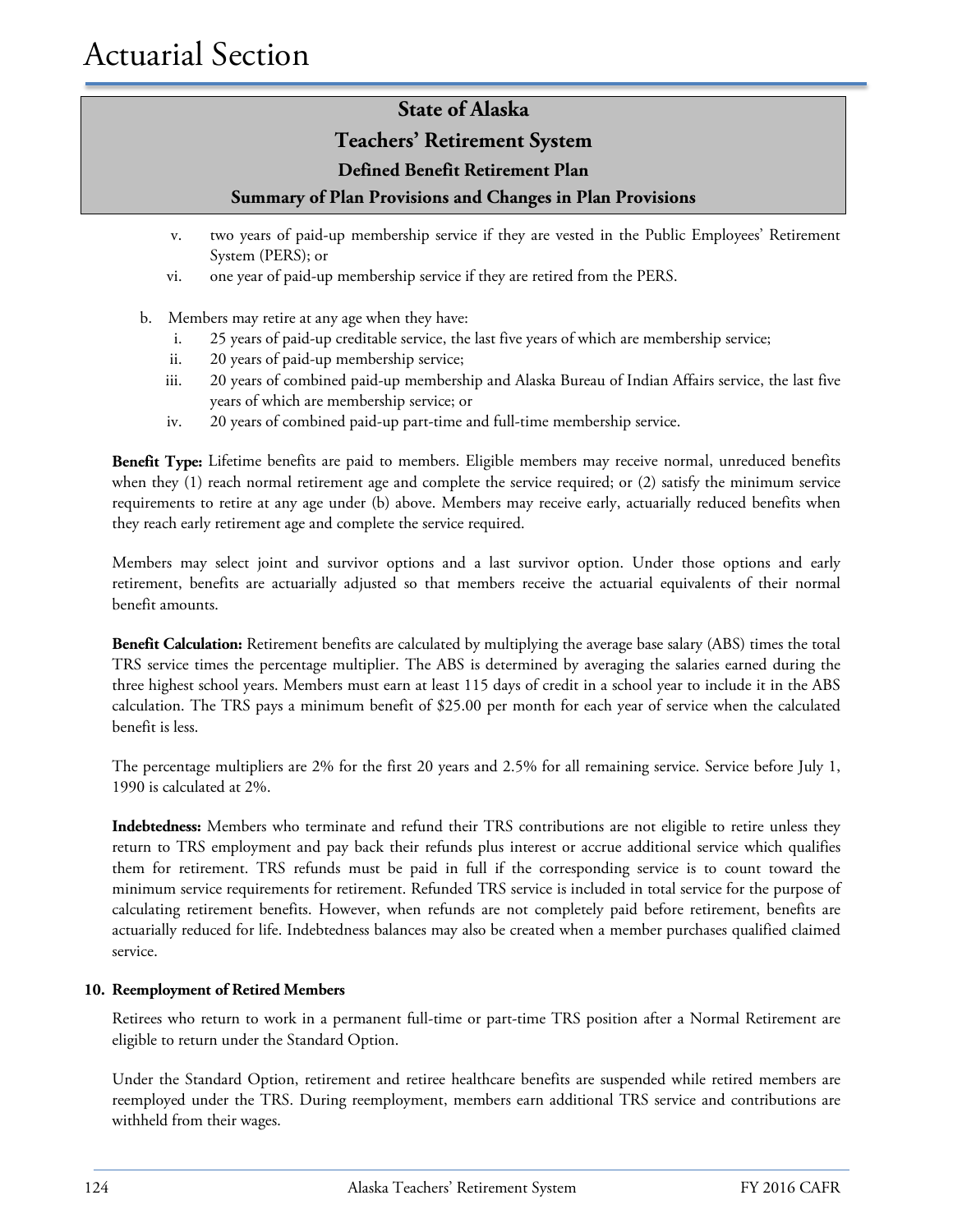## State of Alaska
## Teachers' Retirement System
### Defined Benefit Retirement Plan
### Summary of Plan Provisions and Changes in Plan Provisions

   v. two years of paid-up membership service if they are vested in the Public Employees' Retirement System (PERS); or
   vi. one year of paid-up membership service if they are retired from the PERS.

b. Members may retire at any age when they have:
   i. 25 years of paid-up creditable service, the last five years of which are membership service;
   ii. 20 years of paid-up membership service;
   iii. 20 years of combined paid-up membership and Alaska Bureau of Indian Affairs service, the last five years of which are membership service; or
   iv. 20 years of combined paid-up part-time and full-time membership service.

**Benefit Type:** Lifetime benefits are paid to members. Eligible members may receive normal, unreduced benefits when they (1) reach normal retirement age and complete the service required; or (2) satisfy the minimum service requirements to retire at any age under (b) above. Members may receive early, actuarially reduced benefits when they reach early retirement age and complete the service required.

Members may select joint and survivor options and a last survivor option. Under those options and early retirement, benefits are actuarially adjusted so that members receive the actuarial equivalents of their normal benefit amounts.

**Benefit Calculation:** Retirement benefits are calculated by multiplying the average base salary (ABS) times the total TRS service times the percentage multiplier. The ABS is determined by averaging the salaries earned during the three highest school years. Members must earn at least 115 days of credit in a school year to include it in the ABS calculation. The TRS pays a minimum benefit of $25.00 per month for each year of service when the calculated benefit is less.

The percentage multipliers are 2% for the first 20 years and 2.5% for all remaining service. Service before July 1, 1990 is calculated at 2%.

**Indebtedness:** Members who terminate and refund their TRS contributions are not eligible to retire unless they return to TRS employment and pay back their refunds plus interest or accrue additional service which qualifies them for retirement. TRS refunds must be paid in full if the corresponding service is to count toward the minimum service requirements for retirement. Refunded TRS service is included in total service for the purpose of calculating retirement benefits. However, when refunds are not completely paid before retirement, benefits are actuarially reduced for life. Indebtedness balances may also be created when a member purchases qualified claimed service.

**10. Reemployment of Retired Members**

Retirees who return to work in a permanent full-time or part-time TRS position after a Normal Retirement are eligible to return under the Standard Option.

Under the Standard Option, retirement and retiree healthcare benefits are suspended while retired members are reemployed under the TRS. During reemployment, members earn additional TRS service and contributions are withheld from their wages.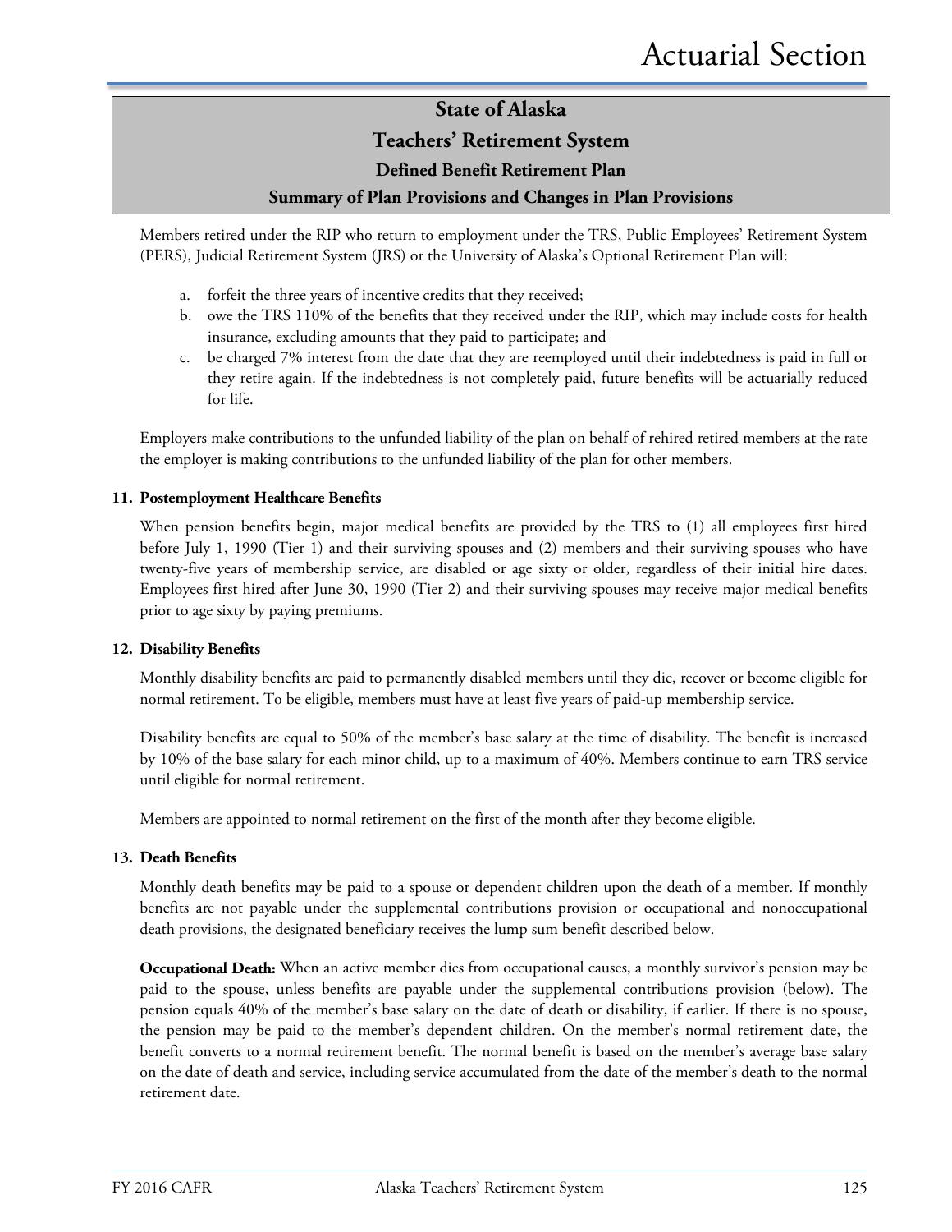## State of Alaska
## Teachers' Retirement System
### Defined Benefit Retirement Plan
### Summary of Plan Provisions and Changes in Plan Provisions

Members retired under the RIP who return to employment under the TRS, Public Employees' Retirement System (PERS), Judicial Retirement System (JRS) or the University of Alaska's Optional Retirement Plan will:

a. forfeit the three years of incentive credits that they received;
b. owe the TRS 110% of the benefits that they received under the RIP, which may include costs for health insurance, excluding amounts that they paid to participate; and
c. be charged 7% interest from the date that they are reemployed until their indebtedness is paid in full or they retire again. If the indebtedness is not completely paid, future benefits will be actuarially reduced for life.

Employers make contributions to the unfunded liability of the plan on behalf of rehired retired members at the rate the employer is making contributions to the unfunded liability of the plan for other members.

**11. Postemployment Healthcare Benefits**

When pension benefits begin, major medical benefits are provided by the TRS to (1) all employees first hired before July 1, 1990 (Tier 1) and their surviving spouses and (2) members and their surviving spouses who have twenty-five years of membership service, are disabled or age sixty or older, regardless of their initial hire dates. Employees first hired after June 30, 1990 (Tier 2) and their surviving spouses may receive major medical benefits prior to age sixty by paying premiums.

**12. Disability Benefits**

Monthly disability benefits are paid to permanently disabled members until they die, recover or become eligible for normal retirement. To be eligible, members must have at least five years of paid-up membership service.

Disability benefits are equal to 50% of the member's base salary at the time of disability. The benefit is increased by 10% of the base salary for each minor child, up to a maximum of 40%. Members continue to earn TRS service until eligible for normal retirement.

Members are appointed to normal retirement on the first of the month after they become eligible.

**13. Death Benefits**

Monthly death benefits may be paid to a spouse or dependent children upon the death of a member. If monthly benefits are not payable under the supplemental contributions provision or occupational and nonoccupational death provisions, the designated beneficiary receives the lump sum benefit described below.

**Occupational Death:** When an active member dies from occupational causes, a monthly survivor's pension may be paid to the spouse, unless benefits are payable under the supplemental contributions provision (below). The pension equals 40% of the member's base salary on the date of death or disability, if earlier. If there is no spouse, the pension may be paid to the member's dependent children. On the member's normal retirement date, the benefit converts to a normal retirement benefit. The normal benefit is based on the member's average base salary on the date of death and service, including service accumulated from the date of the member's death to the normal retirement date.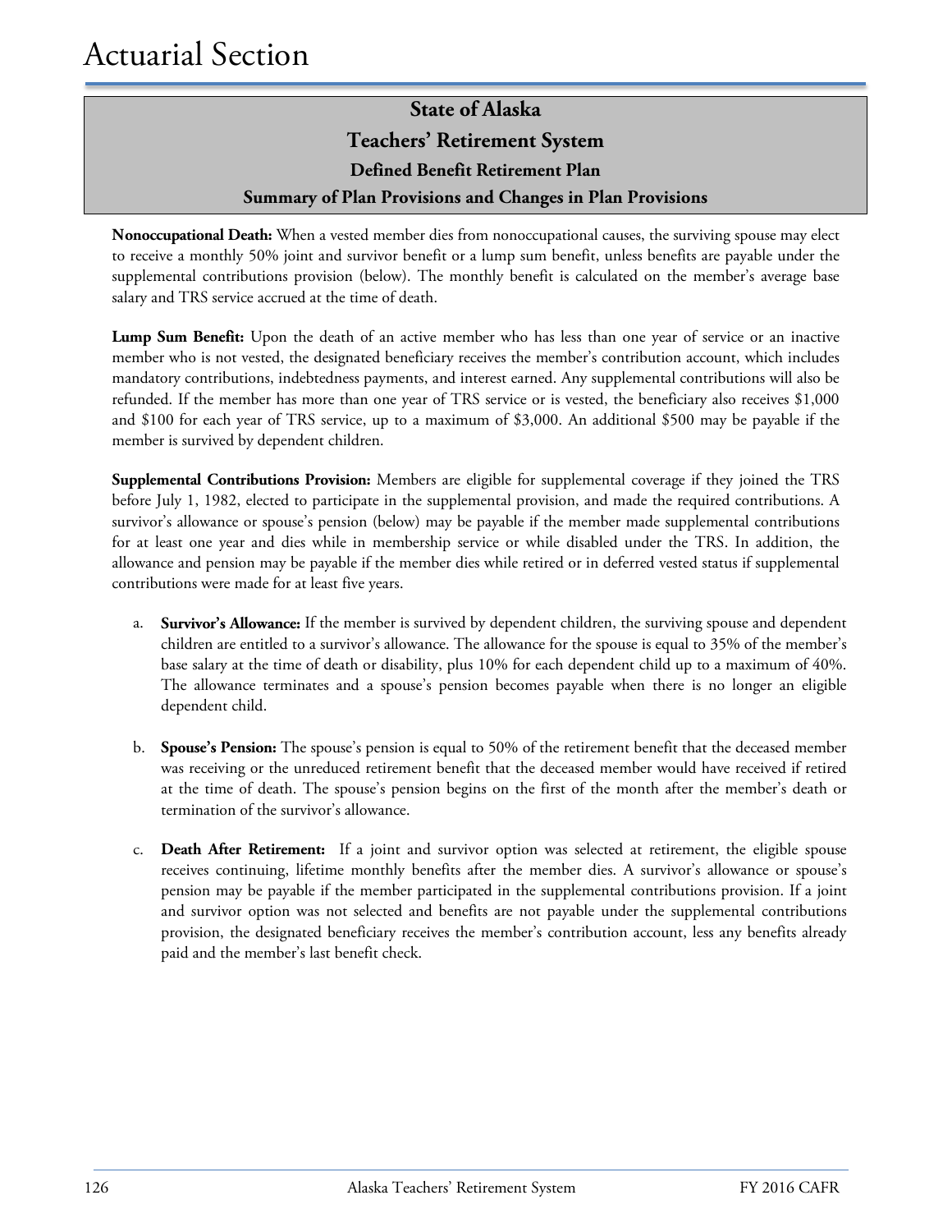# State of Alaska
## Teachers' Retirement System
### Defined Benefit Retirement Plan
### Summary of Plan Provisions and Changes in Plan Provisions

**Nonoccupational Death:** When a vested member dies from nonoccupational causes, the surviving spouse may elect to receive a monthly 50% joint and survivor benefit or a lump sum benefit, unless benefits are payable under the supplemental contributions provision (below). The monthly benefit is calculated on the member's average base salary and TRS service accrued at the time of death.

**Lump Sum Benefit:** Upon the death of an active member who has less than one year of service or an inactive member who is not vested, the designated beneficiary receives the member's contribution account, which includes mandatory contributions, indebtedness payments, and interest earned. Any supplemental contributions will also be refunded. If the member has more than one year of TRS service or is vested, the beneficiary also receives $1,000 and $100 for each year of TRS service, up to a maximum of $3,000. An additional $500 may be payable if the member is survived by dependent children.

**Supplemental Contributions Provision:** Members are eligible for supplemental coverage if they joined the TRS before July 1, 1982, elected to participate in the supplemental provision, and made the required contributions. A survivor's allowance or spouse's pension (below) may be payable if the member made supplemental contributions for at least one year and dies while in membership service or while disabled under the TRS. In addition, the allowance and pension may be payable if the member dies while retired or in deferred vested status if supplemental contributions were made for at least five years.

a. **Survivor's Allowance:** If the member is survived by dependent children, the surviving spouse and dependent children are entitled to a survivor's allowance. The allowance for the spouse is equal to 35% of the member's base salary at the time of death or disability, plus 10% for each dependent child up to a maximum of 40%. The allowance terminates and a spouse's pension becomes payable when there is no longer an eligible dependent child.

b. **Spouse's Pension:** The spouse's pension is equal to 50% of the retirement benefit that the deceased member was receiving or the unreduced retirement benefit that the deceased member would have received if retired at the time of death. The spouse's pension begins on the first of the month after the member's death or termination of the survivor's allowance.

c. **Death After Retirement:** If a joint and survivor option was selected at retirement, the eligible spouse receives continuing, lifetime monthly benefits after the member dies. A survivor's allowance or spouse's pension may be payable if the member participated in the supplemental contributions provision. If a joint and survivor option was not selected and benefits are not payable under the supplemental contributions provision, the designated beneficiary receives the member's contribution account, less any benefits already paid and the member's last benefit check.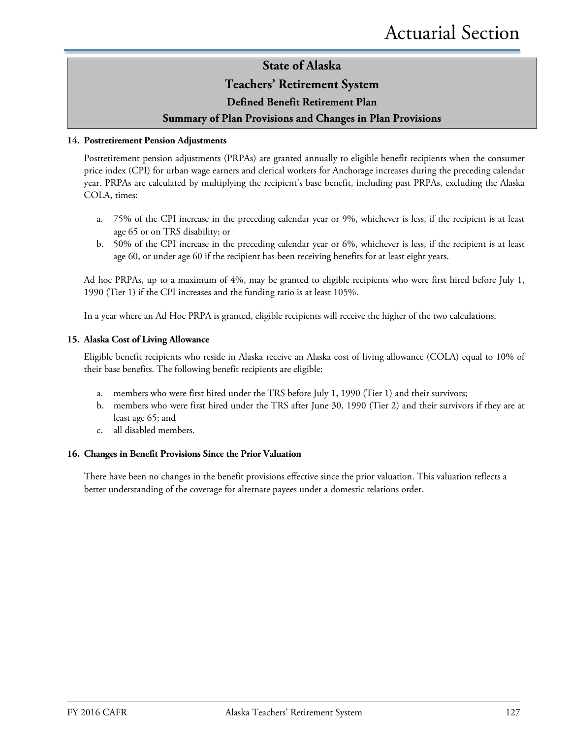# State of Alaska
# Teachers' Retirement System
## Defined Benefit Retirement Plan
## Summary of Plan Provisions and Changes in Plan Provisions

**14. Postretirement Pension Adjustments**

Postretirement pension adjustments (PRPAs) are granted annually to eligible benefit recipients when the consumer price index (CPI) for urban wage earners and clerical workers for Anchorage increases during the preceding calendar year. PRPAs are calculated by multiplying the recipient's base benefit, including past PRPAs, excluding the Alaska COLA, times:

a. 75% of the CPI increase in the preceding calendar year or 9%, whichever is less, if the recipient is at least age 65 or on TRS disability; or
b. 50% of the CPI increase in the preceding calendar year or 6%, whichever is less, if the recipient is at least age 60, or under age 60 if the recipient has been receiving benefits for at least eight years.

Ad hoc PRPAs, up to a maximum of 4%, may be granted to eligible recipients who were first hired before July 1, 1990 (Tier 1) if the CPI increases and the funding ratio is at least 105%.

In a year where an Ad Hoc PRPA is granted, eligible recipients will receive the higher of the two calculations.

**15. Alaska Cost of Living Allowance**

Eligible benefit recipients who reside in Alaska receive an Alaska cost of living allowance (COLA) equal to 10% of their base benefits. The following benefit recipients are eligible:

a. members who were first hired under the TRS before July 1, 1990 (Tier 1) and their survivors;
b. members who were first hired under the TRS after June 30, 1990 (Tier 2) and their survivors if they are at least age 65; and
c. all disabled members.

**16. Changes in Benefit Provisions Since the Prior Valuation**

There have been no changes in the benefit provisions effective since the prior valuation. This valuation reflects a better understanding of the coverage for alternate payees under a domestic relations order.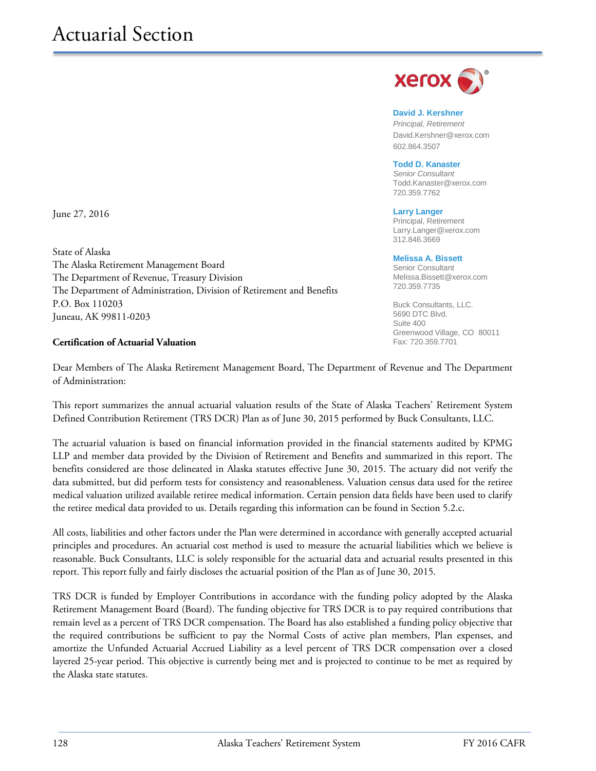# Actuarial Section

**David J. Kershner**
*Principal, Retirement*
David.Kershner@xerox.com
602.864.3507

**Todd D. Kanaster**
*Senior Consultant*
Todd.Kanaster@xerox.com
720.359.7762

**Larry Langer**
Principal, Retirement
Larry.Langer@xerox.com
312.846.3669

**Melissa A. Bissett**
Senior Consultant
Melissa.Bissett@xerox.com
720.359.7735

Buck Consultants, LLC.
5690 DTC Blvd.
Suite 400
Greenwood Village, CO 80011
Fax: 720.359.7701

June 27, 2016

State of Alaska
The Alaska Retirement Management Board
The Department of Revenue, Treasury Division
The Department of Administration, Division of Retirement and Benefits
P.O. Box 110203
Juneau, AK 99811-0203

**Certification of Actuarial Valuation**

Dear Members of The Alaska Retirement Management Board, The Department of Revenue and The Department of Administration:

This report summarizes the annual actuarial valuation results of the State of Alaska Teachers' Retirement System Defined Contribution Retirement (TRS DCR) Plan as of June 30, 2015 performed by Buck Consultants, LLC.

The actuarial valuation is based on financial information provided in the financial statements audited by KPMG LLP and member data provided by the Division of Retirement and Benefits and summarized in this report. The benefits considered are those delineated in Alaska statutes effective June 30, 2015. The actuary did not verify the data submitted, but did perform tests for consistency and reasonableness. Valuation census data used for the retiree medical valuation utilized available retiree medical information. Certain pension data fields have been used to clarify the retiree medical data provided to us. Details regarding this information can be found in Section 5.2.c.

All costs, liabilities and other factors under the Plan were determined in accordance with generally accepted actuarial principles and procedures. An actuarial cost method is used to measure the actuarial liabilities which we believe is reasonable. Buck Consultants, LLC is solely responsible for the actuarial data and actuarial results presented in this report. This report fully and fairly discloses the actuarial position of the Plan as of June 30, 2015.

TRS DCR is funded by Employer Contributions in accordance with the funding policy adopted by the Alaska Retirement Management Board (Board). The funding objective for TRS DCR is to pay required contributions that remain level as a percent of TRS DCR compensation. The Board has also established a funding policy objective that the required contributions be sufficient to pay the Normal Costs of active plan members, Plan expenses, and amortize the Unfunded Actuarial Accrued Liability as a level percent of TRS DCR compensation over a closed layered 25-year period. This objective is currently being met and is projected to continue to be met as required by the Alaska state statutes.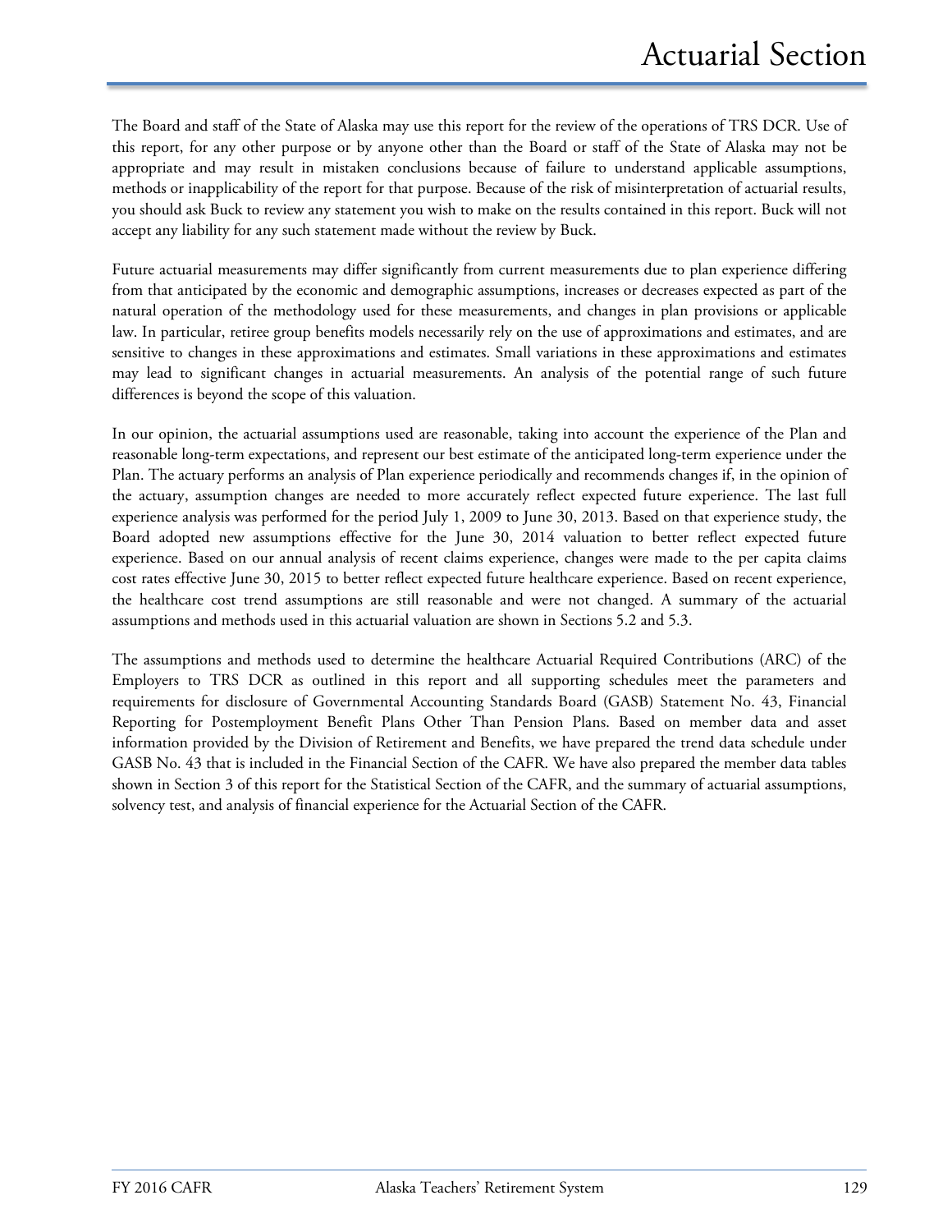The Board and staff of the State of Alaska may use this report for the review of the operations of TRS DCR. Use of this report, for any other purpose or by anyone other than the Board or staff of the State of Alaska may not be appropriate and may result in mistaken conclusions because of failure to understand applicable assumptions, methods or inapplicability of the report for that purpose. Because of the risk of misinterpretation of actuarial results, you should ask Buck to review any statement you wish to make on the results contained in this report. Buck will not accept any liability for any such statement made without the review by Buck.

Future actuarial measurements may differ significantly from current measurements due to plan experience differing from that anticipated by the economic and demographic assumptions, increases or decreases expected as part of the natural operation of the methodology used for these measurements, and changes in plan provisions or applicable law. In particular, retiree group benefits models necessarily rely on the use of approximations and estimates, and are sensitive to changes in these approximations and estimates. Small variations in these approximations and estimates may lead to significant changes in actuarial measurements. An analysis of the potential range of such future differences is beyond the scope of this valuation.

In our opinion, the actuarial assumptions used are reasonable, taking into account the experience of the Plan and reasonable long-term expectations, and represent our best estimate of the anticipated long-term experience under the Plan. The actuary performs an analysis of Plan experience periodically and recommends changes if, in the opinion of the actuary, assumption changes are needed to more accurately reflect expected future experience. The last full experience analysis was performed for the period July 1, 2009 to June 30, 2013. Based on that experience study, the Board adopted new assumptions effective for the June 30, 2014 valuation to better reflect expected future experience. Based on our annual analysis of recent claims experience, changes were made to the per capita claims cost rates effective June 30, 2015 to better reflect expected future healthcare experience. Based on recent experience, the healthcare cost trend assumptions are still reasonable and were not changed. A summary of the actuarial assumptions and methods used in this actuarial valuation are shown in Sections 5.2 and 5.3.

The assumptions and methods used to determine the healthcare Actuarial Required Contributions (ARC) of the Employers to TRS DCR as outlined in this report and all supporting schedules meet the parameters and requirements for disclosure of Governmental Accounting Standards Board (GASB) Statement No. 43, Financial Reporting for Postemployment Benefit Plans Other Than Pension Plans. Based on member data and asset information provided by the Division of Retirement and Benefits, we have prepared the trend data schedule under GASB No. 43 that is included in the Financial Section of the CAFR. We have also prepared the member data tables shown in Section 3 of this report for the Statistical Section of the CAFR, and the summary of actuarial assumptions, solvency test, and analysis of financial experience for the Actuarial Section of the CAFR.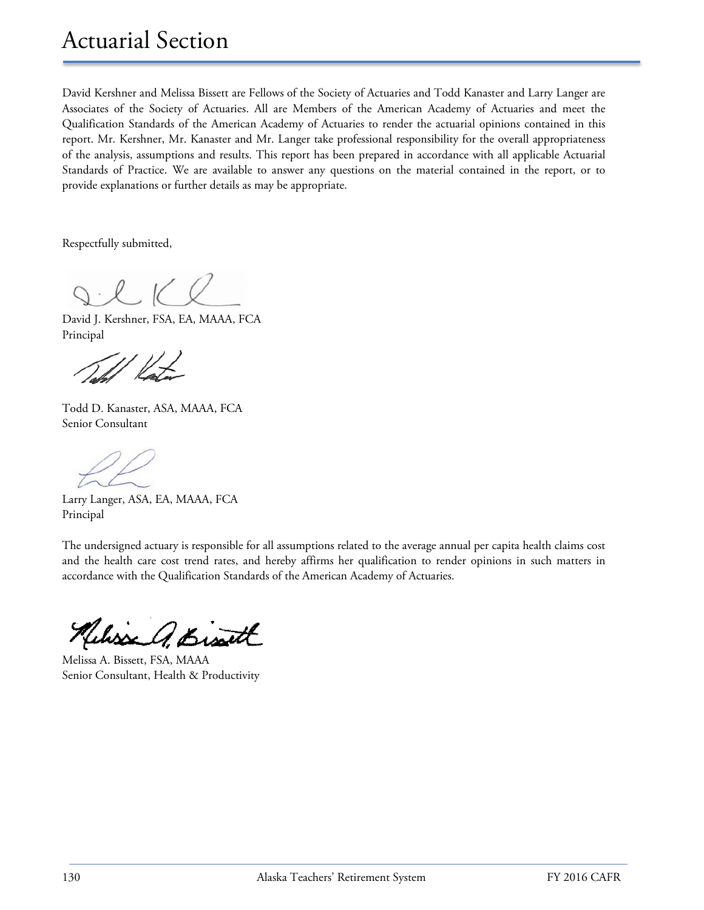# Actuarial Section

David Kershner and Melissa Bissett are Fellows of the Society of Actuaries and Todd Kanaster and Larry Langer are Associates of the Society of Actuaries. All are Members of the American Academy of Actuaries and meet the Qualification Standards of the American Academy of Actuaries to render the actuarial opinions contained in this report. Mr. Kershner, Mr. Kanaster and Mr. Langer take professional responsibility for the overall appropriateness of the analysis, assumptions and results. This report has been prepared in accordance with all applicable Actuarial Standards of Practice. We are available to answer any questions on the material contained in the report, or to provide explanations or further details as may be appropriate.

Respectfully submitted,

David J. Kershner, FSA, EA, MAAA, FCA
Principal

Todd D. Kanaster, ASA, MAAA, FCA
Senior Consultant

Larry Langer, ASA, EA, MAAA, FCA
Principal

The undersigned actuary is responsible for all assumptions related to the average annual per capita health claims cost and the health care cost trend rates, and hereby affirms her qualification to render opinions in such matters in accordance with the Qualification Standards of the American Academy of Actuaries.

Melissa A. Bissett, FSA, MAAA
Senior Consultant, Health & Productivity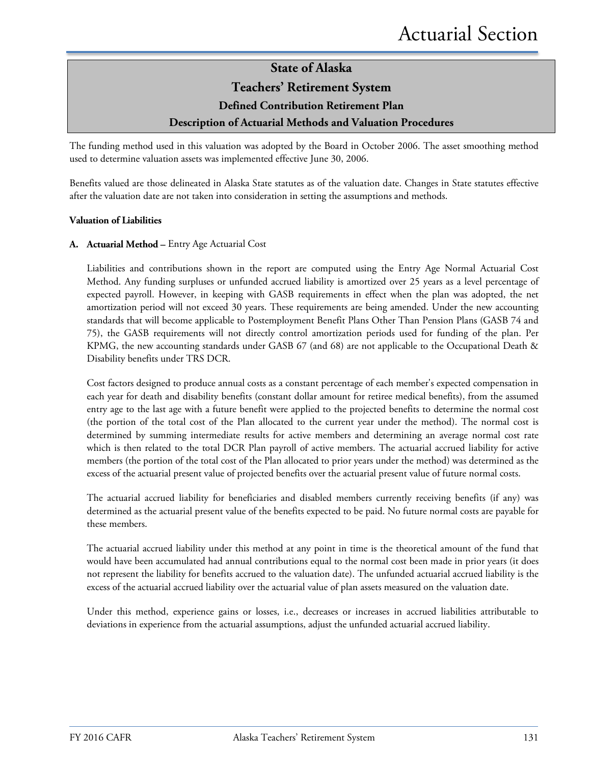# State of Alaska

## Teachers' Retirement System

### Defined Contribution Retirement Plan

### Description of Actuarial Methods and Valuation Procedures

The funding method used in this valuation was adopted by the Board in October 2006. The asset smoothing method used to determine valuation assets was implemented effective June 30, 2006.

Benefits valued are those delineated in Alaska State statutes as of the valuation date. Changes in State statutes effective after the valuation date are not taken into consideration in setting the assumptions and methods.

**Valuation of Liabilities**

**A. Actuarial Method –** Entry Age Actuarial Cost

Liabilities and contributions shown in the report are computed using the Entry Age Normal Actuarial Cost Method. Any funding surpluses or unfunded accrued liability is amortized over 25 years as a level percentage of expected payroll. However, in keeping with GASB requirements in effect when the plan was adopted, the net amortization period will not exceed 30 years. These requirements are being amended. Under the new accounting standards that will become applicable to Postemployment Benefit Plans Other Than Pension Plans (GASB 74 and 75), the GASB requirements will not directly control amortization periods used for funding of the plan. Per KPMG, the new accounting standards under GASB 67 (and 68) are not applicable to the Occupational Death & Disability benefits under TRS DCR.

Cost factors designed to produce annual costs as a constant percentage of each member's expected compensation in each year for death and disability benefits (constant dollar amount for retiree medical benefits), from the assumed entry age to the last age with a future benefit were applied to the projected benefits to determine the normal cost (the portion of the total cost of the Plan allocated to the current year under the method). The normal cost is determined by summing intermediate results for active members and determining an average normal cost rate which is then related to the total DCR Plan payroll of active members. The actuarial accrued liability for active members (the portion of the total cost of the Plan allocated to prior years under the method) was determined as the excess of the actuarial present value of projected benefits over the actuarial present value of future normal costs.

The actuarial accrued liability for beneficiaries and disabled members currently receiving benefits (if any) was determined as the actuarial present value of the benefits expected to be paid. No future normal costs are payable for these members.

The actuarial accrued liability under this method at any point in time is the theoretical amount of the fund that would have been accumulated had annual contributions equal to the normal cost been made in prior years (it does not represent the liability for benefits accrued to the valuation date). The unfunded actuarial accrued liability is the excess of the actuarial accrued liability over the actuarial value of plan assets measured on the valuation date.

Under this method, experience gains or losses, i.e., decreases or increases in accrued liabilities attributable to deviations in experience from the actuarial assumptions, adjust the unfunded actuarial accrued liability.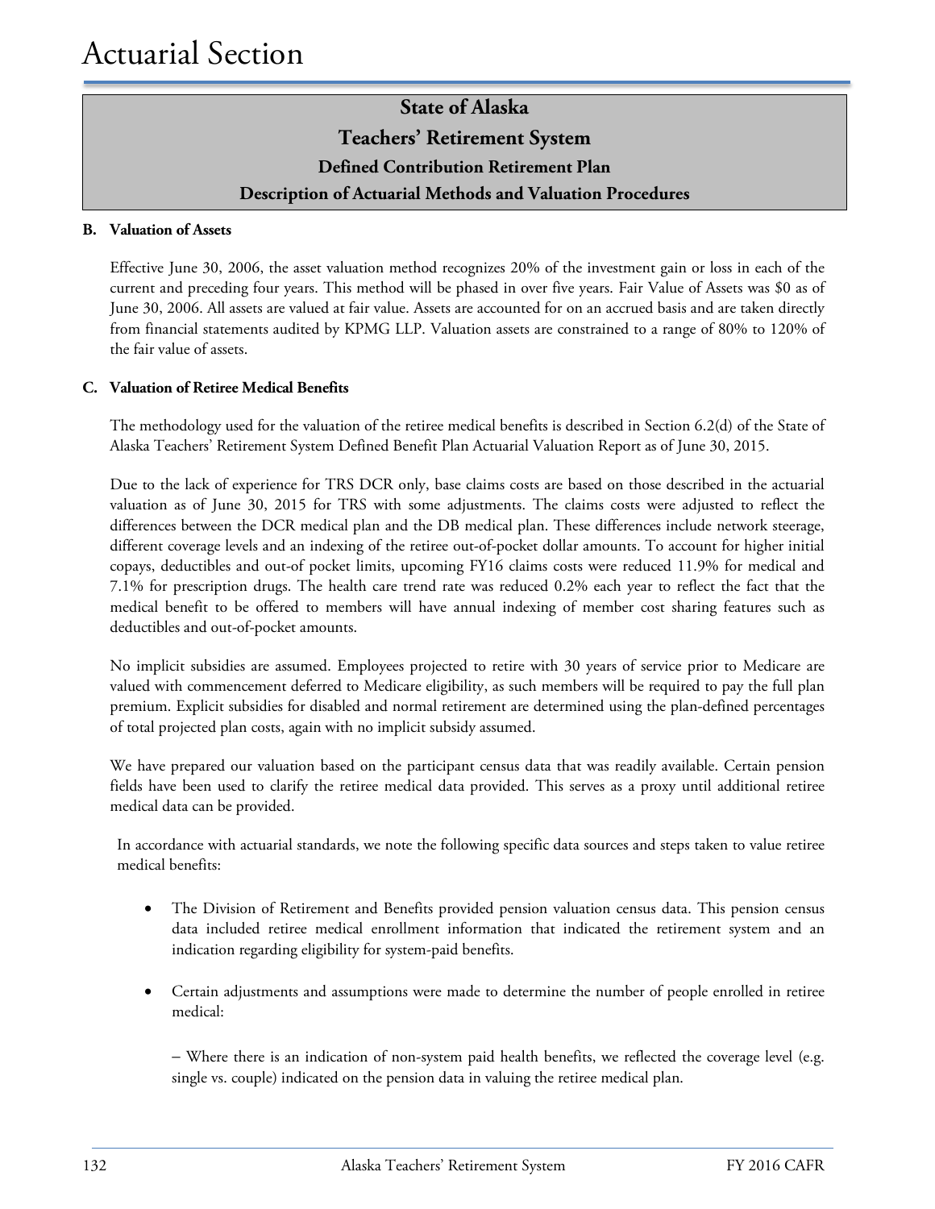# State of Alaska
## Teachers' Retirement System
### Defined Contribution Retirement Plan
### Description of Actuarial Methods and Valuation Procedures

**B. Valuation of Assets**

Effective June 30, 2006, the asset valuation method recognizes 20% of the investment gain or loss in each of the current and preceding four years. This method will be phased in over five years. Fair Value of Assets was $0 as of June 30, 2006. All assets are valued at fair value. Assets are accounted for on an accrued basis and are taken directly from financial statements audited by KPMG LLP. Valuation assets are constrained to a range of 80% to 120% of the fair value of assets.

**C. Valuation of Retiree Medical Benefits**

The methodology used for the valuation of the retiree medical benefits is described in Section 6.2(d) of the State of Alaska Teachers' Retirement System Defined Benefit Plan Actuarial Valuation Report as of June 30, 2015.

Due to the lack of experience for TRS DCR only, base claims costs are based on those described in the actuarial valuation as of June 30, 2015 for TRS with some adjustments. The claims costs were adjusted to reflect the differences between the DCR medical plan and the DB medical plan. These differences include network steerage, different coverage levels and an indexing of the retiree out-of-pocket dollar amounts. To account for higher initial copays, deductibles and out-of pocket limits, upcoming FY16 claims costs were reduced 11.9% for medical and 7.1% for prescription drugs. The health care trend rate was reduced 0.2% each year to reflect the fact that the medical benefit to be offered to members will have annual indexing of member cost sharing features such as deductibles and out-of-pocket amounts.

No implicit subsidies are assumed. Employees projected to retire with 30 years of service prior to Medicare are valued with commencement deferred to Medicare eligibility, as such members will be required to pay the full plan premium. Explicit subsidies for disabled and normal retirement are determined using the plan-defined percentages of total projected plan costs, again with no implicit subsidy assumed.

We have prepared our valuation based on the participant census data that was readily available. Certain pension fields have been used to clarify the retiree medical data provided. This serves as a proxy until additional retiree medical data can be provided.

In accordance with actuarial standards, we note the following specific data sources and steps taken to value retiree medical benefits:

- The Division of Retirement and Benefits provided pension valuation census data. This pension census data included retiree medical enrollment information that indicated the retirement system and an indication regarding eligibility for system-paid benefits.

- Certain adjustments and assumptions were made to determine the number of people enrolled in retiree medical:

  – Where there is an indication of non-system paid health benefits, we reflected the coverage level (e.g. single vs. couple) indicated on the pension data in valuing the retiree medical plan.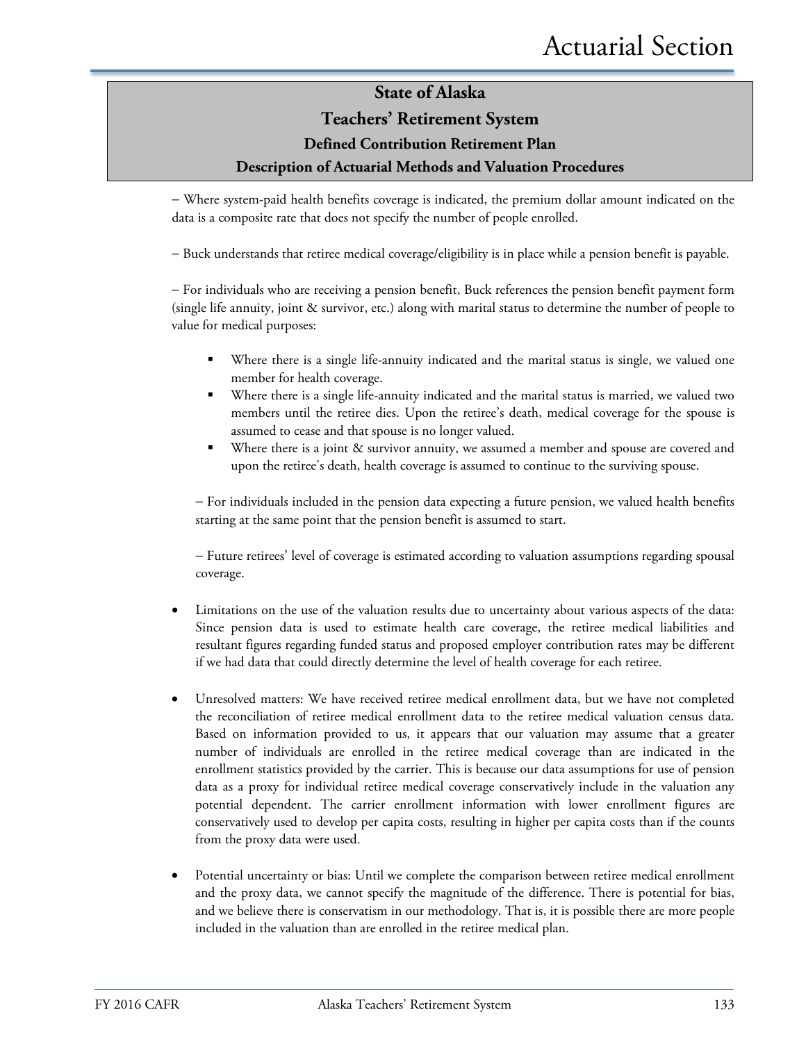## State of Alaska

## Teachers' Retirement System

### Defined Contribution Retirement Plan

### Description of Actuarial Methods and Valuation Procedures

– Where system-paid health benefits coverage is indicated, the premium dollar amount indicated on the data is a composite rate that does not specify the number of people enrolled.

– Buck understands that retiree medical coverage/eligibility is in place while a pension benefit is payable.

– For individuals who are receiving a pension benefit, Buck references the pension benefit payment form (single life annuity, joint & survivor, etc.) along with marital status to determine the number of people to value for medical purposes:

- Where there is a single life-annuity indicated and the marital status is single, we valued one member for health coverage.
- Where there is a single life-annuity indicated and the marital status is married, we valued two members until the retiree dies. Upon the retiree's death, medical coverage for the spouse is assumed to cease and that spouse is no longer valued.
- Where there is a joint & survivor annuity, we assumed a member and spouse are covered and upon the retiree's death, health coverage is assumed to continue to the surviving spouse.

– For individuals included in the pension data expecting a future pension, we valued health benefits starting at the same point that the pension benefit is assumed to start.

– Future retirees' level of coverage is estimated according to valuation assumptions regarding spousal coverage.

- Limitations on the use of the valuation results due to uncertainty about various aspects of the data: Since pension data is used to estimate health care coverage, the retiree medical liabilities and resultant figures regarding funded status and proposed employer contribution rates may be different if we had data that could directly determine the level of health coverage for each retiree.

- Unresolved matters: We have received retiree medical enrollment data, but we have not completed the reconciliation of retiree medical enrollment data to the retiree medical valuation census data. Based on information provided to us, it appears that our valuation may assume that a greater number of individuals are enrolled in the retiree medical coverage than are indicated in the enrollment statistics provided by the carrier. This is because our data assumptions for use of pension data as a proxy for individual retiree medical coverage conservatively include in the valuation any potential dependent. The carrier enrollment information with lower enrollment figures are conservatively used to develop per capita costs, resulting in higher per capita costs than if the counts from the proxy data were used.

- Potential uncertainty or bias: Until we complete the comparison between retiree medical enrollment and the proxy data, we cannot specify the magnitude of the difference. There is potential for bias, and we believe there is conservatism in our methodology. That is, it is possible there are more people included in the valuation than are enrolled in the retiree medical plan.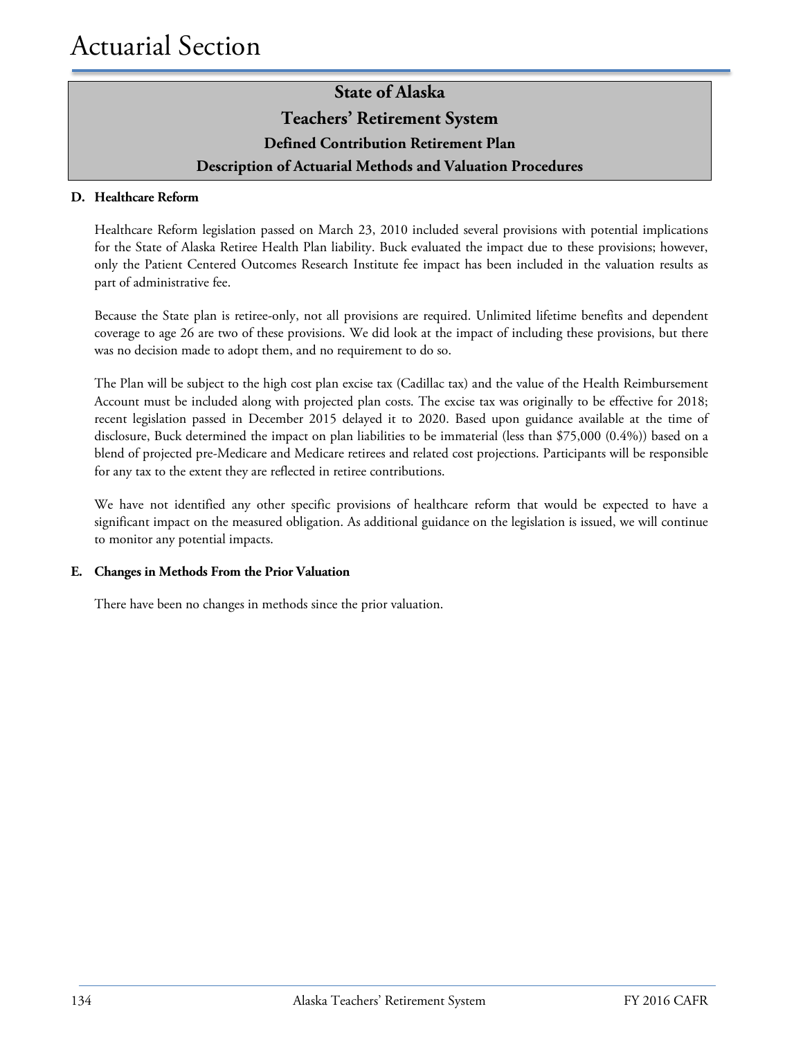# Actuarial Section

## State of Alaska
## Teachers' Retirement System
### Defined Contribution Retirement Plan
### Description of Actuarial Methods and Valuation Procedures

**D. Healthcare Reform**

Healthcare Reform legislation passed on March 23, 2010 included several provisions with potential implications for the State of Alaska Retiree Health Plan liability. Buck evaluated the impact due to these provisions; however, only the Patient Centered Outcomes Research Institute fee impact has been included in the valuation results as part of administrative fee.

Because the State plan is retiree-only, not all provisions are required. Unlimited lifetime benefits and dependent coverage to age 26 are two of these provisions. We did look at the impact of including these provisions, but there was no decision made to adopt them, and no requirement to do so.

The Plan will be subject to the high cost plan excise tax (Cadillac tax) and the value of the Health Reimbursement Account must be included along with projected plan costs. The excise tax was originally to be effective for 2018; recent legislation passed in December 2015 delayed it to 2020. Based upon guidance available at the time of disclosure, Buck determined the impact on plan liabilities to be immaterial (less than $75,000 (0.4%)) based on a blend of projected pre-Medicare and Medicare retirees and related cost projections. Participants will be responsible for any tax to the extent they are reflected in retiree contributions.

We have not identified any other specific provisions of healthcare reform that would be expected to have a significant impact on the measured obligation. As additional guidance on the legislation is issued, we will continue to monitor any potential impacts.

**E. Changes in Methods From the Prior Valuation**

There have been no changes in methods since the prior valuation.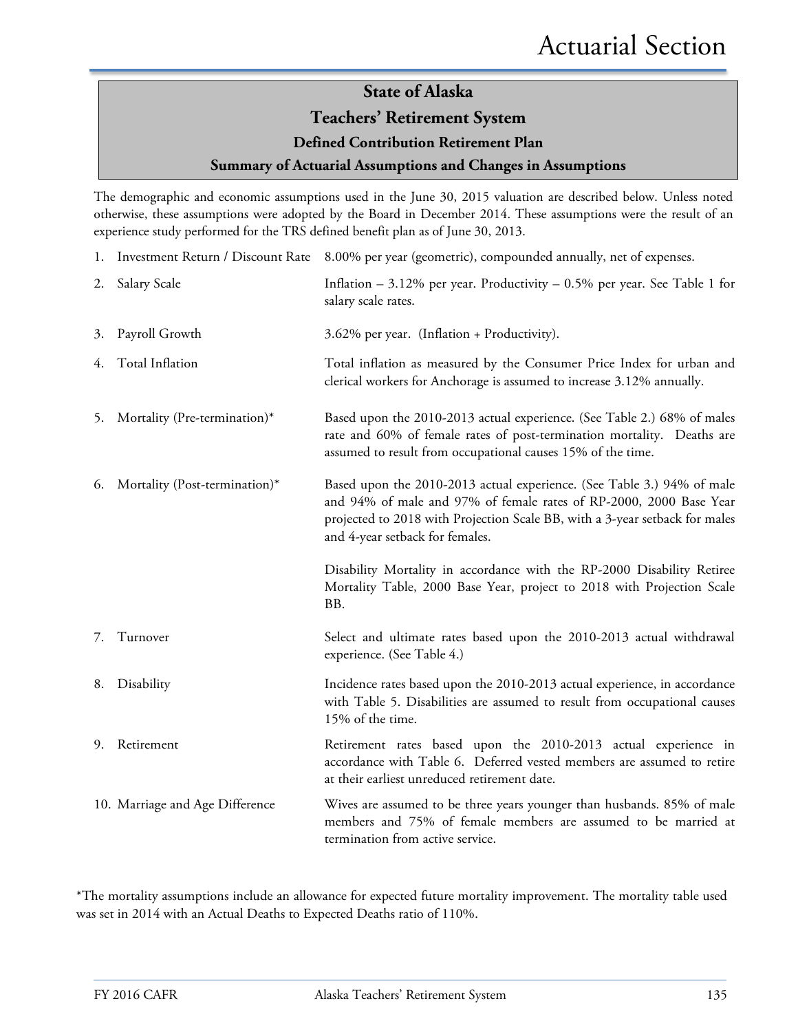## State of Alaska

## Teachers' Retirement System

### Defined Contribution Retirement Plan

### Summary of Actuarial Assumptions and Changes in Assumptions

The demographic and economic assumptions used in the June 30, 2015 valuation are described below. Unless noted otherwise, these assumptions were adopted by the Board in December 2014. These assumptions were the result of an experience study performed for the TRS defined benefit plan as of June 30, 2013.

1. Investment Return / Discount Rate — 8.00% per year (geometric), compounded annually, net of expenses.

2. Salary Scale — Inflation – 3.12% per year. Productivity – 0.5% per year. See Table 1 for salary scale rates.

3. Payroll Growth — 3.62% per year. (Inflation + Productivity).

4. Total Inflation — Total inflation as measured by the Consumer Price Index for urban and clerical workers for Anchorage is assumed to increase 3.12% annually.

5. Mortality (Pre-termination)* — Based upon the 2010-2013 actual experience. (See Table 2.) 68% of males rate and 60% of female rates of post-termination mortality. Deaths are assumed to result from occupational causes 15% of the time.

6. Mortality (Post-termination)* — Based upon the 2010-2013 actual experience. (See Table 3.) 94% of male and 94% of male and 97% of female rates of RP-2000, 2000 Base Year projected to 2018 with Projection Scale BB, with a 3-year setback for males and 4-year setback for females.

   Disability Mortality in accordance with the RP-2000 Disability Retiree Mortality Table, 2000 Base Year, project to 2018 with Projection Scale BB.

7. Turnover — Select and ultimate rates based upon the 2010-2013 actual withdrawal experience. (See Table 4.)

8. Disability — Incidence rates based upon the 2010-2013 actual experience, in accordance with Table 5. Disabilities are assumed to result from occupational causes 15% of the time.

9. Retirement — Retirement rates based upon the 2010-2013 actual experience in accordance with Table 6. Deferred vested members are assumed to retire at their earliest unreduced retirement date.

10. Marriage and Age Difference — Wives are assumed to be three years younger than husbands. 85% of male members and 75% of female members are assumed to be married at termination from active service.

*The mortality assumptions include an allowance for expected future mortality improvement. The mortality table used was set in 2014 with an Actual Deaths to Expected Deaths ratio of 110%.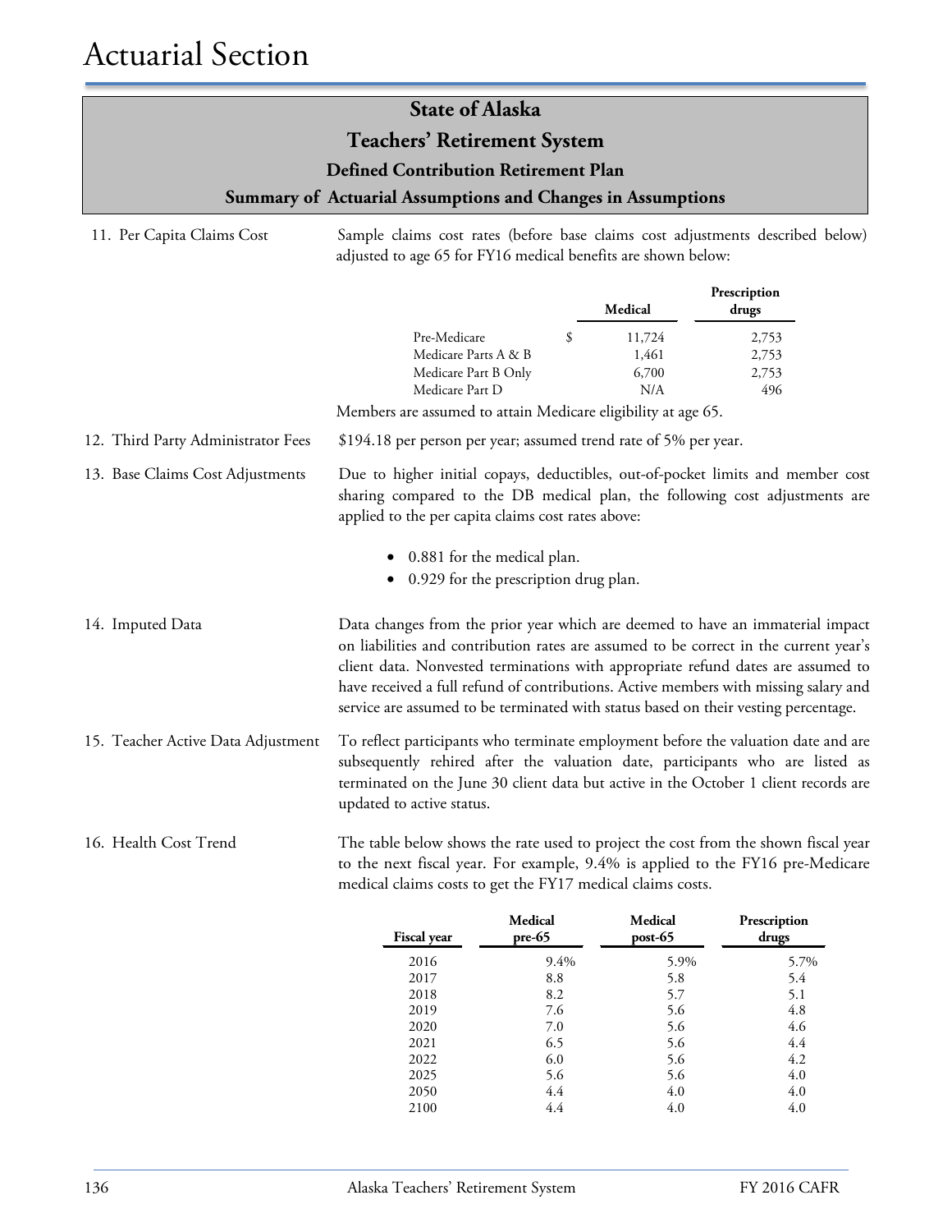# Actuarial Section

## State of Alaska
## Teachers' Retirement System
### Defined Contribution Retirement Plan
### Summary of Actuarial Assumptions and Changes in Assumptions

**11. Per Capita Claims Cost**

Sample claims cost rates (before base claims cost adjustments described below) adjusted to age 65 for FY16 medical benefits are shown below:

| | Medical | Prescription drugs |
|---|---|---|
| Pre-Medicare | $ 11,724 | 2,753 |
| Medicare Parts A & B | 1,461 | 2,753 |
| Medicare Part B Only | 6,700 | 2,753 |
| Medicare Part D | N/A | 496 |

Members are assumed to attain Medicare eligibility at age 65.

**12. Third Party Administrator Fees**

$194.18 per person per year; assumed trend rate of 5% per year.

**13. Base Claims Cost Adjustments**

Due to higher initial copays, deductibles, out-of-pocket limits and member cost sharing compared to the DB medical plan, the following cost adjustments are applied to the per capita claims cost rates above:

- 0.881 for the medical plan.
- 0.929 for the prescription drug plan.

**14. Imputed Data**

Data changes from the prior year which are deemed to have an immaterial impact on liabilities and contribution rates are assumed to be correct in the current year's client data. Nonvested terminations with appropriate refund dates are assumed to have received a full refund of contributions. Active members with missing salary and service are assumed to be terminated with status based on their vesting percentage.

**15. Teacher Active Data Adjustment**

To reflect participants who terminate employment before the valuation date and are subsequently rehired after the valuation date, participants who are listed as terminated on the June 30 client data but active in the October 1 client records are updated to active status.

**16. Health Cost Trend**

The table below shows the rate used to project the cost from the shown fiscal year to the next fiscal year. For example, 9.4% is applied to the FY16 pre-Medicare medical claims costs to get the FY17 medical claims costs.

| Fiscal year | Medical pre-65 | Medical post-65 | Prescription drugs |
|---|---|---|---|
| 2016 | 9.4% | 5.9% | 5.7% |
| 2017 | 8.8 | 5.8 | 5.4 |
| 2018 | 8.2 | 5.7 | 5.1 |
| 2019 | 7.6 | 5.6 | 4.8 |
| 2020 | 7.0 | 5.6 | 4.6 |
| 2021 | 6.5 | 5.6 | 4.4 |
| 2022 | 6.0 | 5.6 | 4.2 |
| 2025 | 5.6 | 5.6 | 4.0 |
| 2050 | 4.4 | 4.0 | 4.0 |
| 2100 | 4.4 | 4.0 | 4.0 |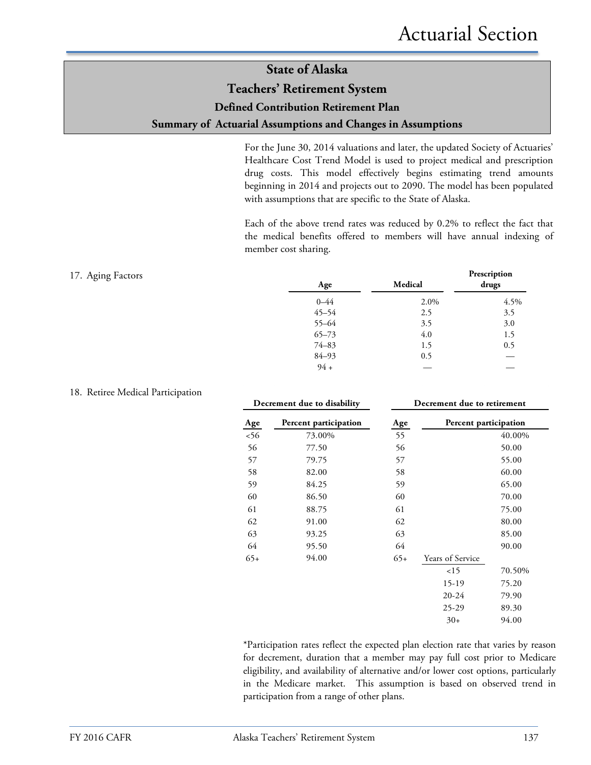# State of Alaska
## Teachers' Retirement System
### Defined Contribution Retirement Plan
### Summary of Actuarial Assumptions and Changes in Assumptions

For the June 30, 2014 valuations and later, the updated Society of Actuaries' Healthcare Cost Trend Model is used to project medical and prescription drug costs. This model effectively begins estimating trend amounts beginning in 2014 and projects out to 2090. The model has been populated with assumptions that are specific to the State of Alaska.

Each of the above trend rates was reduced by 0.2% to reflect the fact that the medical benefits offered to members will have annual indexing of member cost sharing.

17. Aging Factors

| Age | Medical | Prescription drugs |
|---|---|---|
| 0–44 | 2.0% | 4.5% |
| 45–54 | 2.5 | 3.5 |
| 55–64 | 3.5 | 3.0 |
| 65–73 | 4.0 | 1.5 |
| 74–83 | 1.5 | 0.5 |
| 84–93 | 0.5 | — |
| 94 + | — | — |

18. Retiree Medical Participation

| Decrement due to disability | | Decrement due to retirement | | |
|---|---|---|---|---|
| Age | Percent participation | Age | | Percent participation |
| <56 | 73.00% | 55 | | 40.00% |
| 56 | 77.50 | 56 | | 50.00 |
| 57 | 79.75 | 57 | | 55.00 |
| 58 | 82.00 | 58 | | 60.00 |
| 59 | 84.25 | 59 | | 65.00 |
| 60 | 86.50 | 60 | | 70.00 |
| 61 | 88.75 | 61 | | 75.00 |
| 62 | 91.00 | 62 | | 80.00 |
| 63 | 93.25 | 63 | | 85.00 |
| 64 | 95.50 | 64 | | 90.00 |
| 65+ | 94.00 | 65+ | Years of Service | |
| | | | <15 | 70.50% |
| | | | 15-19 | 75.20 |
| | | | 20-24 | 79.90 |
| | | | 25-29 | 89.30 |
| | | | 30+ | 94.00 |

*Participation rates reflect the expected plan election rate that varies by reason for decrement, duration that a member may pay full cost prior to Medicare eligibility, and availability of alternative and/or lower cost options, particularly in the Medicare market. This assumption is based on observed trend in participation from a range of other plans.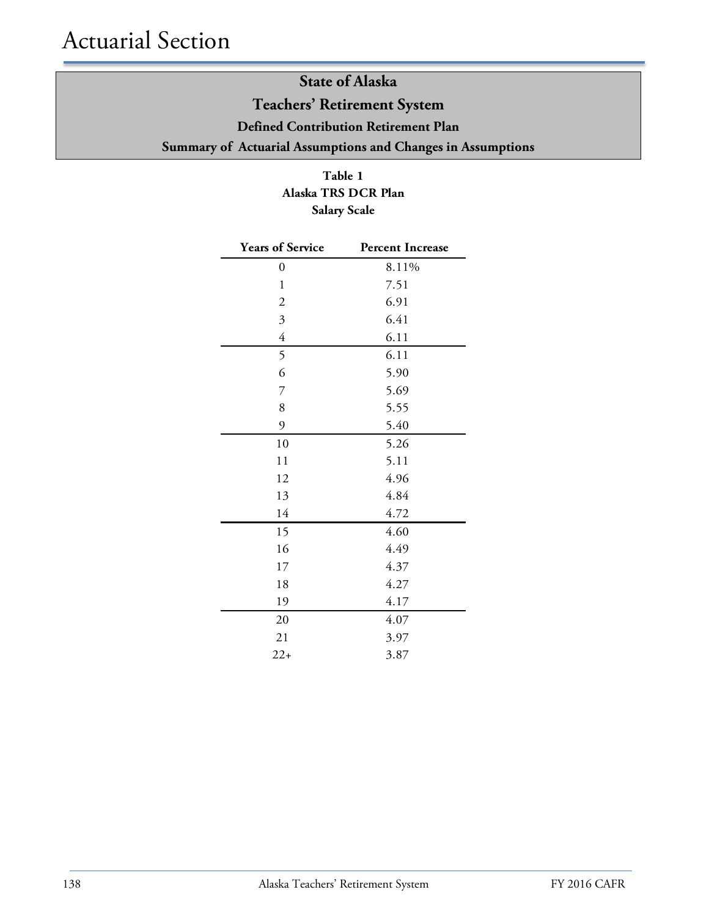# Actuarial Section

## State of Alaska
## Teachers' Retirement System
### Defined Contribution Retirement Plan
### Summary of Actuarial Assumptions and Changes in Assumptions

**Table 1**
**Alaska TRS DCR Plan**
**Salary Scale**

| Years of Service | Percent Increase |
|---|---|
| 0 | 8.11% |
| 1 | 7.51 |
| 2 | 6.91 |
| 3 | 6.41 |
| 4 | 6.11 |
| 5 | 6.11 |
| 6 | 5.90 |
| 7 | 5.69 |
| 8 | 5.55 |
| 9 | 5.40 |
| 10 | 5.26 |
| 11 | 5.11 |
| 12 | 4.96 |
| 13 | 4.84 |
| 14 | 4.72 |
| 15 | 4.60 |
| 16 | 4.49 |
| 17 | 4.37 |
| 18 | 4.27 |
| 19 | 4.17 |
| 20 | 4.07 |
| 21 | 3.97 |
| 22+ | 3.87 |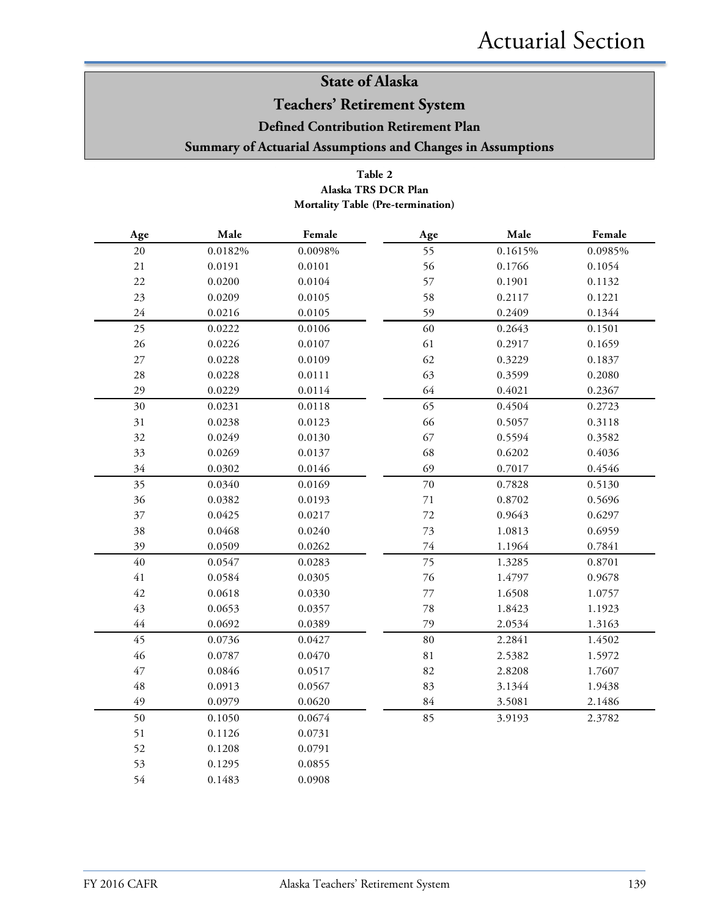## State of Alaska

## Teachers' Retirement System

### Defined Contribution Retirement Plan

### Summary of Actuarial Assumptions and Changes in Assumptions

**Table 2**
**Alaska TRS DCR Plan**
**Mortality Table (Pre-termination)**

| Age | Male | Female | Age | Male | Female |
|---|---|---|---|---|---|
| 20 | 0.0182% | 0.0098% | 55 | 0.1615% | 0.0985% |
| 21 | 0.0191 | 0.0101 | 56 | 0.1766 | 0.1054 |
| 22 | 0.0200 | 0.0104 | 57 | 0.1901 | 0.1132 |
| 23 | 0.0209 | 0.0105 | 58 | 0.2117 | 0.1221 |
| 24 | 0.0216 | 0.0105 | 59 | 0.2409 | 0.1344 |
| 25 | 0.0222 | 0.0106 | 60 | 0.2643 | 0.1501 |
| 26 | 0.0226 | 0.0107 | 61 | 0.2917 | 0.1659 |
| 27 | 0.0228 | 0.0109 | 62 | 0.3229 | 0.1837 |
| 28 | 0.0228 | 0.0111 | 63 | 0.3599 | 0.2080 |
| 29 | 0.0229 | 0.0114 | 64 | 0.4021 | 0.2367 |
| 30 | 0.0231 | 0.0118 | 65 | 0.4504 | 0.2723 |
| 31 | 0.0238 | 0.0123 | 66 | 0.5057 | 0.3118 |
| 32 | 0.0249 | 0.0130 | 67 | 0.5594 | 0.3582 |
| 33 | 0.0269 | 0.0137 | 68 | 0.6202 | 0.4036 |
| 34 | 0.0302 | 0.0146 | 69 | 0.7017 | 0.4546 |
| 35 | 0.0340 | 0.0169 | 70 | 0.7828 | 0.5130 |
| 36 | 0.0382 | 0.0193 | 71 | 0.8702 | 0.5696 |
| 37 | 0.0425 | 0.0217 | 72 | 0.9643 | 0.6297 |
| 38 | 0.0468 | 0.0240 | 73 | 1.0813 | 0.6959 |
| 39 | 0.0509 | 0.0262 | 74 | 1.1964 | 0.7841 |
| 40 | 0.0547 | 0.0283 | 75 | 1.3285 | 0.8701 |
| 41 | 0.0584 | 0.0305 | 76 | 1.4797 | 0.9678 |
| 42 | 0.0618 | 0.0330 | 77 | 1.6508 | 1.0757 |
| 43 | 0.0653 | 0.0357 | 78 | 1.8423 | 1.1923 |
| 44 | 0.0692 | 0.0389 | 79 | 2.0534 | 1.3163 |
| 45 | 0.0736 | 0.0427 | 80 | 2.2841 | 1.4502 |
| 46 | 0.0787 | 0.0470 | 81 | 2.5382 | 1.5972 |
| 47 | 0.0846 | 0.0517 | 82 | 2.8208 | 1.7607 |
| 48 | 0.0913 | 0.0567 | 83 | 3.1344 | 1.9438 |
| 49 | 0.0979 | 0.0620 | 84 | 3.5081 | 2.1486 |
| 50 | 0.1050 | 0.0674 | 85 | 3.9193 | 2.3782 |
| 51 | 0.1126 | 0.0731 | | | |
| 52 | 0.1208 | 0.0791 | | | |
| 53 | 0.1295 | 0.0855 | | | |
| 54 | 0.1483 | 0.0908 | | | |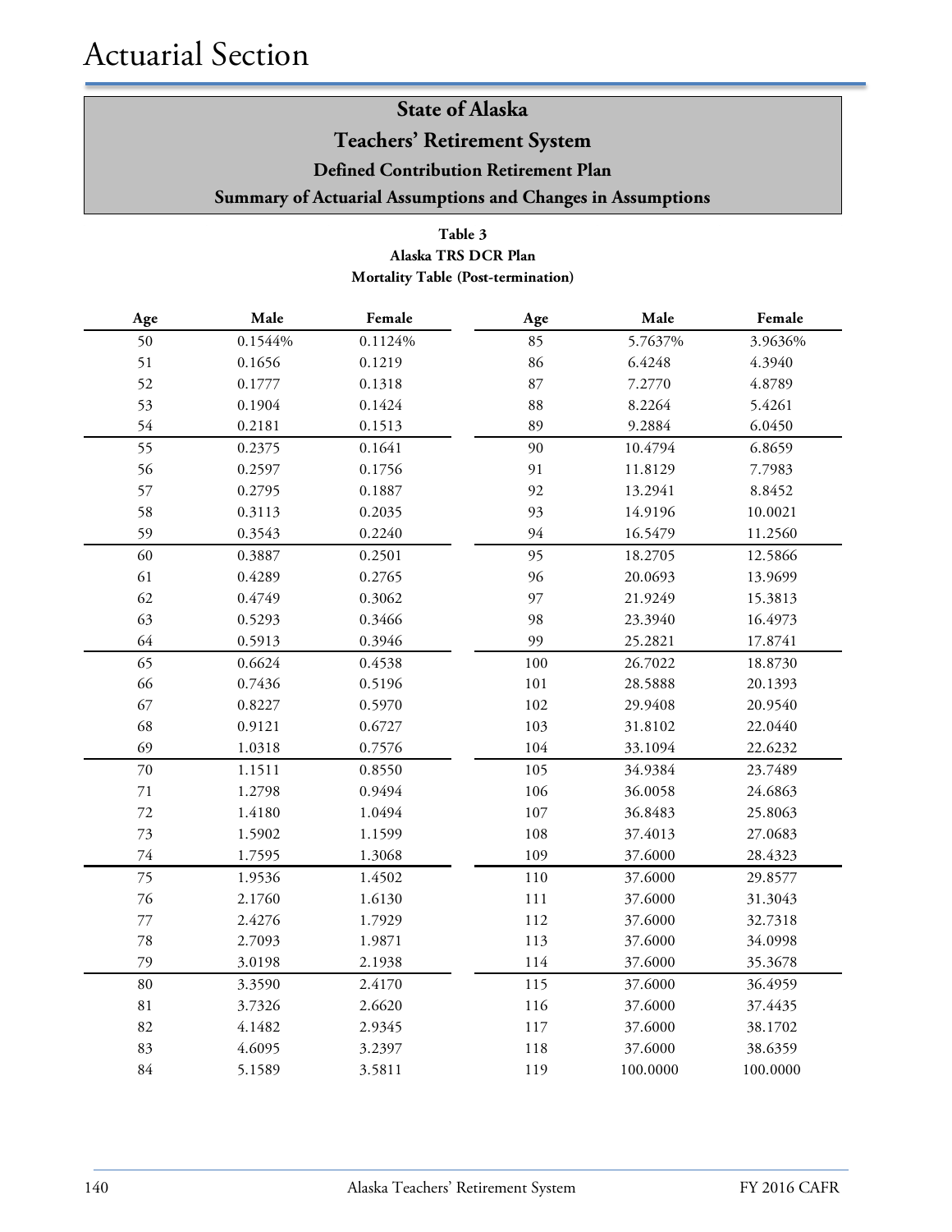# Actuarial Section

## State of Alaska
## Teachers' Retirement System
### Defined Contribution Retirement Plan
### Summary of Actuarial Assumptions and Changes in Assumptions

**Table 3**
**Alaska TRS DCR Plan**
**Mortality Table (Post-termination)**

| Age | Male | Female | Age | Male | Female |
|---|---|---|---|---|---|
| 50 | 0.1544% | 0.1124% | 85 | 5.7637% | 3.9636% |
| 51 | 0.1656 | 0.1219 | 86 | 6.4248 | 4.3940 |
| 52 | 0.1777 | 0.1318 | 87 | 7.2770 | 4.8789 |
| 53 | 0.1904 | 0.1424 | 88 | 8.2264 | 5.4261 |
| 54 | 0.2181 | 0.1513 | 89 | 9.2884 | 6.0450 |
| 55 | 0.2375 | 0.1641 | 90 | 10.4794 | 6.8659 |
| 56 | 0.2597 | 0.1756 | 91 | 11.8129 | 7.7983 |
| 57 | 0.2795 | 0.1887 | 92 | 13.2941 | 8.8452 |
| 58 | 0.3113 | 0.2035 | 93 | 14.9196 | 10.0021 |
| 59 | 0.3543 | 0.2240 | 94 | 16.5479 | 11.2560 |
| 60 | 0.3887 | 0.2501 | 95 | 18.2705 | 12.5866 |
| 61 | 0.4289 | 0.2765 | 96 | 20.0693 | 13.9699 |
| 62 | 0.4749 | 0.3062 | 97 | 21.9249 | 15.3813 |
| 63 | 0.5293 | 0.3466 | 98 | 23.3940 | 16.4973 |
| 64 | 0.5913 | 0.3946 | 99 | 25.2821 | 17.8741 |
| 65 | 0.6624 | 0.4538 | 100 | 26.7022 | 18.8730 |
| 66 | 0.7436 | 0.5196 | 101 | 28.5888 | 20.1393 |
| 67 | 0.8227 | 0.5970 | 102 | 29.9408 | 20.9540 |
| 68 | 0.9121 | 0.6727 | 103 | 31.8102 | 22.0440 |
| 69 | 1.0318 | 0.7576 | 104 | 33.1094 | 22.6232 |
| 70 | 1.1511 | 0.8550 | 105 | 34.9384 | 23.7489 |
| 71 | 1.2798 | 0.9494 | 106 | 36.0058 | 24.6863 |
| 72 | 1.4180 | 1.0494 | 107 | 36.8483 | 25.8063 |
| 73 | 1.5902 | 1.1599 | 108 | 37.4013 | 27.0683 |
| 74 | 1.7595 | 1.3068 | 109 | 37.6000 | 28.4323 |
| 75 | 1.9536 | 1.4502 | 110 | 37.6000 | 29.8577 |
| 76 | 2.1760 | 1.6130 | 111 | 37.6000 | 31.3043 |
| 77 | 2.4276 | 1.7929 | 112 | 37.6000 | 32.7318 |
| 78 | 2.7093 | 1.9871 | 113 | 37.6000 | 34.0998 |
| 79 | 3.0198 | 2.1938 | 114 | 37.6000 | 35.3678 |
| 80 | 3.3590 | 2.4170 | 115 | 37.6000 | 36.4959 |
| 81 | 3.7326 | 2.6620 | 116 | 37.6000 | 37.4435 |
| 82 | 4.1482 | 2.9345 | 117 | 37.6000 | 38.1702 |
| 83 | 4.6095 | 3.2397 | 118 | 37.6000 | 38.6359 |
| 84 | 5.1589 | 3.5811 | 119 | 100.0000 | 100.0000 |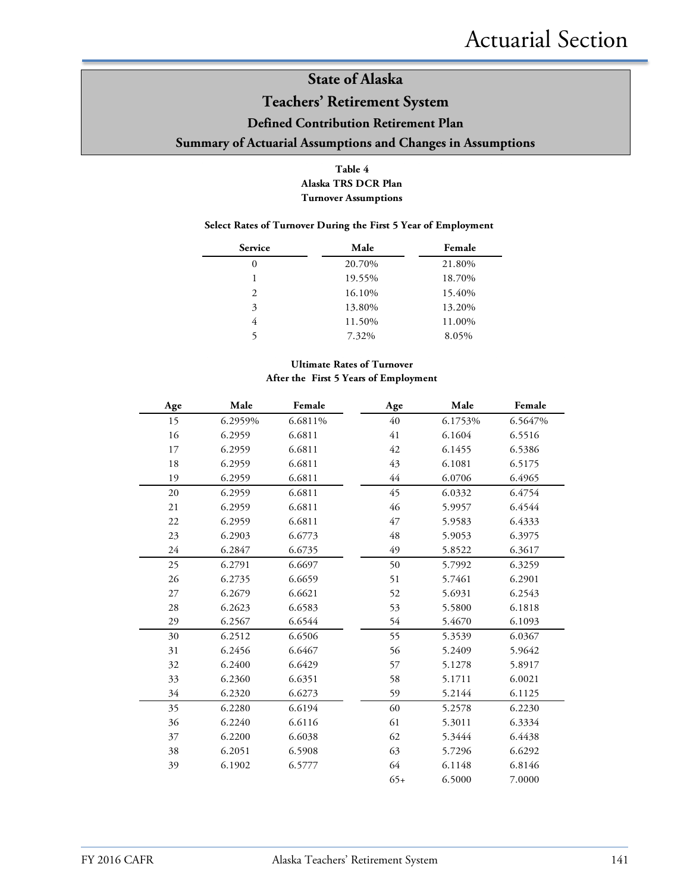# State of Alaska

## Teachers' Retirement System

### Defined Contribution Retirement Plan

### Summary of Actuarial Assumptions and Changes in Assumptions

**Table 4**
**Alaska TRS DCR Plan**
**Turnover Assumptions**

**Select Rates of Turnover During the First 5 Year of Employment**

| Service | Male | Female |
|---|---|---|
| 0 | 20.70% | 21.80% |
| 1 | 19.55% | 18.70% |
| 2 | 16.10% | 15.40% |
| 3 | 13.80% | 13.20% |
| 4 | 11.50% | 11.00% |
| 5 | 7.32% | 8.05% |

**Ultimate Rates of Turnover**
**After the First 5 Years of Employment**

| Age | Male | Female | Age | Male | Female |
|---|---|---|---|---|---|
| 15 | 6.2959% | 6.6811% | 40 | 6.1753% | 6.5647% |
| 16 | 6.2959 | 6.6811 | 41 | 6.1604 | 6.5516 |
| 17 | 6.2959 | 6.6811 | 42 | 6.1455 | 6.5386 |
| 18 | 6.2959 | 6.6811 | 43 | 6.1081 | 6.5175 |
| 19 | 6.2959 | 6.6811 | 44 | 6.0706 | 6.4965 |
| 20 | 6.2959 | 6.6811 | 45 | 6.0332 | 6.4754 |
| 21 | 6.2959 | 6.6811 | 46 | 5.9957 | 6.4544 |
| 22 | 6.2959 | 6.6811 | 47 | 5.9583 | 6.4333 |
| 23 | 6.2903 | 6.6773 | 48 | 5.9053 | 6.3975 |
| 24 | 6.2847 | 6.6735 | 49 | 5.8522 | 6.3617 |
| 25 | 6.2791 | 6.6697 | 50 | 5.7992 | 6.3259 |
| 26 | 6.2735 | 6.6659 | 51 | 5.7461 | 6.2901 |
| 27 | 6.2679 | 6.6621 | 52 | 5.6931 | 6.2543 |
| 28 | 6.2623 | 6.6583 | 53 | 5.5800 | 6.1818 |
| 29 | 6.2567 | 6.6544 | 54 | 5.4670 | 6.1093 |
| 30 | 6.2512 | 6.6506 | 55 | 5.3539 | 6.0367 |
| 31 | 6.2456 | 6.6467 | 56 | 5.2409 | 5.9642 |
| 32 | 6.2400 | 6.6429 | 57 | 5.1278 | 5.8917 |
| 33 | 6.2360 | 6.6351 | 58 | 5.1711 | 6.0021 |
| 34 | 6.2320 | 6.6273 | 59 | 5.2144 | 6.1125 |
| 35 | 6.2280 | 6.6194 | 60 | 5.2578 | 6.2230 |
| 36 | 6.2240 | 6.6116 | 61 | 5.3011 | 6.3334 |
| 37 | 6.2200 | 6.6038 | 62 | 5.3444 | 6.4438 |
| 38 | 6.2051 | 6.5908 | 63 | 5.7296 | 6.6292 |
| 39 | 6.1902 | 6.5777 | 64 | 6.1148 | 6.8146 |
| | | | 65+ | 6.5000 | 7.0000 |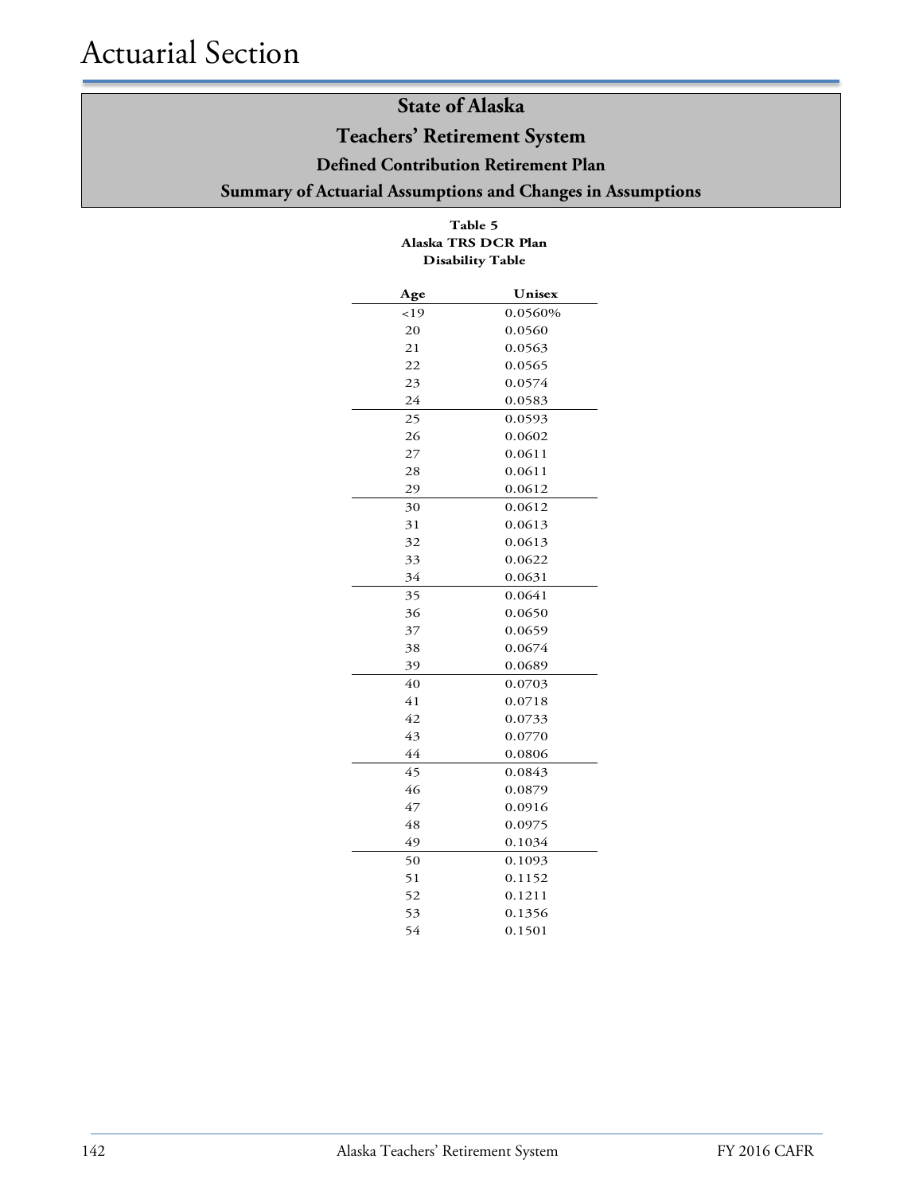# Actuarial Section

## State of Alaska
## Teachers' Retirement System
### Defined Contribution Retirement Plan
### Summary of Actuarial Assumptions and Changes in Assumptions

**Table 5**
**Alaska TRS DCR Plan**
**Disability Table**

| Age | Unisex |
|---|---|
| <19 | 0.0560% |
| 20 | 0.0560 |
| 21 | 0.0563 |
| 22 | 0.0565 |
| 23 | 0.0574 |
| 24 | 0.0583 |
| 25 | 0.0593 |
| 26 | 0.0602 |
| 27 | 0.0611 |
| 28 | 0.0611 |
| 29 | 0.0612 |
| 30 | 0.0612 |
| 31 | 0.0613 |
| 32 | 0.0613 |
| 33 | 0.0622 |
| 34 | 0.0631 |
| 35 | 0.0641 |
| 36 | 0.0650 |
| 37 | 0.0659 |
| 38 | 0.0674 |
| 39 | 0.0689 |
| 40 | 0.0703 |
| 41 | 0.0718 |
| 42 | 0.0733 |
| 43 | 0.0770 |
| 44 | 0.0806 |
| 45 | 0.0843 |
| 46 | 0.0879 |
| 47 | 0.0916 |
| 48 | 0.0975 |
| 49 | 0.1034 |
| 50 | 0.1093 |
| 51 | 0.1152 |
| 52 | 0.1211 |
| 53 | 0.1356 |
| 54 | 0.1501 |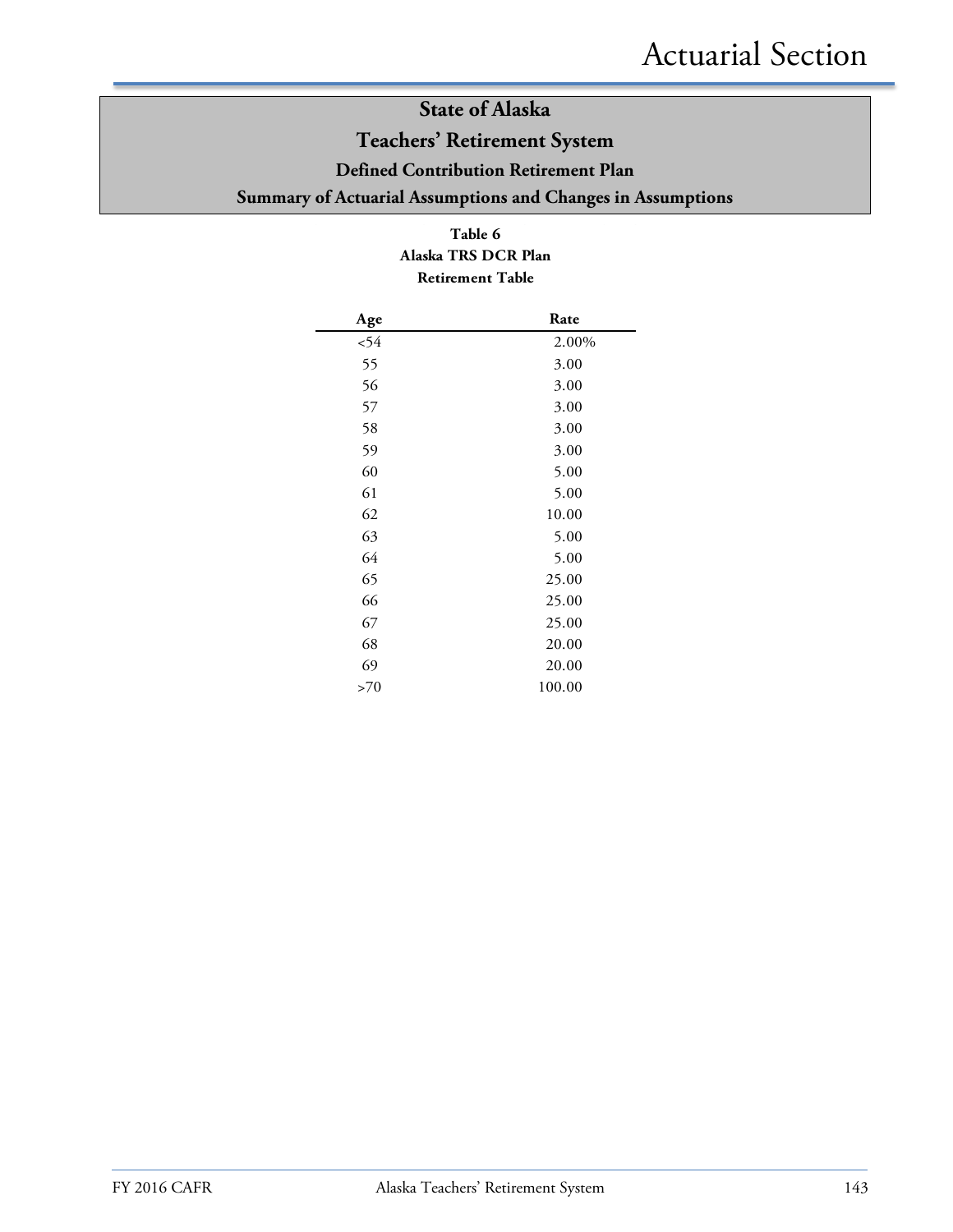# State of Alaska

# Teachers' Retirement System

## Defined Contribution Retirement Plan

## Summary of Actuarial Assumptions and Changes in Assumptions

**Table 6**
**Alaska TRS DCR Plan**
**Retirement Table**

| Age | Rate |
|---|---|
| <54 | 2.00% |
| 55 | 3.00 |
| 56 | 3.00 |
| 57 | 3.00 |
| 58 | 3.00 |
| 59 | 3.00 |
| 60 | 5.00 |
| 61 | 5.00 |
| 62 | 10.00 |
| 63 | 5.00 |
| 64 | 5.00 |
| 65 | 25.00 |
| 66 | 25.00 |
| 67 | 25.00 |
| 68 | 20.00 |
| 69 | 20.00 |
| >70 | 100.00 |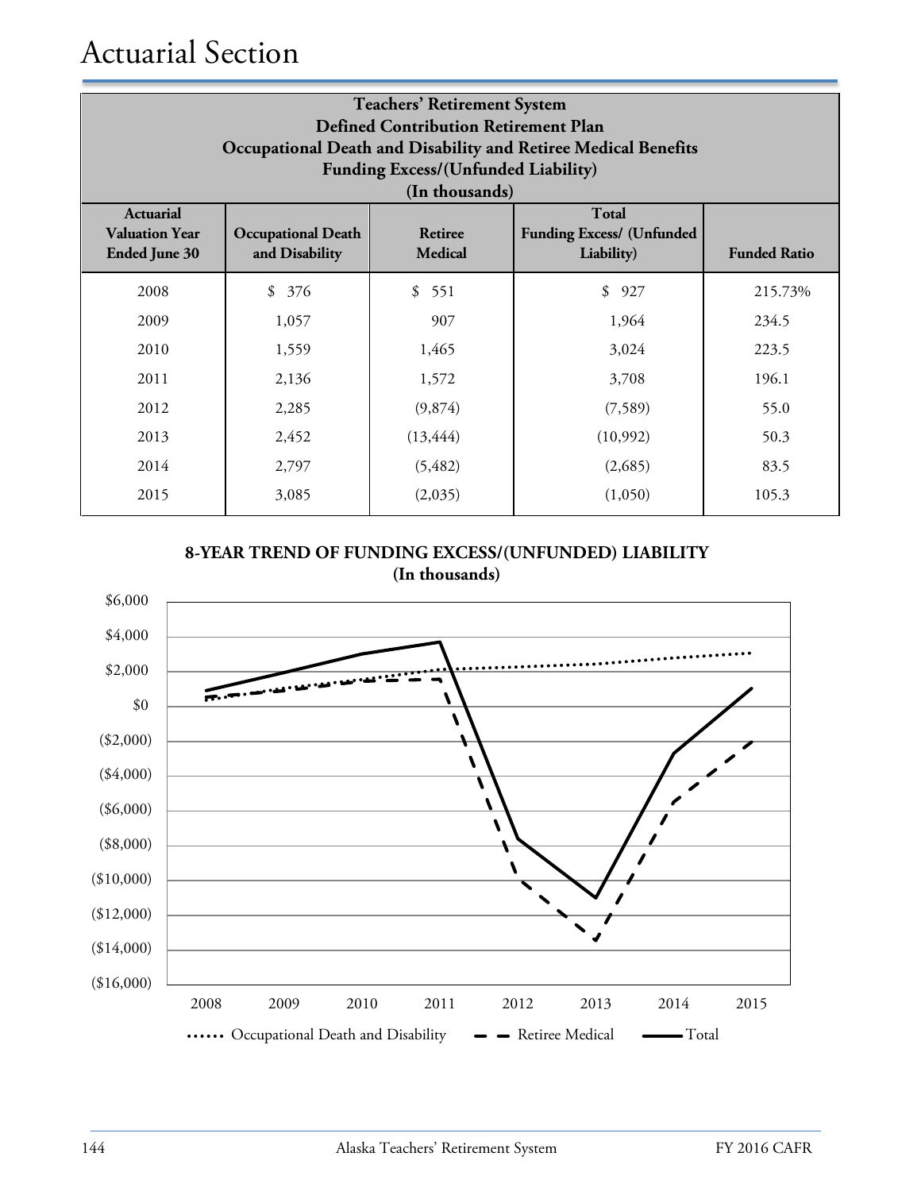# Actuarial Section

| Teachers' Retirement System<br>Defined Contribution Retirement Plan<br>Occupational Death and Disability and Retiree Medical Benefits<br>Funding Excess/(Unfunded Liability)<br>(In thousands) | | | | |
|---|---|---|---|---|
| **Actuarial Valuation Year Ended June 30** | **Occupational Death and Disability** | **Retiree Medical** | **Total Funding Excess/ (Unfunded Liability)** | **Funded Ratio** |
| 2008 | $ 376 | $ 551 | $ 927 | 215.73% |
| 2009 | 1,057 | 907 | 1,964 | 234.5 |
| 2010 | 1,559 | 1,465 | 3,024 | 223.5 |
| 2011 | 2,136 | 1,572 | 3,708 | 196.1 |
| 2012 | 2,285 | (9,874) | (7,589) | 55.0 |
| 2013 | 2,452 | (13,444) | (10,992) | 50.3 |
| 2014 | 2,797 | (5,482) | (2,685) | 83.5 |
| 2015 | 3,085 | (2,035) | (1,050) | 105.3 |

**8-YEAR TREND OF FUNDING EXCESS/(UNFUNDED) LIABILITY**
**(In thousands)**

Occupational Death and Disability, Retiree Medical, Total

| Year | Occupational Death and Disability | Retiree Medical | Total |
|---|---|---|---|
| 2008 | $376 | $551 | $927 |
| 2009 | $1,057 | $907 | $1,964 |
| 2010 | $1,559 | $1,465 | $3,024 |
| 2011 | $2,136 | $1,572 | $3,708 |
| 2012 | $2,285 | ($9,874) | ($7,589) |
| 2013 | $2,452 | ($13,444) | ($10,992) |
| 2014 | $2,797 | ($5,482) | ($2,685) |
| 2015 | $3,085 | ($2,035) | ($1,050) |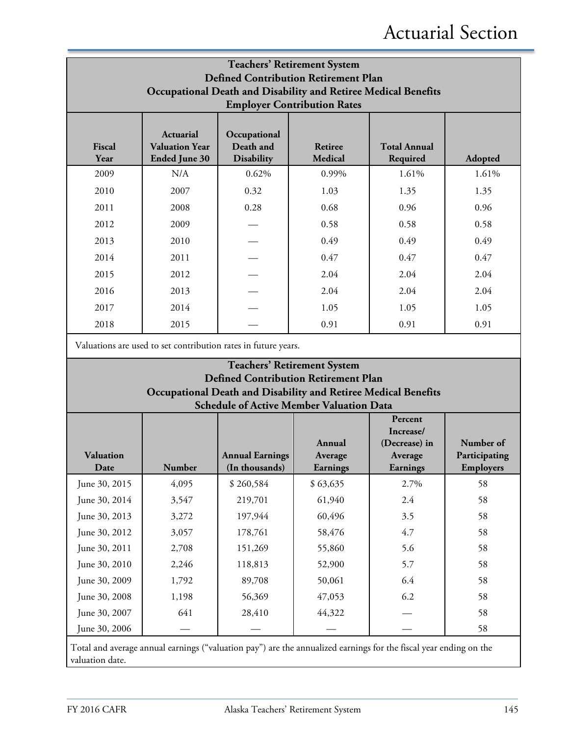## Teachers' Retirement System
## Defined Contribution Retirement Plan
## Occupational Death and Disability and Retiree Medical Benefits
## Employer Contribution Rates

| Fiscal Year | Actuarial Valuation Year Ended June 30 | Occupational Death and Disability | Retiree Medical | Total Annual Required | Adopted |
|---|---|---|---|---|---|
| 2009 | N/A | 0.62% | 0.99% | 1.61% | 1.61% |
| 2010 | 2007 | 0.32 | 1.03 | 1.35 | 1.35 |
| 2011 | 2008 | 0.28 | 0.68 | 0.96 | 0.96 |
| 2012 | 2009 | — | 0.58 | 0.58 | 0.58 |
| 2013 | 2010 | — | 0.49 | 0.49 | 0.49 |
| 2014 | 2011 | — | 0.47 | 0.47 | 0.47 |
| 2015 | 2012 | — | 2.04 | 2.04 | 2.04 |
| 2016 | 2013 | — | 2.04 | 2.04 | 2.04 |
| 2017 | 2014 | — | 1.05 | 1.05 | 1.05 |
| 2018 | 2015 | — | 0.91 | 0.91 | 0.91 |

Valuations are used to set contribution rates in future years.

## Teachers' Retirement System
## Defined Contribution Retirement Plan
## Occupational Death and Disability and Retiree Medical Benefits
## Schedule of Active Member Valuation Data

| Valuation Date | Number | Annual Earnings (In thousands) | Annual Average Earnings | Percent Increase/ (Decrease) in Average Earnings | Number of Participating Employers |
|---|---|---|---|---|---|
| June 30, 2015 | 4,095 | $ 260,584 | $ 63,635 | 2.7% | 58 |
| June 30, 2014 | 3,547 | 219,701 | 61,940 | 2.4 | 58 |
| June 30, 2013 | 3,272 | 197,944 | 60,496 | 3.5 | 58 |
| June 30, 2012 | 3,057 | 178,761 | 58,476 | 4.7 | 58 |
| June 30, 2011 | 2,708 | 151,269 | 55,860 | 5.6 | 58 |
| June 30, 2010 | 2,246 | 118,813 | 52,900 | 5.7 | 58 |
| June 30, 2009 | 1,792 | 89,708 | 50,061 | 6.4 | 58 |
| June 30, 2008 | 1,198 | 56,369 | 47,053 | 6.2 | 58 |
| June 30, 2007 | 641 | 28,410 | 44,322 | — | 58 |
| June 30, 2006 | — | — | — | — | 58 |

Total and average annual earnings ("valuation pay") are the annualized earnings for the fiscal year ending on the valuation date.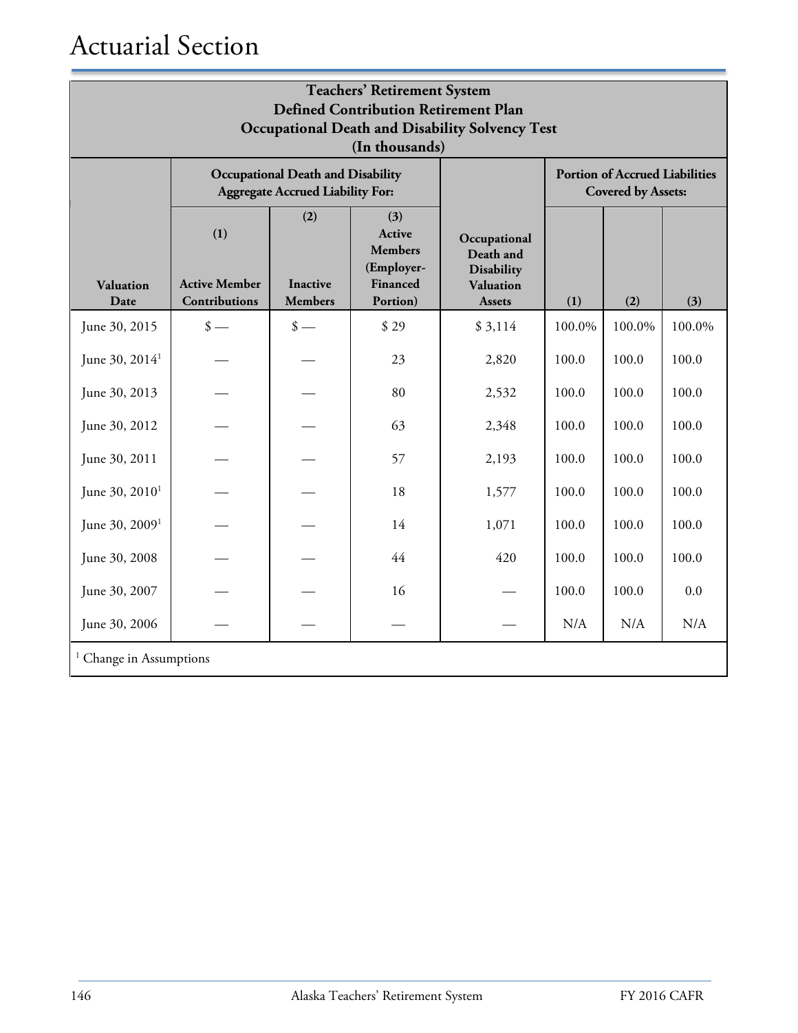# Actuarial Section

**Teachers' Retirement System**
**Defined Contribution Retirement Plan**
**Occupational Death and Disability Solvency Test**
**(In thousands)**

| | Occupational Death and Disability Aggregate Accrued Liability For: | | | | Portion of Accrued Liabilities Covered by Assets: | | |
|---|---|---|---|---|---|---|---|
| Valuation Date | (1) Active Member Contributions | (2) Inactive Members | (3) Active Members (Employer-Financed Portion) | Occupational Death and Disability Valuation Assets | (1) | (2) | (3) |
| June 30, 2015 | $ — | $ — | $ 29 | $ 3,114 | 100.0% | 100.0% | 100.0% |
| June 30, 2014[1] | — | — | 23 | 2,820 | 100.0 | 100.0 | 100.0 |
| June 30, 2013 | — | — | 80 | 2,532 | 100.0 | 100.0 | 100.0 |
| June 30, 2012 | — | — | 63 | 2,348 | 100.0 | 100.0 | 100.0 |
| June 30, 2011 | — | — | 57 | 2,193 | 100.0 | 100.0 | 100.0 |
| June 30, 2010[1] | — | — | 18 | 1,577 | 100.0 | 100.0 | 100.0 |
| June 30, 2009[1] | — | — | 14 | 1,071 | 100.0 | 100.0 | 100.0 |
| June 30, 2008 | — | — | 44 | 420 | 100.0 | 100.0 | 100.0 |
| June 30, 2007 | — | — | 16 | — | 100.0 | 100.0 | 0.0 |
| June 30, 2006 | — | — | — | — | N/A | N/A | N/A |

[1] Change in Assumptions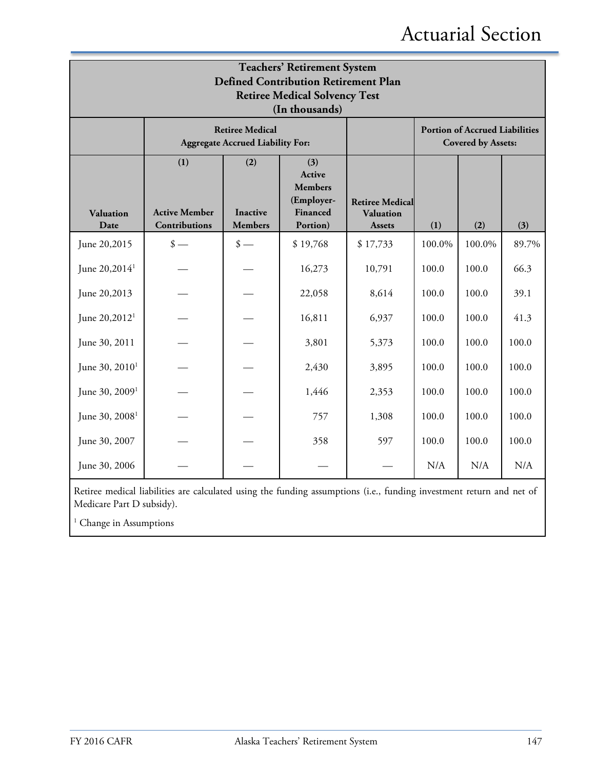# Actuarial Section

| Teachers' Retirement System Defined Contribution Retirement Plan Retiree Medical Solvency Test (In thousands) | | | | | | | |
|---|---|---|---|---|---|---|---|
| | Retiree Medical Aggregate Accrued Liability For: | | | | Portion of Accrued Liabilities Covered by Assets: | | |
| Valuation Date | (1) Active Member Contributions | (2) Inactive Members | (3) Active Members (Employer-Financed Portion) | Retiree Medical Valuation Assets | (1) | (2) | (3) |
| June 20,2015 | $ — | $ — | $ 19,768 | $ 17,733 | 100.0% | 100.0% | 89.7% |
| June 20,2014[1] | — | — | 16,273 | 10,791 | 100.0 | 100.0 | 66.3 |
| June 20,2013 | — | — | 22,058 | 8,614 | 100.0 | 100.0 | 39.1 |
| June 20,2012[1] | — | — | 16,811 | 6,937 | 100.0 | 100.0 | 41.3 |
| June 30, 2011 | — | — | 3,801 | 5,373 | 100.0 | 100.0 | 100.0 |
| June 30, 2010[1] | — | — | 2,430 | 3,895 | 100.0 | 100.0 | 100.0 |
| June 30, 2009[1] | — | — | 1,446 | 2,353 | 100.0 | 100.0 | 100.0 |
| June 30, 2008[1] | — | — | 757 | 1,308 | 100.0 | 100.0 | 100.0 |
| June 30, 2007 | — | — | 358 | 597 | 100.0 | 100.0 | 100.0 |
| June 30, 2006 | — | — | — | — | N/A | N/A | N/A |

Retiree medical liabilities are calculated using the funding assumptions (i.e., funding investment return and net of Medicare Part D subsidy).

[1] Change in Assumptions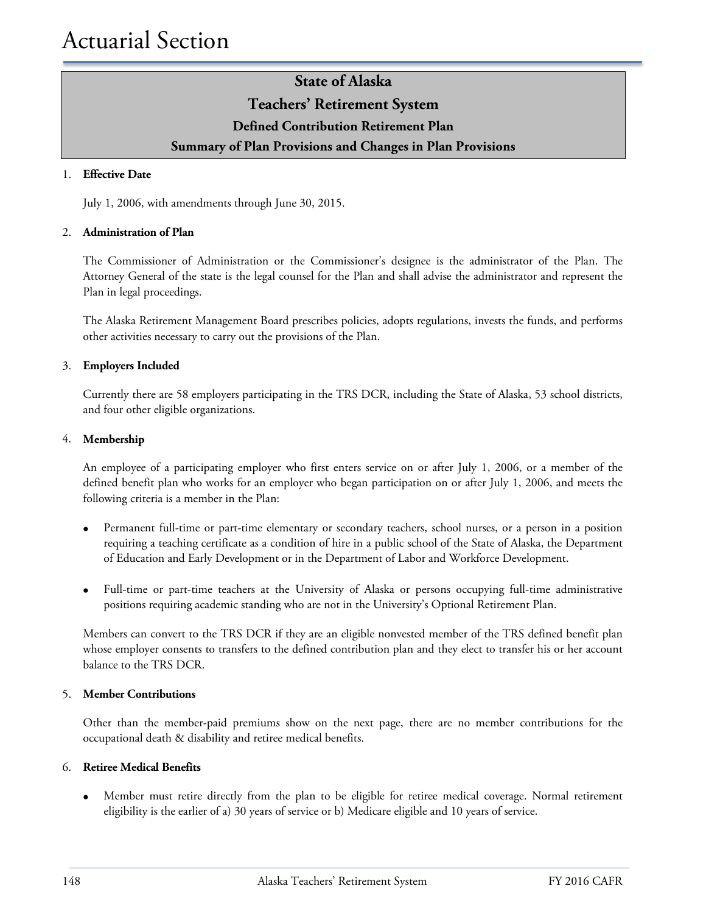# State of Alaska

## Teachers' Retirement System

### Defined Contribution Retirement Plan

### Summary of Plan Provisions and Changes in Plan Provisions

1. **Effective Date**

   July 1, 2006, with amendments through June 30, 2015.

2. **Administration of Plan**

   The Commissioner of Administration or the Commissioner's designee is the administrator of the Plan. The Attorney General of the state is the legal counsel for the Plan and shall advise the administrator and represent the Plan in legal proceedings.

   The Alaska Retirement Management Board prescribes policies, adopts regulations, invests the funds, and performs other activities necessary to carry out the provisions of the Plan.

3. **Employers Included**

   Currently there are 58 employers participating in the TRS DCR, including the State of Alaska, 53 school districts, and four other eligible organizations.

4. **Membership**

   An employee of a participating employer who first enters service on or after July 1, 2006, or a member of the defined benefit plan who works for an employer who began participation on or after July 1, 2006, and meets the following criteria is a member in the Plan:

   - Permanent full-time or part-time elementary or secondary teachers, school nurses, or a person in a position requiring a teaching certificate as a condition of hire in a public school of the State of Alaska, the Department of Education and Early Development or in the Department of Labor and Workforce Development.

   - Full-time or part-time teachers at the University of Alaska or persons occupying full-time administrative positions requiring academic standing who are not in the University's Optional Retirement Plan.

   Members can convert to the TRS DCR if they are an eligible nonvested member of the TRS defined benefit plan whose employer consents to transfers to the defined contribution plan and they elect to transfer his or her account balance to the TRS DCR.

5. **Member Contributions**

   Other than the member-paid premiums show on the next page, there are no member contributions for the occupational death & disability and retiree medical benefits.

6. **Retiree Medical Benefits**

   - Member must retire directly from the plan to be eligible for retiree medical coverage. Normal retirement eligibility is the earlier of a) 30 years of service or b) Medicare eligible and 10 years of service.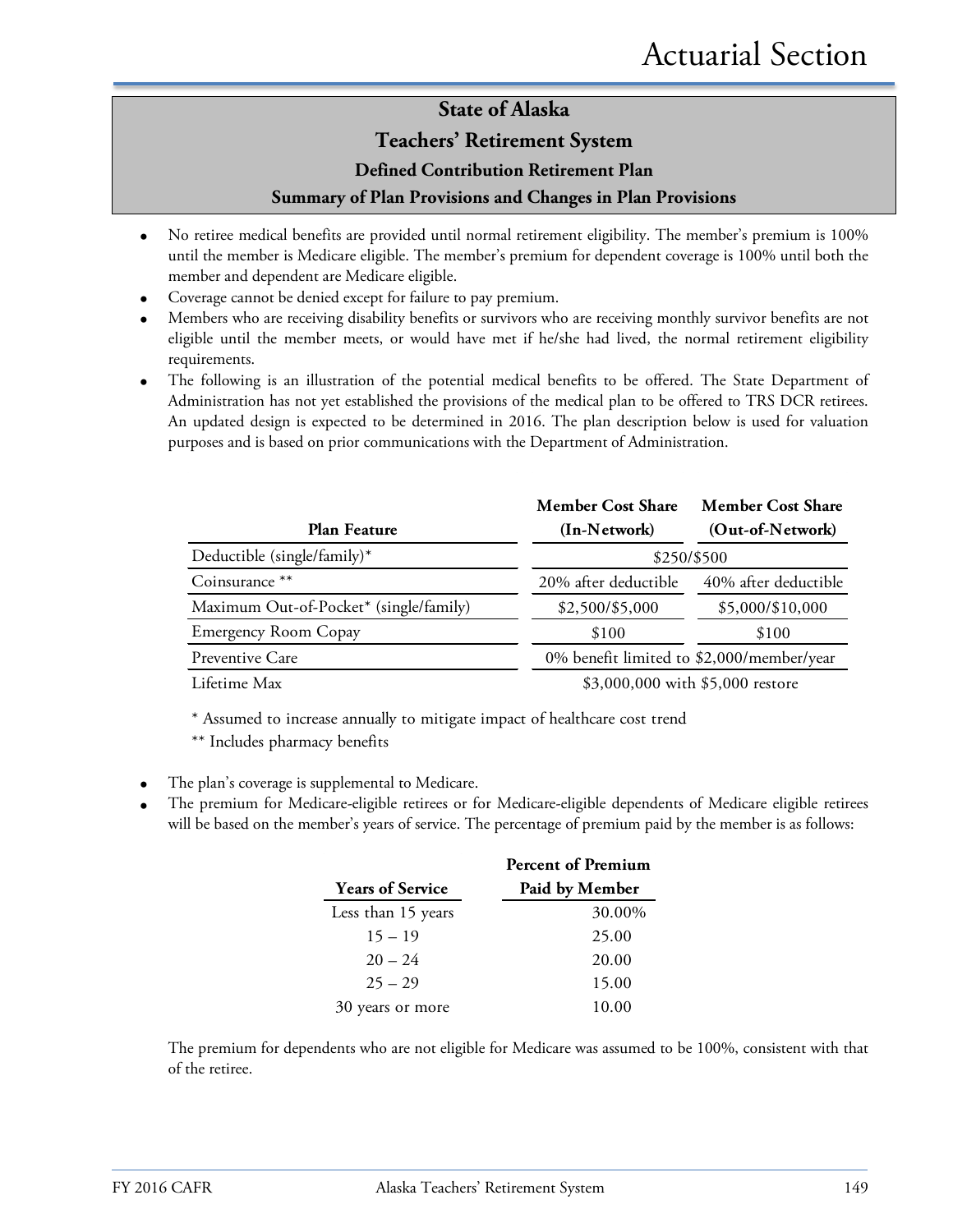## State of Alaska
## Teachers' Retirement System
### Defined Contribution Retirement Plan
### Summary of Plan Provisions and Changes in Plan Provisions

- No retiree medical benefits are provided until normal retirement eligibility. The member's premium is 100% until the member is Medicare eligible. The member's premium for dependent coverage is 100% until both the member and dependent are Medicare eligible.
- Coverage cannot be denied except for failure to pay premium.
- Members who are receiving disability benefits or survivors who are receiving monthly survivor benefits are not eligible until the member meets, or would have met if he/she had lived, the normal retirement eligibility requirements.
- The following is an illustration of the potential medical benefits to be offered. The State Department of Administration has not yet established the provisions of the medical plan to be offered to TRS DCR retirees. An updated design is expected to be determined in 2016. The plan description below is used for valuation purposes and is based on prior communications with the Department of Administration.

| Plan Feature | Member Cost Share (In-Network) | Member Cost Share (Out-of-Network) |
|---|---|---|
| Deductible (single/family)* | $250/$500 | |
| Coinsurance ** | 20% after deductible | 40% after deductible |
| Maximum Out-of-Pocket* (single/family) | $2,500/$5,000 | $5,000/$10,000 |
| Emergency Room Copay | $100 | $100 |
| Preventive Care | 0% benefit limited to $2,000/member/year | |
| Lifetime Max | $3,000,000 with $5,000 restore | |

\* Assumed to increase annually to mitigate impact of healthcare cost trend

\** Includes pharmacy benefits

- The plan's coverage is supplemental to Medicare.
- The premium for Medicare-eligible retirees or for Medicare-eligible dependents of Medicare eligible retirees will be based on the member's years of service. The percentage of premium paid by the member is as follows:

| Years of Service | Percent of Premium Paid by Member |
|---|---|
| Less than 15 years | 30.00% |
| 15 – 19 | 25.00 |
| 20 – 24 | 20.00 |
| 25 – 29 | 15.00 |
| 30 years or more | 10.00 |

The premium for dependents who are not eligible for Medicare was assumed to be 100%, consistent with that of the retiree.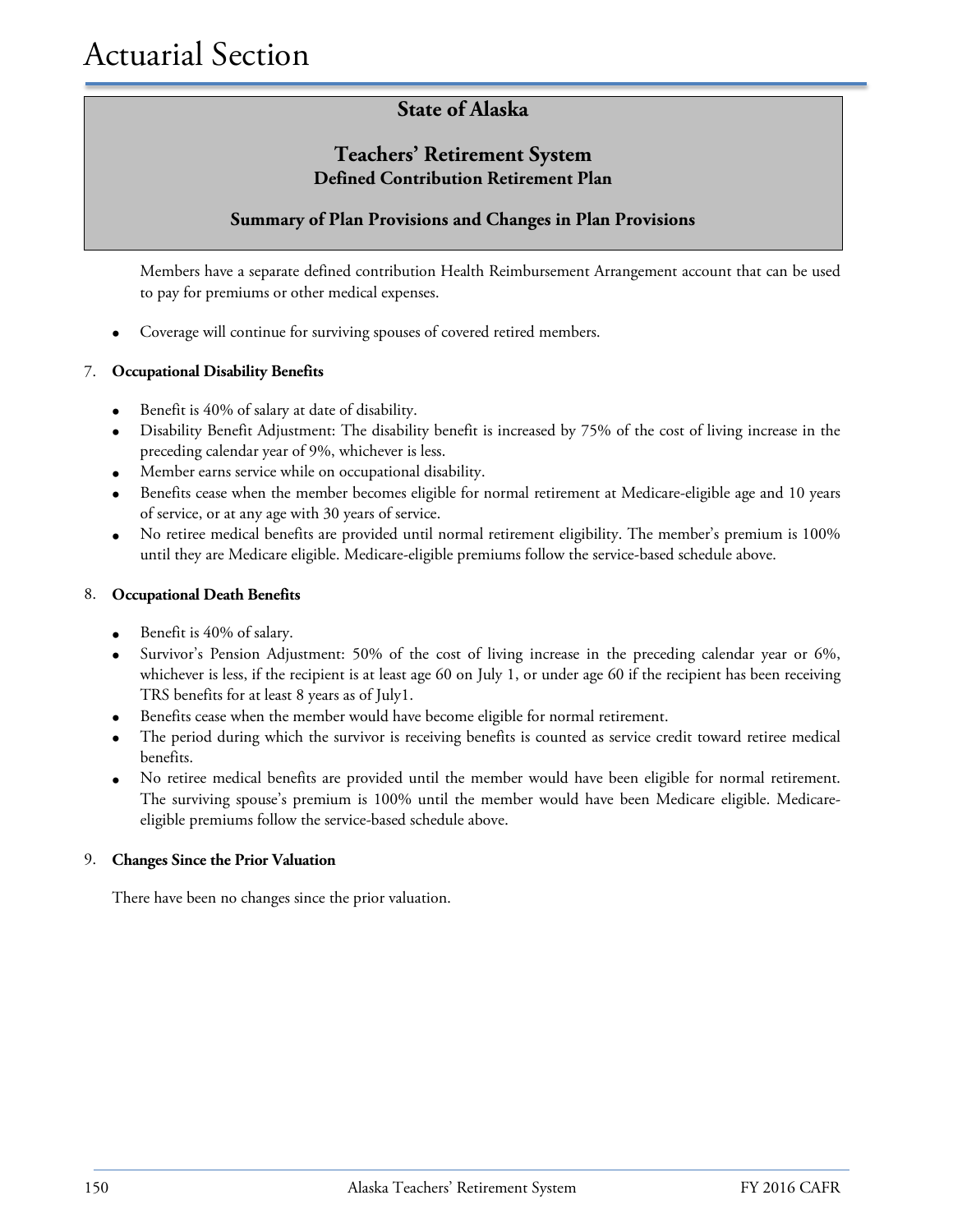## State of Alaska

## Teachers' Retirement System
### Defined Contribution Retirement Plan

### Summary of Plan Provisions and Changes in Plan Provisions

Members have a separate defined contribution Health Reimbursement Arrangement account that can be used to pay for premiums or other medical expenses.

- Coverage will continue for surviving spouses of covered retired members.

7. **Occupational Disability Benefits**

- Benefit is 40% of salary at date of disability.
- Disability Benefit Adjustment: The disability benefit is increased by 75% of the cost of living increase in the preceding calendar year of 9%, whichever is less.
- Member earns service while on occupational disability.
- Benefits cease when the member becomes eligible for normal retirement at Medicare-eligible age and 10 years of service, or at any age with 30 years of service.
- No retiree medical benefits are provided until normal retirement eligibility. The member's premium is 100% until they are Medicare eligible. Medicare-eligible premiums follow the service-based schedule above.

8. **Occupational Death Benefits**

- Benefit is 40% of salary.
- Survivor's Pension Adjustment: 50% of the cost of living increase in the preceding calendar year or 6%, whichever is less, if the recipient is at least age 60 on July 1, or under age 60 if the recipient has been receiving TRS benefits for at least 8 years as of July1.
- Benefits cease when the member would have become eligible for normal retirement.
- The period during which the survivor is receiving benefits is counted as service credit toward retiree medical benefits.
- No retiree medical benefits are provided until the member would have been eligible for normal retirement. The surviving spouse's premium is 100% until the member would have been Medicare eligible. Medicare-eligible premiums follow the service-based schedule above.

9. **Changes Since the Prior Valuation**

There have been no changes since the prior valuation.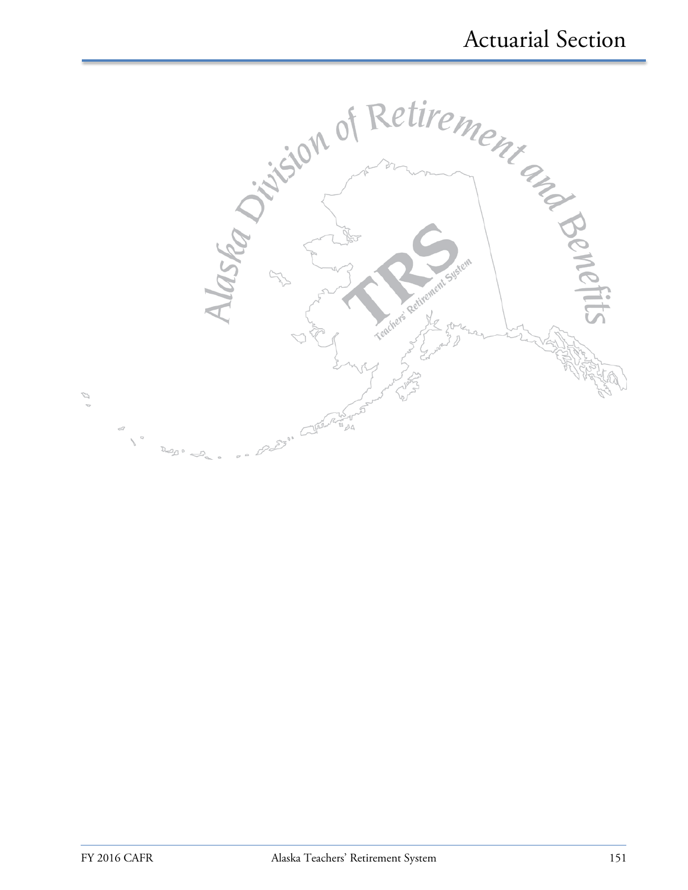# Actuarial Section